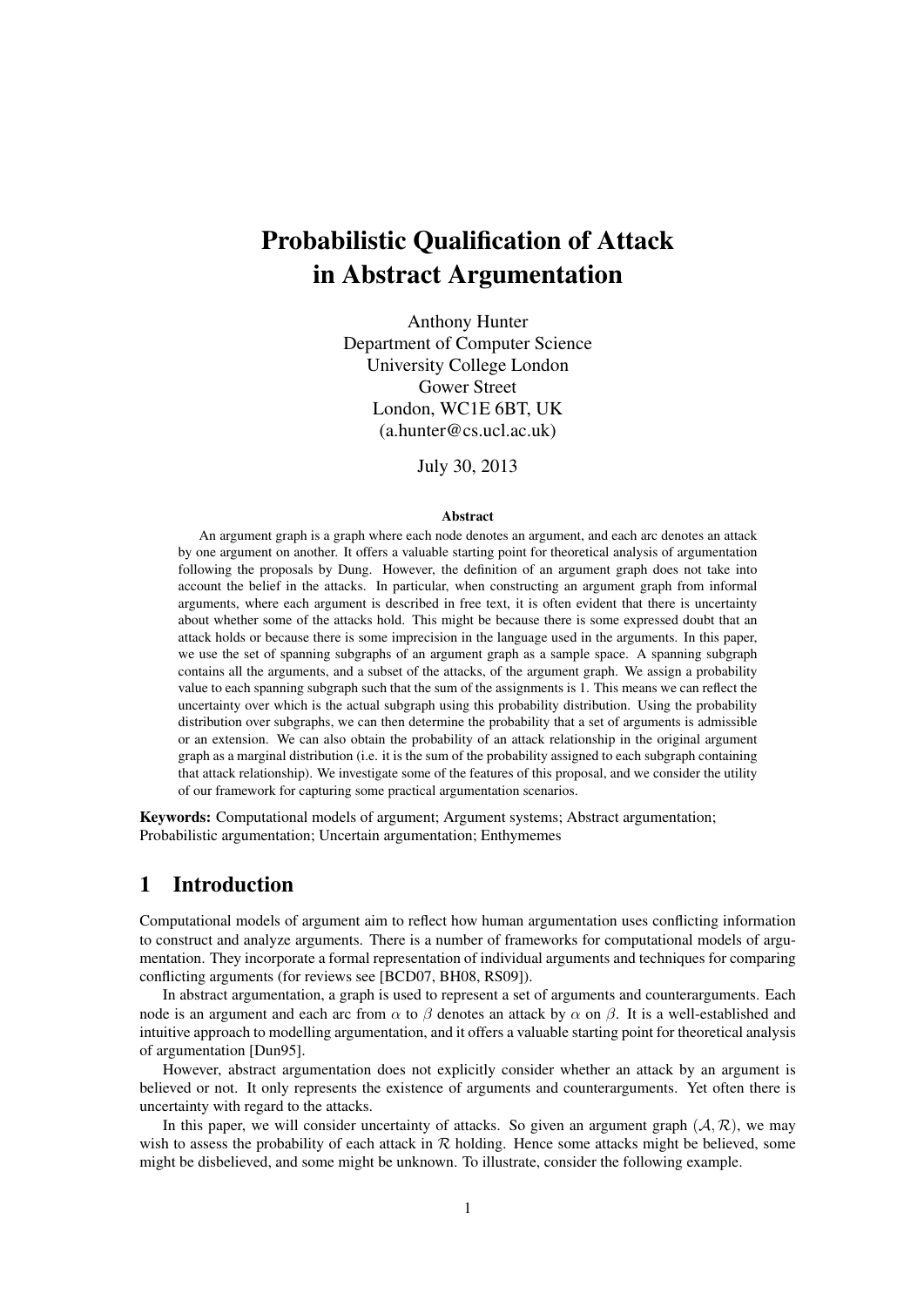# Probabilistic Qualification of Attack in Abstract Argumentation

Anthony Hunter
Department of Computer Science
University College London
Gower Street
London, WC1E 6BT, UK
(a.hunter@cs.ucl.ac.uk)

July 30, 2013

**Abstract**

An argument graph is a graph where each node denotes an argument, and each arc denotes an attack by one argument on another. It offers a valuable starting point for theoretical analysis of argumentation following the proposals by Dung. However, the definition of an argument graph does not take into account the belief in the attacks. In particular, when constructing an argument graph from informal arguments, where each argument is described in free text, it is often evident that there is uncertainty about whether some of the attacks hold. This might be because there is some expressed doubt that an attack holds or because there is some imprecision in the language used in the arguments. In this paper, we use the set of spanning subgraphs of an argument graph as a sample space. A spanning subgraph contains all the arguments, and a subset of the attacks, of the argument graph. We assign a probability value to each spanning subgraph such that the sum of the assignments is 1. This means we can reflect the uncertainty over which is the actual subgraph using this probability distribution. Using the probability distribution over subgraphs, we can then determine the probability that a set of arguments is admissible or an extension. We can also obtain the probability of an attack relationship in the original argument graph as a marginal distribution (i.e. it is the sum of the probability assigned to each subgraph containing that attack relationship). We investigate some of the features of this proposal, and we consider the utility of our framework for capturing some practical argumentation scenarios.

**Keywords:** Computational models of argument; Argument systems; Abstract argumentation; Probabilistic argumentation; Uncertain argumentation; Enthymemes

## 1 Introduction

Computational models of argument aim to reflect how human argumentation uses conflicting information to construct and analyze arguments. There is a number of frameworks for computational models of argumentation. They incorporate a formal representation of individual arguments and techniques for comparing conflicting arguments (for reviews see [BCD07, BH08, RS09]).

In abstract argumentation, a graph is used to represent a set of arguments and counterarguments. Each node is an argument and each arc from $\alpha$ to $\beta$ denotes an attack by $\alpha$ on $\beta$. It is a well-established and intuitive approach to modelling argumentation, and it offers a valuable starting point for theoretical analysis of argumentation [Dun95].

However, abstract argumentation does not explicitly consider whether an attack by an argument is believed or not. It only represents the existence of arguments and counterarguments. Yet often there is uncertainty with regard to the attacks.

In this paper, we will consider uncertainty of attacks. So given an argument graph $(\mathcal{A}, \mathcal{R})$, we may wish to assess the probability of each attack in $\mathcal{R}$ holding. Hence some attacks might be believed, some might be disbelieved, and some might be unknown. To illustrate, consider the following example.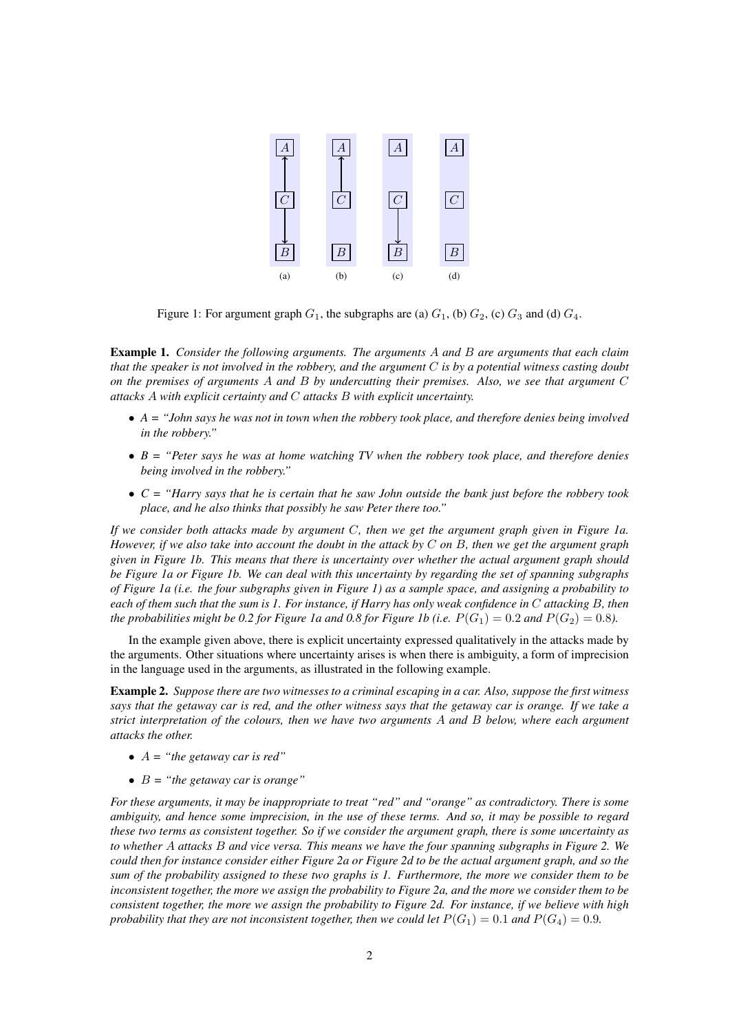Figure 1: For argument graph $G_1$, the subgraphs are (a) $G_1$, (b) $G_2$, (c) $G_3$ and (d) $G_4$.

**Example 1.** *Consider the following arguments. The arguments $A$ and $B$ are arguments that each claim that the speaker is not involved in the robbery, and the argument $C$ is by a potential witness casting doubt on the premises of arguments $A$ and $B$ by undercutting their premises. Also, we see that argument $C$ attacks $A$ with explicit certainty and $C$ attacks $B$ with explicit uncertainty.*

- *$A$ = "John says he was not in town when the robbery took place, and therefore denies being involved in the robbery."*
- *$B$ = "Peter says he was at home watching TV when the robbery took place, and therefore denies being involved in the robbery."*
- *$C$ = "Harry says that he is certain that he saw John outside the bank just before the robbery took place, and he also thinks that possibly he saw Peter there too."*

*If we consider both attacks made by argument $C$, then we get the argument graph given in Figure 1a. However, if we also take into account the doubt in the attack by $C$ on $B$, then we get the argument graph given in Figure 1b. This means that there is uncertainty over whether the actual argument graph should be Figure 1a or Figure 1b. We can deal with this uncertainty by regarding the set of spanning subgraphs of Figure 1a (i.e. the four subgraphs given in Figure 1) as a sample space, and assigning a probability to each of them such that the sum is 1. For instance, if Harry has only weak confidence in $C$ attacking $B$, then the probabilities might be 0.2 for Figure 1a and 0.8 for Figure 1b (i.e. $P(G_1) = 0.2$ and $P(G_2) = 0.8$).*

In the example given above, there is explicit uncertainty expressed qualitatively in the attacks made by the arguments. Other situations where uncertainty arises is when there is ambiguity, a form of imprecision in the language used in the arguments, as illustrated in the following example.

**Example 2.** *Suppose there are two witnesses to a criminal escaping in a car. Also, suppose the first witness says that the getaway car is red, and the other witness says that the getaway car is orange. If we take a strict interpretation of the colours, then we have two arguments $A$ and $B$ below, where each argument attacks the other.*

- *$A$ = "the getaway car is red"*
- *$B$ = "the getaway car is orange"*

*For these arguments, it may be inappropriate to treat "red" and "orange" as contradictory. There is some ambiguity, and hence some imprecision, in the use of these terms. And so, it may be possible to regard these two terms as consistent together. So if we consider the argument graph, there is some uncertainty as to whether $A$ attacks $B$ and vice versa. This means we have the four spanning subgraphs in Figure 2. We could then for instance consider either Figure 2a or Figure 2d to be the actual argument graph, and so the sum of the probability assigned to these two graphs is 1. Furthermore, the more we consider them to be inconsistent together, the more we assign the probability to Figure 2a, and the more we consider them to be consistent together, the more we assign the probability to Figure 2d. For instance, if we believe with high probability that they are not inconsistent together, then we could let $P(G_1) = 0.1$ and $P(G_4) = 0.9$.*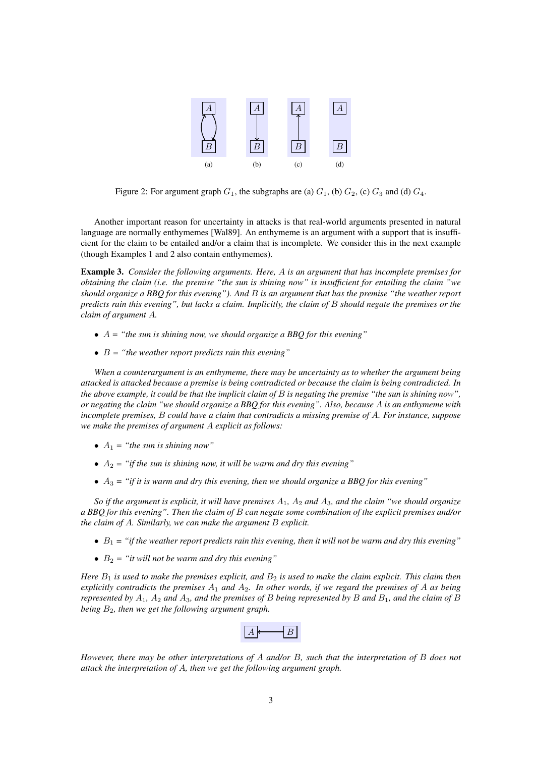Figure 2: For argument graph $G_1$, the subgraphs are (a) $G_1$, (b) $G_2$, (c) $G_3$ and (d) $G_4$.

Another important reason for uncertainty in attacks is that real-world arguments presented in natural language are normally enthymemes [Wal89]. An enthymeme is an argument with a support that is insufficient for the claim to be entailed and/or a claim that is incomplete. We consider this in the next example (though Examples 1 and 2 also contain enthymemes).

**Example 3.** *Consider the following arguments. Here, $A$ is an argument that has incomplete premises for obtaining the claim (i.e. the premise "the sun is shining now" is insufficient for entailing the claim "we should organize a BBQ for this evening"). And $B$ is an argument that has the premise "the weather report predicts rain this evening", but lacks a claim. Implicitly, the claim of $B$ should negate the premises or the claim of argument $A$.*

- $A$ = *"the sun is shining now, we should organize a BBQ for this evening"*
- $B$ = *"the weather report predicts rain this evening"*

*When a counterargument is an enthymeme, there may be uncertainty as to whether the argument being attacked is attacked because a premise is being contradicted or because the claim is being contradicted. In the above example, it could be that the implicit claim of $B$ is negating the premise "the sun is shining now", or negating the claim "we should organize a BBQ for this evening". Also, because $A$ is an enthymeme with incomplete premises, $B$ could have a claim that contradicts a missing premise of $A$. For instance, suppose we make the premises of argument $A$ explicit as follows:*

- $A_1$ = *"the sun is shining now"*
- $A_2$ = *"if the sun is shining now, it will be warm and dry this evening"*
- $A_3$ = *"if it is warm and dry this evening, then we should organize a BBQ for this evening"*

*So if the argument is explicit, it will have premises $A_1$, $A_2$ and $A_3$, and the claim "we should organize a BBQ for this evening". Then the claim of $B$ can negate some combination of the explicit premises and/or the claim of $A$. Similarly, we can make the argument $B$ explicit.*

- $B_1$ = *"if the weather report predicts rain this evening, then it will not be warm and dry this evening"*
- $B_2$ = *"it will not be warm and dry this evening"*

*Here $B_1$ is used to make the premises explicit, and $B_2$ is used to make the claim explicit. This claim then explicitly contradicts the premises $A_1$ and $A_2$. In other words, if we regard the premises of $A$ as being represented by $A_1$, $A_2$ and $A_3$, and the premises of $B$ being represented by $B$ and $B_1$, and the claim of $B$ being $B_2$, then we get the following argument graph.*

*However, there may be other interpretations of $A$ and/or $B$, such that the interpretation of $B$ does not attack the interpretation of $A$, then we get the following argument graph.*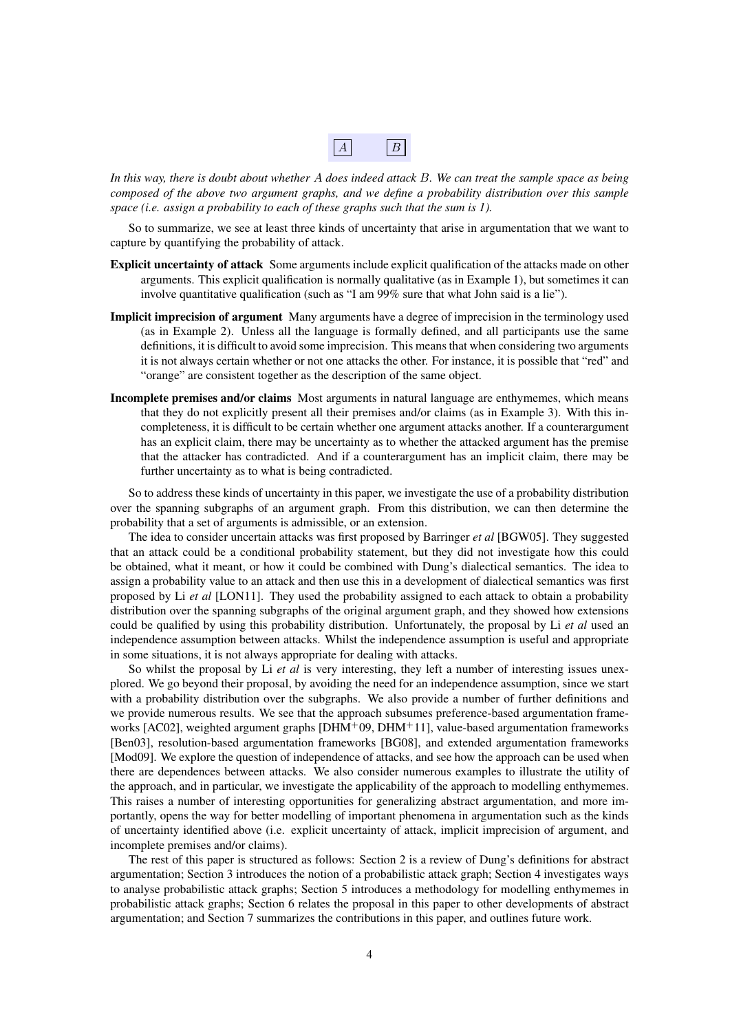$\boxed{A}$ $\boxed{B}$

*In this way, there is doubt about whether $A$ does indeed attack $B$. We can treat the sample space as being composed of the above two argument graphs, and we define a probability distribution over this sample space (i.e. assign a probability to each of these graphs such that the sum is 1).*

So to summarize, we see at least three kinds of uncertainty that arise in argumentation that we want to capture by quantifying the probability of attack.

**Explicit uncertainty of attack** Some arguments include explicit qualification of the attacks made on other arguments. This explicit qualification is normally qualitative (as in Example 1), but sometimes it can involve quantitative qualification (such as "I am 99% sure that what John said is a lie").

**Implicit imprecision of argument** Many arguments have a degree of imprecision in the terminology used (as in Example 2). Unless all the language is formally defined, and all participants use the same definitions, it is difficult to avoid some imprecision. This means that when considering two arguments it is not always certain whether or not one attacks the other. For instance, it is possible that "red" and "orange" are consistent together as the description of the same object.

**Incomplete premises and/or claims** Most arguments in natural language are enthymemes, which means that they do not explicitly present all their premises and/or claims (as in Example 3). With this incompleteness, it is difficult to be certain whether one argument attacks another. If a counterargument has an explicit claim, there may be uncertainty as to whether the attacked argument has the premise that the attacker has contradicted. And if a counterargument has an implicit claim, there may be further uncertainty as to what is being contradicted.

So to address these kinds of uncertainty in this paper, we investigate the use of a probability distribution over the spanning subgraphs of an argument graph. From this distribution, we can then determine the probability that a set of arguments is admissible, or an extension.

The idea to consider uncertain attacks was first proposed by Barringer *et al* [BGW05]. They suggested that an attack could be a conditional probability statement, but they did not investigate how this could be obtained, what it meant, or how it could be combined with Dung's dialectical semantics. The idea to assign a probability value to an attack and then use this in a development of dialectical semantics was first proposed by Li *et al* [LON11]. They used the probability assigned to each attack to obtain a probability distribution over the spanning subgraphs of the original argument graph, and they showed how extensions could be qualified by using this probability distribution. Unfortunately, the proposal by Li *et al* used an independence assumption between attacks. Whilst the independence assumption is useful and appropriate in some situations, it is not always appropriate for dealing with attacks.

So whilst the proposal by Li *et al* is very interesting, they left a number of interesting issues unexplored. We go beyond their proposal, by avoiding the need for an independence assumption, since we start with a probability distribution over the subgraphs. We also provide a number of further definitions and we provide numerous results. We see that the approach subsumes preference-based argumentation frameworks [AC02], weighted argument graphs [DHM+09, DHM+11], value-based argumentation frameworks [Ben03], resolution-based argumentation frameworks [BG08], and extended argumentation frameworks [Mod09]. We explore the question of independence of attacks, and see how the approach can be used when there are dependences between attacks. We also consider numerous examples to illustrate the utility of the approach, and in particular, we investigate the applicability of the approach to modelling enthymemes. This raises a number of interesting opportunities for generalizing abstract argumentation, and more importantly, opens the way for better modelling of important phenomena in argumentation such as the kinds of uncertainty identified above (i.e. explicit uncertainty of attack, implicit imprecision of argument, and incomplete premises and/or claims).

The rest of this paper is structured as follows: Section 2 is a review of Dung's definitions for abstract argumentation; Section 3 introduces the notion of a probabilistic attack graph; Section 4 investigates ways to analyse probabilistic attack graphs; Section 5 introduces a methodology for modelling enthymemes in probabilistic attack graphs; Section 6 relates the proposal in this paper to other developments of abstract argumentation; and Section 7 summarizes the contributions in this paper, and outlines future work.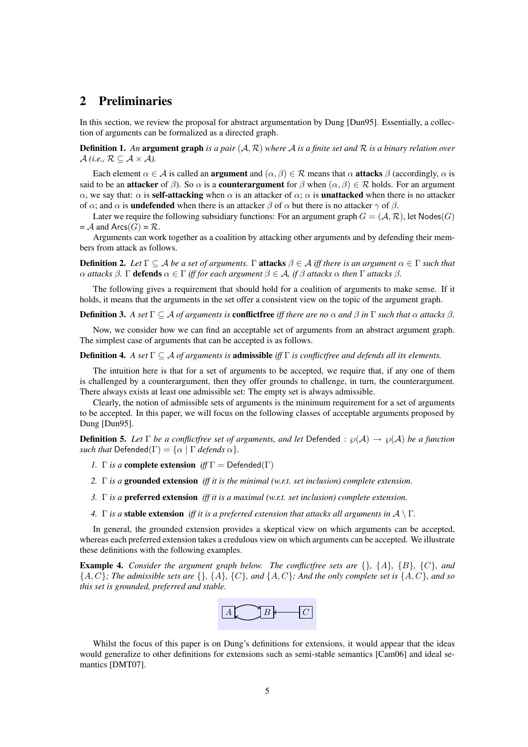## 2 Preliminaries

In this section, we review the proposal for abstract argumentation by Dung [Dun95]. Essentially, a collection of arguments can be formalized as a directed graph.

**Definition 1.** *An* **argument graph** *is a pair* $(\mathcal{A}, \mathcal{R})$ *where* $\mathcal{A}$ *is a finite set and* $\mathcal{R}$ *is a binary relation over* $\mathcal{A}$ *(i.e.,* $\mathcal{R} \subseteq \mathcal{A} \times \mathcal{A}$*).*

Each element $\alpha \in \mathcal{A}$ is called an **argument** and $(\alpha, \beta) \in \mathcal{R}$ means that $\alpha$ **attacks** $\beta$ (accordingly, $\alpha$ is said to be an **attacker** of $\beta$). So $\alpha$ is a **counterargument** for $\beta$ when $(\alpha, \beta) \in \mathcal{R}$ holds. For an argument $\alpha$, we say that: $\alpha$ is **self-attacking** when $\alpha$ is an attacker of $\alpha$; $\alpha$ is **unattacked** when there is no attacker of $\alpha$; and $\alpha$ is **undefended** when there is an attacker $\beta$ of $\alpha$ but there is no attacker $\gamma$ of $\beta$.

Later we require the following subsidiary functions: For an argument graph $G = (\mathcal{A}, \mathcal{R})$, let $\mathsf{Nodes}(G) = \mathcal{A}$ and $\mathsf{Arcs}(G) = \mathcal{R}$.

Arguments can work together as a coalition by attacking other arguments and by defending their members from attack as follows.

**Definition 2.** *Let* $\Gamma \subseteq \mathcal{A}$ *be a set of arguments.* $\Gamma$ **attacks** $\beta \in \mathcal{A}$ *iff there is an argument* $\alpha \in \Gamma$ *such that* $\alpha$ *attacks* $\beta$*.* $\Gamma$ **defends** $\alpha \in \Gamma$ *iff for each argument* $\beta \in \mathcal{A}$*, if* $\beta$ *attacks* $\alpha$ *then* $\Gamma$ *attacks* $\beta$*.*

The following gives a requirement that should hold for a coalition of arguments to make sense. If it holds, it means that the arguments in the set offer a consistent view on the topic of the argument graph.

**Definition 3.** *A set* $\Gamma \subseteq \mathcal{A}$ *of arguments is* **conflictfree** *iff there are no* $\alpha$ *and* $\beta$ *in* $\Gamma$ *such that* $\alpha$ *attacks* $\beta$*.*

Now, we consider how we can find an acceptable set of arguments from an abstract argument graph. The simplest case of arguments that can be accepted is as follows.

**Definition 4.** *A set* $\Gamma \subseteq \mathcal{A}$ *of arguments is* **admissible** *iff* $\Gamma$ *is conflictfree and defends all its elements.*

The intuition here is that for a set of arguments to be accepted, we require that, if any one of them is challenged by a counterargument, then they offer grounds to challenge, in turn, the counterargument. There always exists at least one admissible set: The empty set is always admissible.

Clearly, the notion of admissible sets of arguments is the minimum requirement for a set of arguments to be accepted. In this paper, we will focus on the following classes of acceptable arguments proposed by Dung [Dun95].

**Definition 5.** *Let* $\Gamma$ *be a conflictfree set of arguments, and let* $\mathsf{Defended} : \wp(\mathcal{A}) \rightarrow \wp(\mathcal{A})$ *be a function such that* $\mathsf{Defended}(\Gamma) = \{\alpha \mid \Gamma \text{ defends } \alpha\}$*.*

1. $\Gamma$ *is a* **complete extension** *iff* $\Gamma = \mathsf{Defended}(\Gamma)$
2. $\Gamma$ *is a* **grounded extension** *iff it is the minimal (w.r.t. set inclusion) complete extension.*
3. $\Gamma$ *is a* **preferred extension** *iff it is a maximal (w.r.t. set inclusion) complete extension.*
4. $\Gamma$ *is a* **stable extension** *iff it is a preferred extension that attacks all arguments in* $\mathcal{A} \setminus \Gamma$*.*

In general, the grounded extension provides a skeptical view on which arguments can be accepted, whereas each preferred extension takes a credulous view on which arguments can be accepted. We illustrate these definitions with the following examples.

**Example 4.** *Consider the argument graph below. The conflictfree sets are* $\{\}$*,* $\{A\}$*,* $\{B\}$*,* $\{C\}$*, and* $\{A, C\}$*; The admissible sets are* $\{\}$*,* $\{A\}$*,* $\{C\}$*, and* $\{A, C\}$*; And the only complete set is* $\{A, C\}$*, and so this set is grounded, preferred and stable.*

Whilst the focus of this paper is on Dung's definitions for extensions, it would appear that the ideas would generalize to other definitions for extensions such as semi-stable semantics [Cam06] and ideal semantics [DMT07].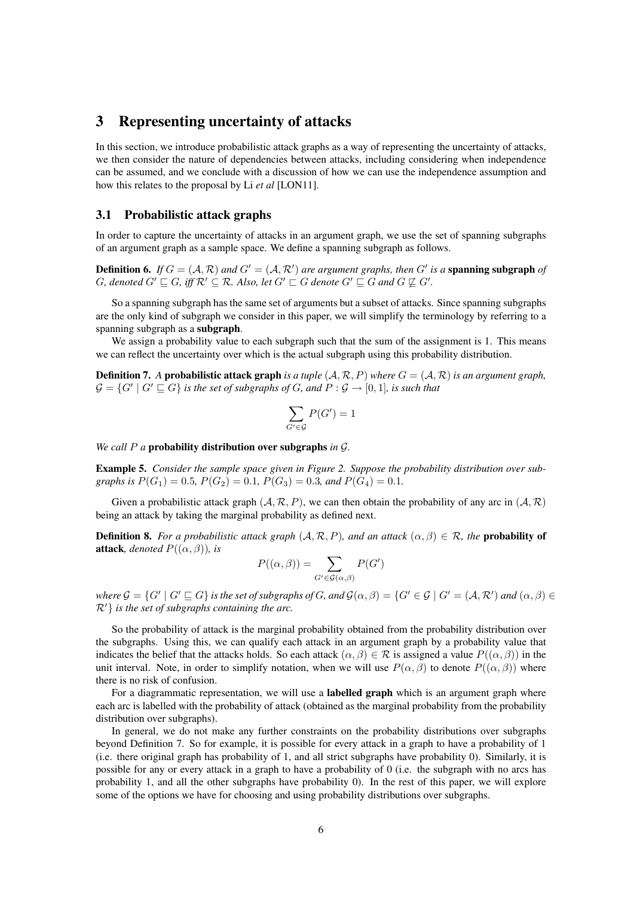# 3 Representing uncertainty of attacks

In this section, we introduce probabilistic attack graphs as a way of representing the uncertainty of attacks, we then consider the nature of dependencies between attacks, including considering when independence can be assumed, and we conclude with a discussion of how we can use the independence assumption and how this relates to the proposal by Li *et al* [LON11].

## 3.1 Probabilistic attack graphs

In order to capture the uncertainty of attacks in an argument graph, we use the set of spanning subgraphs of an argument graph as a sample space. We define a spanning subgraph as follows.

**Definition 6.** *If $G = (\mathcal{A}, \mathcal{R})$ and $G' = (\mathcal{A}, \mathcal{R}')$ are argument graphs, then $G'$ is a* **spanning subgraph** *of $G$, denoted $G' \sqsubseteq G$, iff $\mathcal{R}' \subseteq \mathcal{R}$. Also, let $G' \sqsubset G$ denote $G' \sqsubseteq G$ and $G \not\sqsubseteq G'$.*

So a spanning subgraph has the same set of arguments but a subset of attacks. Since spanning subgraphs are the only kind of subgraph we consider in this paper, we will simplify the terminology by referring to a spanning subgraph as a **subgraph**.

We assign a probability value to each subgraph such that the sum of the assignment is 1. This means we can reflect the uncertainty over which is the actual subgraph using this probability distribution.

**Definition 7.** *A* **probabilistic attack graph** *is a tuple $(\mathcal{A}, \mathcal{R}, P)$ where $G = (\mathcal{A}, \mathcal{R})$ is an argument graph, $\mathcal{G} = \{G' \mid G' \sqsubseteq G\}$ is the set of subgraphs of $G$, and $P : \mathcal{G} \to [0, 1]$, is such that*

$$\sum_{G' \in \mathcal{G}} P(G') = 1$$

*We call $P$ a* **probability distribution over subgraphs** *in $\mathcal{G}$.*

**Example 5.** *Consider the sample space given in Figure 2. Suppose the probability distribution over subgraphs is $P(G_1) = 0.5$, $P(G_2) = 0.1$, $P(G_3) = 0.3$, and $P(G_4) = 0.1$.*

Given a probabilistic attack graph $(\mathcal{A}, \mathcal{R}, P)$, we can then obtain the probability of any arc in $(\mathcal{A}, \mathcal{R})$ being an attack by taking the marginal probability as defined next.

**Definition 8.** *For a probabilistic attack graph $(\mathcal{A}, \mathcal{R}, P)$, and an attack $(\alpha, \beta) \in \mathcal{R}$, the* **probability of attack***, denoted $P((\alpha, \beta))$, is*

$$P((\alpha, \beta)) = \sum_{G' \in \mathcal{G}(\alpha,\beta)} P(G')$$

*where $\mathcal{G} = \{G' \mid G' \sqsubseteq G\}$ is the set of subgraphs of $G$, and $\mathcal{G}(\alpha, \beta) = \{G' \in \mathcal{G} \mid G' = (\mathcal{A}, \mathcal{R}')$ and $(\alpha, \beta) \in \mathcal{R}'\}$ is the set of subgraphs containing the arc.*

So the probability of attack is the marginal probability obtained from the probability distribution over the subgraphs. Using this, we can qualify each attack in an argument graph by a probability value that indicates the belief that the attacks holds. So each attack $(\alpha, \beta) \in \mathcal{R}$ is assigned a value $P((\alpha, \beta))$ in the unit interval. Note, in order to simplify notation, when we will use $P(\alpha, \beta)$ to denote $P((\alpha, \beta))$ where there is no risk of confusion.

For a diagrammatic representation, we will use a **labelled graph** which is an argument graph where each arc is labelled with the probability of attack (obtained as the marginal probability from the probability distribution over subgraphs).

In general, we do not make any further constraints on the probability distributions over subgraphs beyond Definition 7. So for example, it is possible for every attack in a graph to have a probability of 1 (i.e. there original graph has probability of 1, and all strict subgraphs have probability 0). Similarly, it is possible for any or every attack in a graph to have a probability of 0 (i.e. the subgraph with no arcs has probability 1, and all the other subgraphs have probability 0). In the rest of this paper, we will explore some of the options we have for choosing and using probability distributions over subgraphs.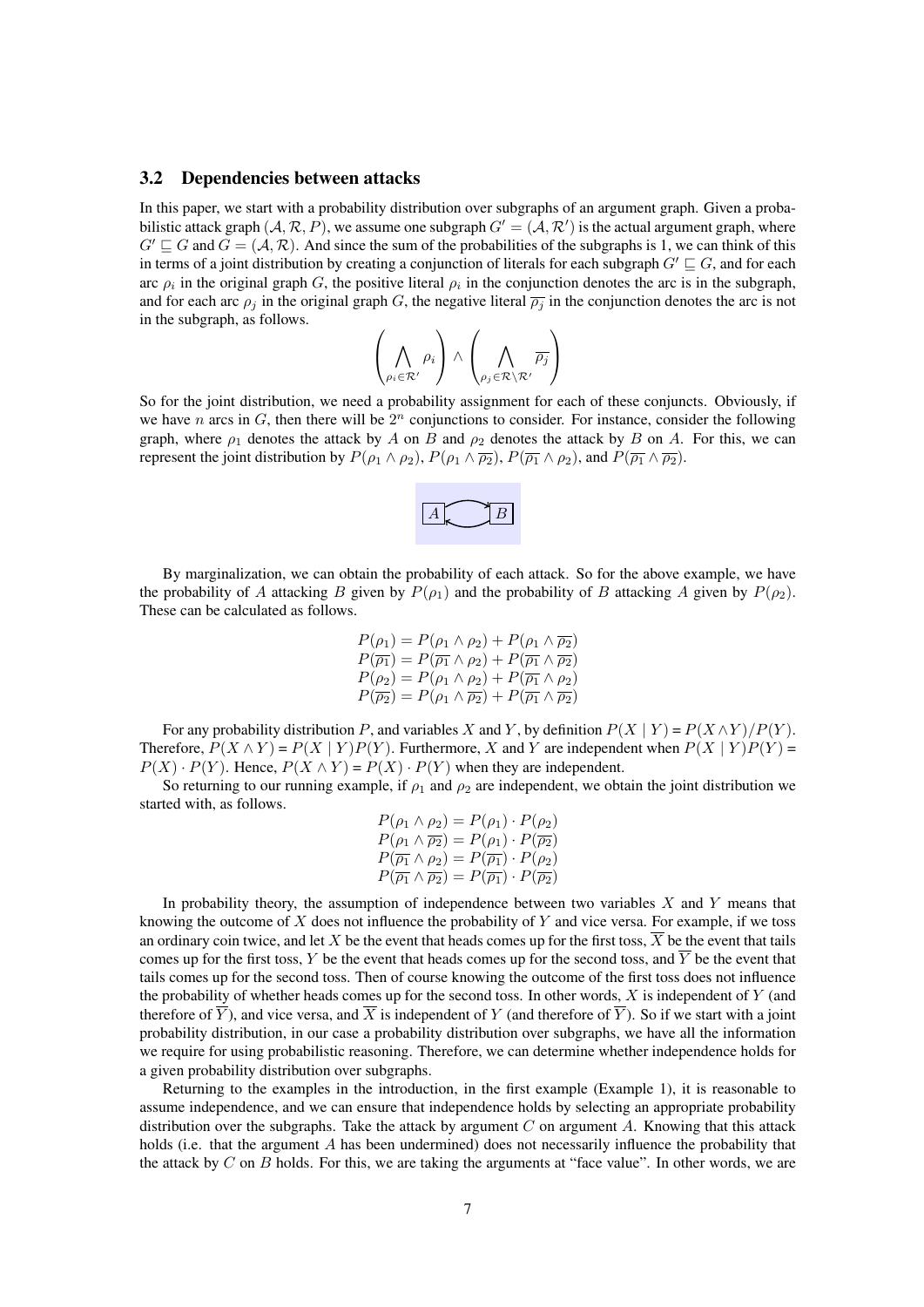### 3.2 Dependencies between attacks

In this paper, we start with a probability distribution over subgraphs of an argument graph. Given a probabilistic attack graph $(\mathcal{A}, \mathcal{R}, P)$, we assume one subgraph $G' = (\mathcal{A}, \mathcal{R}')$ is the actual argument graph, where $G' \sqsubseteq G$ and $G = (\mathcal{A}, \mathcal{R})$. And since the sum of the probabilities of the subgraphs is 1, we can think of this in terms of a joint distribution by creating a conjunction of literals for each subgraph $G' \sqsubseteq G$, and for each arc $\rho_i$ in the original graph $G$, the positive literal $\rho_i$ in the conjunction denotes the arc is in the subgraph, and for each arc $\rho_j$ in the original graph $G$, the negative literal $\overline{\rho_j}$ in the conjunction denotes the arc is not in the subgraph, as follows.

$$\left( \bigwedge_{\rho_i \in \mathcal{R}'} \rho_i \right) \wedge \left( \bigwedge_{\rho_j \in \mathcal{R} \setminus \mathcal{R}'} \overline{\rho_j} \right)$$

So for the joint distribution, we need a probability assignment for each of these conjuncts. Obviously, if we have $n$ arcs in $G$, then there will be $2^n$ conjunctions to consider. For instance, consider the following graph, where $\rho_1$ denotes the attack by $A$ on $B$ and $\rho_2$ denotes the attack by $B$ on $A$. For this, we can represent the joint distribution by $P(\rho_1 \wedge \rho_2)$, $P(\rho_1 \wedge \overline{\rho_2})$, $P(\overline{\rho_1} \wedge \rho_2)$, and $P(\overline{\rho_1} \wedge \overline{\rho_2})$.

By marginalization, we can obtain the probability of each attack. So for the above example, we have the probability of $A$ attacking $B$ given by $P(\rho_1)$ and the probability of $B$ attacking $A$ given by $P(\rho_2)$. These can be calculated as follows.

$$P(\rho_1) = P(\rho_1 \wedge \rho_2) + P(\rho_1 \wedge \overline{\rho_2})$$
$$P(\overline{\rho_1}) = P(\overline{\rho_1} \wedge \rho_2) + P(\overline{\rho_1} \wedge \overline{\rho_2})$$
$$P(\rho_2) = P(\rho_1 \wedge \rho_2) + P(\overline{\rho_1} \wedge \rho_2)$$
$$P(\overline{\rho_2}) = P(\rho_1 \wedge \overline{\rho_2}) + P(\overline{\rho_1} \wedge \overline{\rho_2})$$

For any probability distribution $P$, and variables $X$ and $Y$, by definition $P(X \mid Y) = P(X \wedge Y)/P(Y)$. Therefore, $P(X \wedge Y) = P(X \mid Y)P(Y)$. Furthermore, $X$ and $Y$ are independent when $P(X \mid Y)P(Y) = P(X) \cdot P(Y)$. Hence, $P(X \wedge Y) = P(X) \cdot P(Y)$ when they are independent.

So returning to our running example, if $\rho_1$ and $\rho_2$ are independent, we obtain the joint distribution we started with, as follows.

$$P(\rho_1 \wedge \rho_2) = P(\rho_1) \cdot P(\rho_2)$$
$$P(\rho_1 \wedge \overline{\rho_2}) = P(\rho_1) \cdot P(\overline{\rho_2})$$
$$P(\overline{\rho_1} \wedge \rho_2) = P(\overline{\rho_1}) \cdot P(\rho_2)$$
$$P(\overline{\rho_1} \wedge \overline{\rho_2}) = P(\overline{\rho_1}) \cdot P(\overline{\rho_2})$$

In probability theory, the assumption of independence between two variables $X$ and $Y$ means that knowing the outcome of $X$ does not influence the probability of $Y$ and vice versa. For example, if we toss an ordinary coin twice, and let $X$ be the event that heads comes up for the first toss, $\overline{X}$ be the event that tails comes up for the first toss, $Y$ be the event that heads comes up for the second toss, and $\overline{Y}$ be the event that tails comes up for the second toss. Then of course knowing the outcome of the first toss does not influence the probability of whether heads comes up for the second toss. In other words, $X$ is independent of $Y$ (and therefore of $\overline{Y}$), and vice versa, and $\overline{X}$ is independent of $Y$ (and therefore of $\overline{Y}$). So if we start with a joint probability distribution, in our case a probability distribution over subgraphs, we have all the information we require for using probabilistic reasoning. Therefore, we can determine whether independence holds for a given probability distribution over subgraphs.

Returning to the examples in the introduction, in the first example (Example 1), it is reasonable to assume independence, and we can ensure that independence holds by selecting an appropriate probability distribution over the subgraphs. Take the attack by argument $C$ on argument $A$. Knowing that this attack holds (i.e. that the argument $A$ has been undermined) does not necessarily influence the probability that the attack by $C$ on $B$ holds. For this, we are taking the arguments at "face value". In other words, we are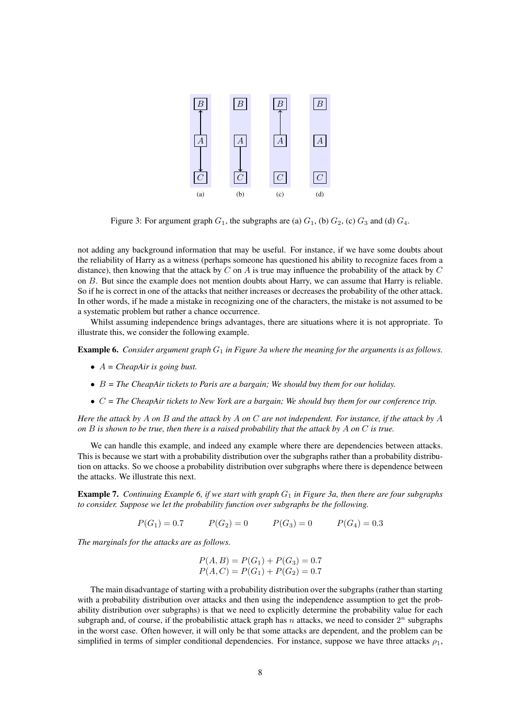Figure 3: For argument graph $G_1$, the subgraphs are (a) $G_1$, (b) $G_2$, (c) $G_3$ and (d) $G_4$.

not adding any background information that may be useful. For instance, if we have some doubts about the reliability of Harry as a witness (perhaps someone has questioned his ability to recognize faces from a distance), then knowing that the attack by $C$ on $A$ is true may influence the probability of the attack by $C$ on $B$. But since the example does not mention doubts about Harry, we can assume that Harry is reliable. So if he is correct in one of the attacks that neither increases or decreases the probability of the other attack. In other words, if he made a mistake in recognizing one of the characters, the mistake is not assumed to be a systematic problem but rather a chance occurrence.

Whilst assuming independence brings advantages, there are situations where it is not appropriate. To illustrate this, we consider the following example.

**Example 6.** *Consider argument graph $G_1$ in Figure 3a where the meaning for the arguments is as follows.*

- $A$ = *CheapAir is going bust.*
- $B$ = *The CheapAir tickets to Paris are a bargain; We should buy them for our holiday.*
- $C$ = *The CheapAir tickets to New York are a bargain; We should buy them for our conference trip.*

*Here the attack by $A$ on $B$ and the attack by $A$ on $C$ are not independent. For instance, if the attack by $A$ on $B$ is shown to be true, then there is a raised probability that the attack by $A$ on $C$ is true.*

We can handle this example, and indeed any example where there are dependencies between attacks. This is because we start with a probability distribution over the subgraphs rather than a probability distribution on attacks. So we choose a probability distribution over subgraphs where there is dependence between the attacks. We illustrate this next.

**Example 7.** *Continuing Example 6, if we start with graph $G_1$ in Figure 3a, then there are four subgraphs to consider. Suppose we let the probability function over subgraphs be the following.*

$$P(G_1) = 0.7 \qquad P(G_2) = 0 \qquad P(G_3) = 0 \qquad P(G_4) = 0.3$$

*The marginals for the attacks are as follows.*

$$P(A, B) = P(G_1) + P(G_3) = 0.7$$
$$P(A, C) = P(G_1) + P(G_2) = 0.7$$

The main disadvantage of starting with a probability distribution over the subgraphs (rather than starting with a probability distribution over attacks and then using the independence assumption to get the probability distribution over subgraphs) is that we need to explicitly determine the probability value for each subgraph and, of course, if the probabilistic attack graph has $n$ attacks, we need to consider $2^n$ subgraphs in the worst case. Often however, it will only be that some attacks are dependent, and the problem can be simplified in terms of simpler conditional dependencies. For instance, suppose we have three attacks $\rho_1$,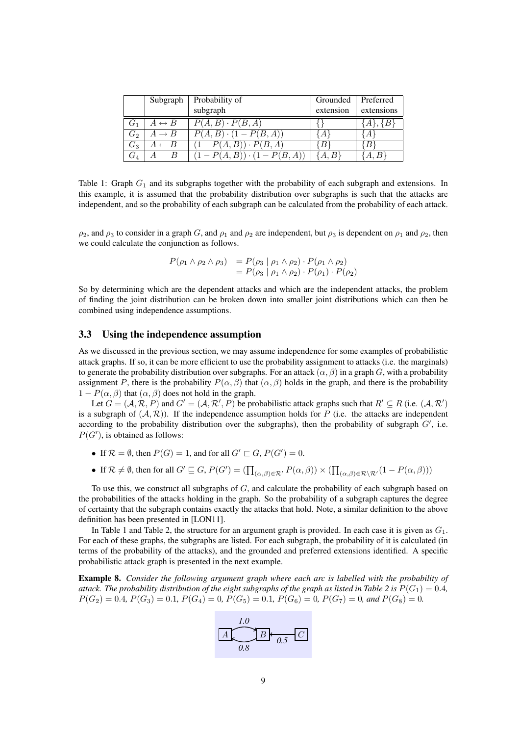|  | Subgraph | Probability of subgraph | Grounded extension | Preferred extensions |
|---|---|---|---|---|
| $G_1$ | $A \leftrightarrow B$ | $P(A,B) \cdot P(B,A)$ | $\{\}$ | $\{A\}, \{B\}$ |
| $G_2$ | $A \rightarrow B$ | $P(A,B) \cdot (1 - P(B,A))$ | $\{A\}$ | $\{A\}$ |
| $G_3$ | $A \leftarrow B$ | $(1 - P(A,B)) \cdot P(B,A)$ | $\{B\}$ | $\{B\}$ |
| $G_4$ | $A \quad B$ | $(1 - P(A,B)) \cdot (1 - P(B,A))$ | $\{A, B\}$ | $\{A, B\}$ |

Table 1: Graph $G_1$ and its subgraphs together with the probability of each subgraph and extensions. In this example, it is assumed that the probability distribution over subgraphs is such that the attacks are independent, and so the probability of each subgraph can be calculated from the probability of each attack.

$\rho_2$, and $\rho_3$ to consider in a graph $G$, and $\rho_1$ and $\rho_2$ are independent, but $\rho_3$ is dependent on $\rho_1$ and $\rho_2$, then we could calculate the conjunction as follows.

$$
\begin{aligned}
P(\rho_1 \wedge \rho_2 \wedge \rho_3) &= P(\rho_3 \mid \rho_1 \wedge \rho_2) \cdot P(\rho_1 \wedge \rho_2) \\
&= P(\rho_3 \mid \rho_1 \wedge \rho_2) \cdot P(\rho_1) \cdot P(\rho_2)
\end{aligned}
$$

So by determining which are the dependent attacks and which are the independent attacks, the problem of finding the joint distribution can be broken down into smaller joint distributions which can then be combined using independence assumptions.

### 3.3 Using the independence assumption

As we discussed in the previous section, we may assume independence for some examples of probabilistic attack graphs. If so, it can be more efficient to use the probability assignment to attacks (i.e. the marginals) to generate the probability distribution over subgraphs. For an attack $(\alpha, \beta)$ in a graph $G$, with a probability assignment $P$, there is the probability $P(\alpha, \beta)$ that $(\alpha, \beta)$ holds in the graph, and there is the probability $1 - P(\alpha, \beta)$ that $(\alpha, \beta)$ does not hold in the graph.

Let $G = (\mathcal{A}, \mathcal{R}, P)$ and $G' = (\mathcal{A}, \mathcal{R}', P)$ be probabilistic attack graphs such that $R' \subseteq R$ (i.e. $(\mathcal{A}, \mathcal{R}')$ is a subgraph of $(\mathcal{A}, \mathcal{R})$). If the independence assumption holds for $P$ (i.e. the attacks are independent according to the probability distribution over the subgraphs), then the probability of subgraph $G'$, i.e. $P(G')$, is obtained as follows:

- If $\mathcal{R} = \emptyset$, then $P(G) = 1$, and for all $G' \sqsubset G$, $P(G') = 0$.
- If $\mathcal{R} \neq \emptyset$, then for all $G' \sqsubseteq G$, $P(G') = (\prod_{(\alpha,\beta) \in \mathcal{R}'} P(\alpha, \beta)) \times (\prod_{(\alpha,\beta) \in \mathcal{R} \setminus \mathcal{R}'} (1 - P(\alpha, \beta)))$

To use this, we construct all subgraphs of $G$, and calculate the probability of each subgraph based on the probabilities of the attacks holding in the graph. So the probability of a subgraph captures the degree of certainty that the subgraph contains exactly the attacks that hold. Note, a similar definition to the above definition has been presented in [LON11].

In Table 1 and Table 2, the structure for an argument graph is provided. In each case it is given as $G_1$. For each of these graphs, the subgraphs are listed. For each subgraph, the probability of it is calculated (in terms of the probability of the attacks), and the grounded and preferred extensions identified. A specific probabilistic attack graph is presented in the next example.

**Example 8.** *Consider the following argument graph where each arc is labelled with the probability of attack. The probability distribution of the eight subgraphs of the graph as listed in Table 2 is $P(G_1) = 0.4$, $P(G_2) = 0.4$, $P(G_3) = 0.1$, $P(G_4) = 0$, $P(G_5) = 0.1$, $P(G_6) = 0$, $P(G_7) = 0$, and $P(G_8) = 0$.*

*1.0* (A → B), *0.8* (B → A), *0.5* (C → B)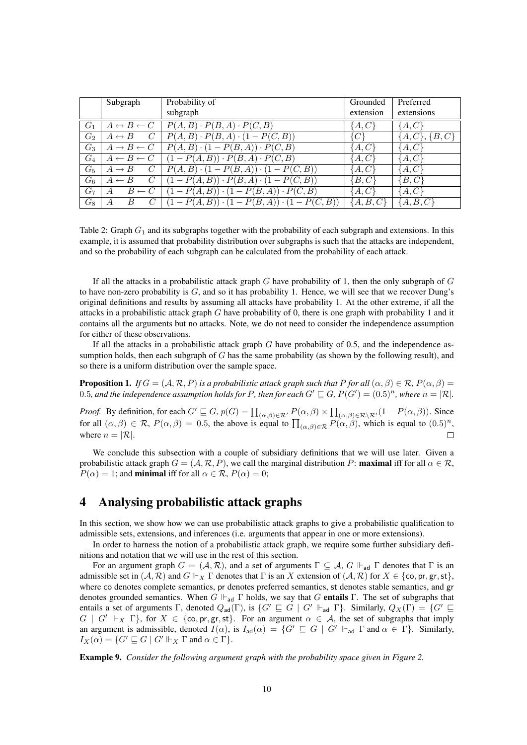|  | Subgraph | Probability of subgraph | Grounded extension | Preferred extensions |
|---|---|---|---|---|
| $G_1$ | $A \leftrightarrow B \leftarrow C$ | $P(A,B) \cdot P(B,A) \cdot P(C,B)$ | $\{A,C\}$ | $\{A,C\}$ |
| $G_2$ | $A \leftrightarrow B \quad C$ | $P(A,B) \cdot P(B,A) \cdot (1 - P(C,B))$ | $\{C\}$ | $\{A,C\}, \{B,C\}$ |
| $G_3$ | $A \rightarrow B \leftarrow C$ | $P(A,B) \cdot (1 - P(B,A)) \cdot P(C,B)$ | $\{A,C\}$ | $\{A,C\}$ |
| $G_4$ | $A \leftarrow B \leftarrow C$ | $(1 - P(A,B)) \cdot P(B,A) \cdot P(C,B)$ | $\{A,C\}$ | $\{A,C\}$ |
| $G_5$ | $A \rightarrow B \quad C$ | $P(A,B) \cdot (1 - P(B,A)) \cdot (1 - P(C,B))$ | $\{A,C\}$ | $\{A,C\}$ |
| $G_6$ | $A \leftarrow B \quad C$ | $(1 - P(A,B)) \cdot P(B,A) \cdot (1 - P(C,B))$ | $\{B,C\}$ | $\{B,C\}$ |
| $G_7$ | $A \quad B \leftarrow C$ | $(1 - P(A,B)) \cdot (1 - P(B,A)) \cdot P(C,B)$ | $\{A,C\}$ | $\{A,C\}$ |
| $G_8$ | $A \quad B \quad C$ | $(1 - P(A,B)) \cdot (1 - P(B,A)) \cdot (1 - P(C,B))$ | $\{A,B,C\}$ | $\{A,B,C\}$ |

Table 2: Graph $G_1$ and its subgraphs together with the probability of each subgraph and extensions. In this example, it is assumed that probability distribution over subgraphs is such that the attacks are independent, and so the probability of each subgraph can be calculated from the probability of each attack.

If all the attacks in a probabilistic attack graph $G$ have probability of 1, then the only subgraph of $G$ to have non-zero probability is $G$, and so it has probability 1. Hence, we will see that we recover Dung's original definitions and results by assuming all attacks have probability 1. At the other extreme, if all the attacks in a probabilistic attack graph $G$ have probability of 0, there is one graph with probability 1 and it contains all the arguments but no attacks. Note, we do not need to consider the independence assumption for either of these observations.

If all the attacks in a probabilistic attack graph $G$ have probability of 0.5, and the independence assumption holds, then each subgraph of $G$ has the same probability (as shown by the following result), and so there is a uniform distribution over the sample space.

**Proposition 1.** *If $G = (\mathcal{A}, \mathcal{R}, P)$ is a probabilistic attack graph such that $P$ for all $(\alpha, \beta) \in \mathcal{R}$, $P(\alpha, \beta) = 0.5$, and the independence assumption holds for $P$, then for each $G' \sqsubseteq G$, $P(G') = (0.5)^n$, where $n = |\mathcal{R}|$.*

*Proof.* By definition, for each $G' \sqsubseteq G$, $p(G) = \prod_{(\alpha,\beta) \in \mathcal{R}'} P(\alpha, \beta) \times \prod_{(\alpha,\beta) \in \mathcal{R} \setminus \mathcal{R}'} (1 - P(\alpha, \beta))$. Since for all $(\alpha, \beta) \in \mathcal{R}$, $P(\alpha, \beta) = 0.5$, the above is equal to $\prod_{(\alpha,\beta) \in \mathcal{R}} P(\alpha, \beta)$, which is equal to $(0.5)^n$, where $n = |\mathcal{R}|$. $\square$

We conclude this subsection with a couple of subsidiary definitions that we will use later. Given a probabilistic attack graph $G = (\mathcal{A}, \mathcal{R}, P)$, we call the marginal distribution $P$: **maximal** iff for all $\alpha \in \mathcal{R}$, $P(\alpha) = 1$; and **minimal** iff for all $\alpha \in \mathcal{R}$, $P(\alpha) = 0$;

# 4 Analysing probabilistic attack graphs

In this section, we show how we can use probabilistic attack graphs to give a probabilistic qualification to admissible sets, extensions, and inferences (i.e. arguments that appear in one or more extensions).

In order to harness the notion of a probabilistic attack graph, we require some further subsidiary definitions and notation that we will use in the rest of this section.

For an argument graph $G = (\mathcal{A}, \mathcal{R})$, and a set of arguments $\Gamma \subseteq \mathcal{A}$, $G \Vdash_{\mathsf{ad}} \Gamma$ denotes that $\Gamma$ is an admissible set in $(\mathcal{A}, \mathcal{R})$ and $G \Vdash_X \Gamma$ denotes that $\Gamma$ is an $X$ extension of $(\mathcal{A}, \mathcal{R})$ for $X \in \{\mathsf{co}, \mathsf{pr}, \mathsf{gr}, \mathsf{st}\}$, where co denotes complete semantics, pr denotes preferred semantics, st denotes stable semantics, and gr denotes grounded semantics. When $G \Vdash_{\mathsf{ad}} \Gamma$ holds, we say that $G$ **entails** $\Gamma$. The set of subgraphs that entails a set of arguments $\Gamma$, denoted $Q_{\mathsf{ad}}(\Gamma)$, is $\{G' \sqsubseteq G \mid G' \Vdash_{\mathsf{ad}} \Gamma\}$. Similarly, $Q_X(\Gamma) = \{G' \sqsubseteq G \mid G' \Vdash_X \Gamma\}$, for $X \in \{\mathsf{co}, \mathsf{pr}, \mathsf{gr}, \mathsf{st}\}$. For an argument $\alpha \in \mathcal{A}$, the set of subgraphs that imply an argument is admissible, denoted $I(\alpha)$, is $I_{\mathsf{ad}}(\alpha) = \{G' \sqsubseteq G \mid G' \Vdash_{\mathsf{ad}} \Gamma \text{ and } \alpha \in \Gamma\}$. Similarly, $I_X(\alpha) = \{G' \sqsubseteq G \mid G' \Vdash_X \Gamma \text{ and } \alpha \in \Gamma\}$.

**Example 9.** *Consider the following argument graph with the probability space given in Figure 2.*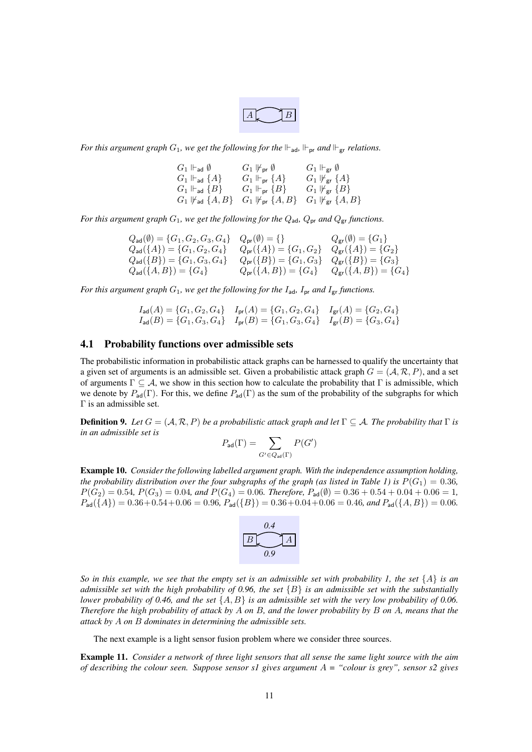*For this argument graph $G_1$, we get the following for the $\Vdash_{\mathsf{ad}}$, $\Vdash_{\mathsf{pr}}$ and $\Vdash_{\mathsf{gr}}$ relations.*

$$
\begin{array}{lll}
G_1 \Vdash_{\mathsf{ad}} \emptyset & G_1 \nVdash_{\mathsf{pr}} \emptyset & G_1 \Vdash_{\mathsf{gr}} \emptyset \\
G_1 \Vdash_{\mathsf{ad}} \{A\} & G_1 \Vdash_{\mathsf{pr}} \{A\} & G_1 \nVdash_{\mathsf{gr}} \{A\} \\
G_1 \Vdash_{\mathsf{ad}} \{B\} & G_1 \Vdash_{\mathsf{pr}} \{B\} & G_1 \nVdash_{\mathsf{gr}} \{B\} \\
G_1 \nVdash_{\mathsf{ad}} \{A, B\} & G_1 \nVdash_{\mathsf{pr}} \{A, B\} & G_1 \nVdash_{\mathsf{gr}} \{A, B\}
\end{array}
$$

*For this argument graph $G_1$, we get the following for the $Q_{\mathsf{ad}}$, $Q_{\mathsf{pr}}$ and $Q_{\mathsf{gr}}$ functions.*

$$
\begin{array}{lll}
Q_{\mathsf{ad}}(\emptyset) = \{G_1, G_2, G_3, G_4\} & Q_{\mathsf{pr}}(\emptyset) = \{\} & Q_{\mathsf{gr}}(\emptyset) = \{G_1\} \\
Q_{\mathsf{ad}}(\{A\}) = \{G_1, G_2, G_4\} & Q_{\mathsf{pr}}(\{A\}) = \{G_1, G_2\} & Q_{\mathsf{gr}}(\{A\}) = \{G_2\} \\
Q_{\mathsf{ad}}(\{B\}) = \{G_1, G_3, G_4\} & Q_{\mathsf{pr}}(\{B\}) = \{G_1, G_3\} & Q_{\mathsf{gr}}(\{B\}) = \{G_3\} \\
Q_{\mathsf{ad}}(\{A, B\}) = \{G_4\} & Q_{\mathsf{pr}}(\{A, B\}) = \{G_4\} & Q_{\mathsf{gr}}(\{A, B\}) = \{G_4\}
\end{array}
$$

*For this argument graph $G_1$, we get the following for the $I_{\mathsf{ad}}$, $I_{\mathsf{pr}}$ and $I_{\mathsf{gr}}$ functions.*

$$
\begin{array}{lll}
I_{\mathsf{ad}}(A) = \{G_1, G_2, G_4\} & I_{\mathsf{pr}}(A) = \{G_1, G_2, G_4\} & I_{\mathsf{gr}}(A) = \{G_2, G_4\} \\
I_{\mathsf{ad}}(B) = \{G_1, G_3, G_4\} & I_{\mathsf{pr}}(B) = \{G_1, G_3, G_4\} & I_{\mathsf{gr}}(B) = \{G_3, G_4\}
\end{array}
$$

## 4.1 Probability functions over admissible sets

The probabilistic information in probabilistic attack graphs can be harnessed to qualify the uncertainty that a given set of arguments is an admissible set. Given a probabilistic attack graph $G = (\mathcal{A}, \mathcal{R}, P)$, and a set of arguments $\Gamma \subseteq \mathcal{A}$, we show in this section how to calculate the probability that $\Gamma$ is admissible, which we denote by $P_{\mathsf{ad}}(\Gamma)$. For this, we define $P_{\mathsf{ad}}(\Gamma)$ as the sum of the probability of the subgraphs for which $\Gamma$ is an admissible set.

**Definition 9.** *Let $G = (\mathcal{A}, \mathcal{R}, P)$ be a probabilistic attack graph and let $\Gamma \subseteq \mathcal{A}$. The probability that $\Gamma$ is in an admissible set is*

$$P_{\mathsf{ad}}(\Gamma) = \sum_{G' \in Q_{\mathsf{ad}}(\Gamma)} P(G')$$

**Example 10.** *Consider the following labelled argument graph. With the independence assumption holding, the probability distribution over the four subgraphs of the graph (as listed in Table 1) is $P(G_1) = 0.36$, $P(G_2) = 0.54$, $P(G_3) = 0.04$, and $P(G_4) = 0.06$. Therefore, $P_{\mathsf{ad}}(\emptyset) = 0.36 + 0.54 + 0.04 + 0.06 = 1$, $P_{\mathsf{ad}}(\{A\}) = 0.36+0.54+0.06 = 0.96$, $P_{\mathsf{ad}}(\{B\}) = 0.36+0.04+0.06 = 0.46$, and $P_{\mathsf{ad}}(\{A, B\}) = 0.06$.*

*So in this example, we see that the empty set is an admissible set with probability 1, the set $\{A\}$ is an admissible set with the high probability of 0.96, the set $\{B\}$ is an admissible set with the substantially lower probability of 0.46, and the set $\{A, B\}$ is an admissible set with the very low probability of 0.06. Therefore the high probability of attack by $A$ on $B$, and the lower probability by $B$ on $A$, means that the attack by $A$ on $B$ dominates in determining the admissible sets.*

The next example is a light sensor fusion problem where we consider three sources.

**Example 11.** *Consider a network of three light sensors that all sense the same light source with the aim of describing the colour seen. Suppose sensor s1 gives argument $A$ = "colour is grey", sensor s2 gives*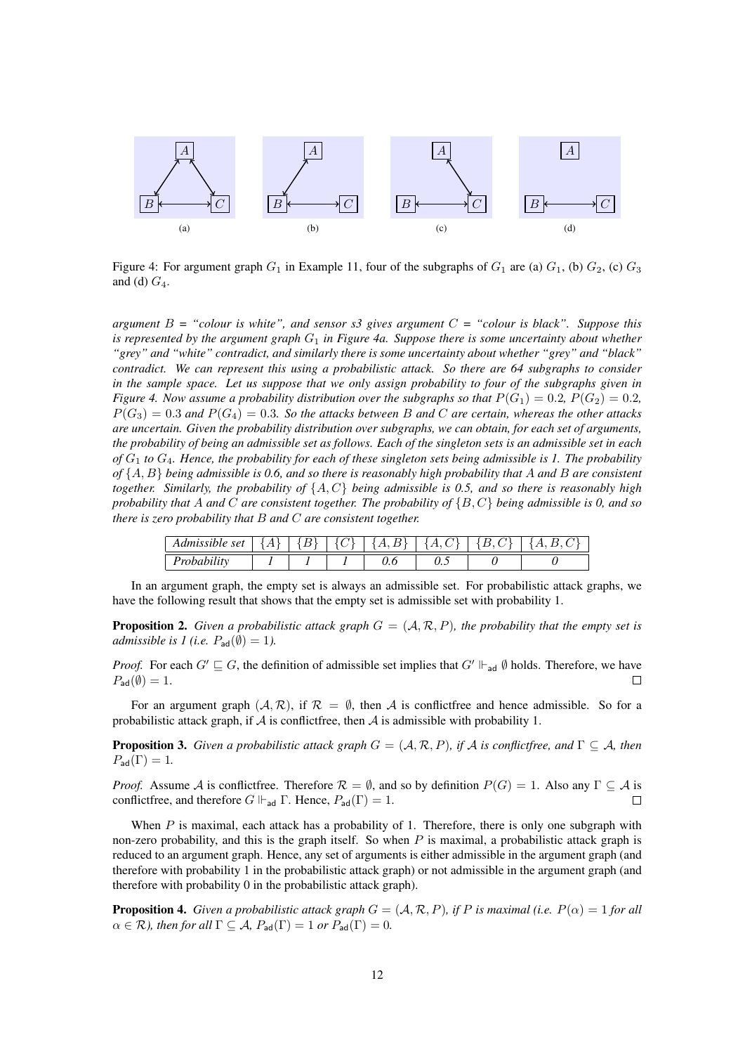Figure 4: For argument graph $G_1$ in Example 11, four of the subgraphs of $G_1$ are (a) $G_1$, (b) $G_2$, (c) $G_3$ and (d) $G_4$.

*argument $B$ = "colour is white", and sensor s3 gives argument $C$ = "colour is black". Suppose this is represented by the argument graph $G_1$ in Figure 4a. Suppose there is some uncertainty about whether "grey" and "white" contradict, and similarly there is some uncertainty about whether "grey" and "black" contradict. We can represent this using a probabilistic attack. So there are 64 subgraphs to consider in the sample space. Let us suppose that we only assign probability to four of the subgraphs given in Figure 4. Now assume a probability distribution over the subgraphs so that $P(G_1) = 0.2$, $P(G_2) = 0.2$, $P(G_3) = 0.3$ and $P(G_4) = 0.3$. So the attacks between $B$ and $C$ are certain, whereas the other attacks are uncertain. Given the probability distribution over subgraphs, we can obtain, for each set of arguments, the probability of being an admissible set as follows. Each of the singleton sets is an admissible set in each of $G_1$ to $G_4$. Hence, the probability for each of these singleton sets being admissible is 1. The probability of $\{A, B\}$ being admissible is 0.6, and so there is reasonably high probability that $A$ and $B$ are consistent together. Similarly, the probability of $\{A, C\}$ being admissible is 0.5, and so there is reasonably high probability that $A$ and $C$ are consistent together. The probability of $\{B, C\}$ being admissible is 0, and so there is zero probability that $B$ and $C$ are consistent together.*

| *Admissible set* | $\{A\}$ | $\{B\}$ | $\{C\}$ | $\{A, B\}$ | $\{A, C\}$ | $\{B, C\}$ | $\{A, B, C\}$ |
|---|---|---|---|---|---|---|---|
| *Probability* | *1* | *1* | *1* | *0.6* | *0.5* | *0* | *0* |

In an argument graph, the empty set is always an admissible set. For probabilistic attack graphs, we have the following result that shows that the empty set is admissible set with probability 1.

**Proposition 2.** *Given a probabilistic attack graph $G = (\mathcal{A}, \mathcal{R}, P)$, the probability that the empty set is admissible is 1 (i.e. $P_{\mathsf{ad}}(\emptyset) = 1$).*

*Proof.* For each $G' \sqsubseteq G$, the definition of admissible set implies that $G' \Vdash_{\mathsf{ad}} \emptyset$ holds. Therefore, we have $P_{\mathsf{ad}}(\emptyset) = 1$. □

For an argument graph $(\mathcal{A}, \mathcal{R})$, if $\mathcal{R} = \emptyset$, then $\mathcal{A}$ is conflictfree and hence admissible. So for a probabilistic attack graph, if $\mathcal{A}$ is conflictfree, then $\mathcal{A}$ is admissible with probability 1.

**Proposition 3.** *Given a probabilistic attack graph $G = (\mathcal{A}, \mathcal{R}, P)$, if $\mathcal{A}$ is conflictfree, and $\Gamma \subseteq \mathcal{A}$, then $P_{\mathsf{ad}}(\Gamma) = 1$.*

*Proof.* Assume $\mathcal{A}$ is conflictfree. Therefore $\mathcal{R} = \emptyset$, and so by definition $P(G) = 1$. Also any $\Gamma \subseteq \mathcal{A}$ is conflictfree, and therefore $G \Vdash_{\mathsf{ad}} \Gamma$. Hence, $P_{\mathsf{ad}}(\Gamma) = 1$. □

When $P$ is maximal, each attack has a probability of 1. Therefore, there is only one subgraph with non-zero probability, and this is the graph itself. So when $P$ is maximal, a probabilistic attack graph is reduced to an argument graph. Hence, any set of arguments is either admissible in the argument graph (and therefore with probability 1 in the probabilistic attack graph) or not admissible in the argument graph (and therefore with probability 0 in the probabilistic attack graph).

**Proposition 4.** *Given a probabilistic attack graph $G = (\mathcal{A}, \mathcal{R}, P)$, if $P$ is maximal (i.e. $P(\alpha) = 1$ for all $\alpha \in \mathcal{R}$), then for all $\Gamma \subseteq \mathcal{A}$, $P_{\mathsf{ad}}(\Gamma) = 1$ or $P_{\mathsf{ad}}(\Gamma) = 0$.*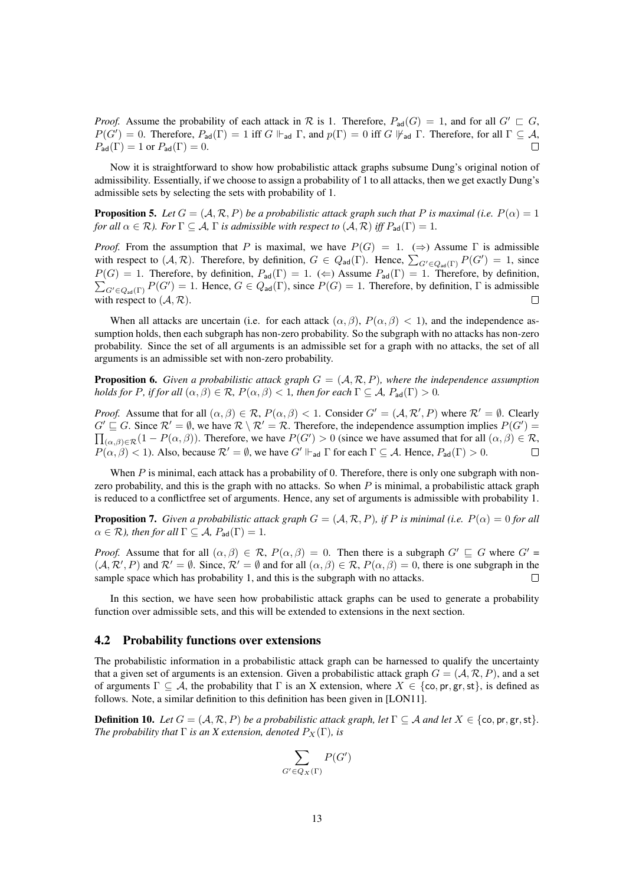*Proof.* Assume the probability of each attack in $\mathcal{R}$ is 1. Therefore, $P_{\mathsf{ad}}(G) = 1$, and for all $G' \sqsubset G$, $P(G') = 0$. Therefore, $P_{\mathsf{ad}}(\Gamma) = 1$ iff $G \Vdash_{\mathsf{ad}} \Gamma$, and $p(\Gamma) = 0$ iff $G \not\Vdash_{\mathsf{ad}} \Gamma$. Therefore, for all $\Gamma \subseteq \mathcal{A}$, $P_{\mathsf{ad}}(\Gamma) = 1$ or $P_{\mathsf{ad}}(\Gamma) = 0$. □

Now it is straightforward to show how probabilistic attack graphs subsume Dung's original notion of admissibility. Essentially, if we choose to assign a probability of 1 to all attacks, then we get exactly Dung's admissible sets by selecting the sets with probability of 1.

**Proposition 5.** *Let $G = (\mathcal{A}, \mathcal{R}, P)$ be a probabilistic attack graph such that $P$ is maximal (i.e. $P(\alpha) = 1$ for all $\alpha \in \mathcal{R}$). For $\Gamma \subseteq \mathcal{A}$, $\Gamma$ is admissible with respect to $(\mathcal{A}, \mathcal{R})$ iff $P_{\mathsf{ad}}(\Gamma) = 1$.*

*Proof.* From the assumption that $P$ is maximal, we have $P(G) = 1$. ($\Rightarrow$) Assume $\Gamma$ is admissible with respect to $(\mathcal{A}, \mathcal{R})$. Therefore, by definition, $G \in Q_{\mathsf{ad}}(\Gamma)$. Hence, $\sum_{G' \in Q_{\mathsf{ad}}(\Gamma)} P(G') = 1$, since $P(G) = 1$. Therefore, by definition, $P_{\mathsf{ad}}(\Gamma) = 1$. ($\Leftarrow$) Assume $P_{\mathsf{ad}}(\Gamma) = 1$. Therefore, by definition, $\sum_{G' \in Q_{\mathsf{ad}}(\Gamma)} P(G') = 1$. Hence, $G \in Q_{\mathsf{ad}}(\Gamma)$, since $P(G) = 1$. Therefore, by definition, $\Gamma$ is admissible with respect to $(\mathcal{A}, \mathcal{R})$. □

When all attacks are uncertain (i.e. for each attack $(\alpha, \beta)$, $P(\alpha, \beta) < 1$), and the independence assumption holds, then each subgraph has non-zero probability. So the subgraph with no attacks has non-zero probability. Since the set of all arguments is an admissible set for a graph with no attacks, the set of all arguments is an admissible set with non-zero probability.

**Proposition 6.** *Given a probabilistic attack graph $G = (\mathcal{A}, \mathcal{R}, P)$, where the independence assumption holds for $P$, if for all $(\alpha, \beta) \in \mathcal{R}$, $P(\alpha, \beta) < 1$, then for each $\Gamma \subseteq \mathcal{A}$, $P_{\mathsf{ad}}(\Gamma) > 0$.*

*Proof.* Assume that for all $(\alpha, \beta) \in \mathcal{R}$, $P(\alpha, \beta) < 1$. Consider $G' = (\mathcal{A}, \mathcal{R}', P)$ where $\mathcal{R}' = \emptyset$. Clearly $G' \sqsubseteq G$. Since $\mathcal{R}' = \emptyset$, we have $\mathcal{R} \setminus \mathcal{R}' = \mathcal{R}$. Therefore, the independence assumption implies $P(G') = \prod_{(\alpha,\beta) \in \mathcal{R}} (1 - P(\alpha, \beta))$. Therefore, we have $P(G') > 0$ (since we have assumed that for all $(\alpha, \beta) \in \mathcal{R}$, $P(\alpha, \beta) < 1$). Also, because $\mathcal{R}' = \emptyset$, we have $G' \Vdash_{\mathsf{ad}} \Gamma$ for each $\Gamma \subseteq \mathcal{A}$. Hence, $P_{\mathsf{ad}}(\Gamma) > 0$. □

When $P$ is minimal, each attack has a probability of 0. Therefore, there is only one subgraph with non-zero probability, and this is the graph with no attacks. So when $P$ is minimal, a probabilistic attack graph is reduced to a conflictfree set of arguments. Hence, any set of arguments is admissible with probability 1.

**Proposition 7.** *Given a probabilistic attack graph $G = (\mathcal{A}, \mathcal{R}, P)$, if $P$ is minimal (i.e. $P(\alpha) = 0$ for all $\alpha \in \mathcal{R}$), then for all $\Gamma \subseteq \mathcal{A}$, $P_{\mathsf{ad}}(\Gamma) = 1$.*

*Proof.* Assume that for all $(\alpha, \beta) \in \mathcal{R}$, $P(\alpha, \beta) = 0$. Then there is a subgraph $G' \sqsubseteq G$ where $G' = (\mathcal{A}, \mathcal{R}', P)$ and $\mathcal{R}' = \emptyset$. Since, $\mathcal{R}' = \emptyset$ and for all $(\alpha, \beta) \in \mathcal{R}$, $P(\alpha, \beta) = 0$, there is one subgraph in the sample space which has probability 1, and this is the subgraph with no attacks. □

In this section, we have seen how probabilistic attack graphs can be used to generate a probability function over admissible sets, and this will be extended to extensions in the next section.

## 4.2 Probability functions over extensions

The probabilistic information in a probabilistic attack graph can be harnessed to qualify the uncertainty that a given set of arguments is an extension. Given a probabilistic attack graph $G = (\mathcal{A}, \mathcal{R}, P)$, and a set of arguments $\Gamma \subseteq \mathcal{A}$, the probability that $\Gamma$ is an X extension, where $X \in \{\mathsf{co}, \mathsf{pr}, \mathsf{gr}, \mathsf{st}\}$, is defined as follows. Note, a similar definition to this definition has been given in [LON11].

**Definition 10.** *Let $G = (\mathcal{A}, \mathcal{R}, P)$ be a probabilistic attack graph, let $\Gamma \subseteq \mathcal{A}$ and let $X \in \{\mathsf{co}, \mathsf{pr}, \mathsf{gr}, \mathsf{st}\}$. The probability that $\Gamma$ is an X extension, denoted $P_X(\Gamma)$, is*

$$\sum_{G' \in Q_X(\Gamma)} P(G')$$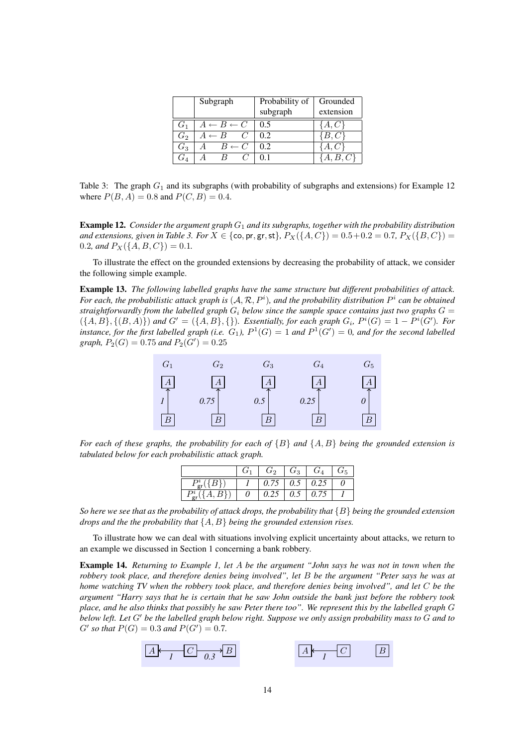|  | Subgraph | Probability of subgraph | Grounded extension |
|---|---|---|---|
| $G_1$ | $A \leftarrow B \leftarrow C$ | 0.5 | $\{A, C\}$ |
| $G_2$ | $A \leftarrow B \quad C$ | 0.2 | $\{B, C\}$ |
| $G_3$ | $A \quad B \leftarrow C$ | 0.2 | $\{A, C\}$ |
| $G_4$ | $A \quad B \quad C$ | 0.1 | $\{A, B, C\}$ |

Table 3: The graph $G_1$ and its subgraphs (with probability of subgraphs and extensions) for Example 12 where $P(B, A) = 0.8$ and $P(C, B) = 0.4$.

**Example 12.** *Consider the argument graph $G_1$ and its subgraphs, together with the probability distribution and extensions, given in Table 3. For $X \in \{\mathsf{co}, \mathsf{pr}, \mathsf{gr}, \mathsf{st}\}$, $P_X(\{A, C\}) = 0.5 + 0.2 = 0.7$, $P_X(\{B, C\}) = 0.2$, and $P_X(\{A, B, C\}) = 0.1$.*

To illustrate the effect on the grounded extensions by decreasing the probability of attack, we consider the following simple example.

**Example 13.** *The following labelled graphs have the same structure but different probabilities of attack. For each, the probabilistic attack graph is $(\mathcal{A}, \mathcal{R}, P^i)$, and the probability distribution $P^i$ can be obtained straightforwardly from the labelled graph $G_i$ below since the sample space contains just two graphs $G = (\{A, B\}, \{(B, A)\})$ and $G' = (\{A, B\}, \{\})$. Essentially, for each graph $G_i$, $P^i(G) = 1 - P^i(G')$. For instance, for the first labelled graph (i.e. $G_1$), $P^1(G) = 1$ and $P^1(G') = 0$, and for the second labelled graph, $P_2(G) = 0.75$ and $P_2(G') = 0.25$*

| $G_1$ | $G_2$ | $G_3$ | $G_4$ | $G_5$ |
|---|---|---|---|---|
| $A \xleftarrow{1} B$ | $A \xleftarrow{0.75} B$ | $A \xleftarrow{0.5} B$ | $A \xleftarrow{0.25} B$ | $A \xleftarrow{0} B$ |

*For each of these graphs, the probability for each of $\{B\}$ and $\{A, B\}$ being the grounded extension is tabulated below for each probabilistic attack graph.*

|  | $G_1$ | $G_2$ | $G_3$ | $G_4$ | $G_5$ |
|---|---|---|---|---|---|
| $P^i_{\mathsf{gr}}(\{B\})$ | *1* | *0.75* | *0.5* | *0.25* | *0* |
| $P^i_{\mathsf{gr}}(\{A, B\})$ | *0* | *0.25* | *0.5* | *0.75* | *1* |

*So here we see that as the probability of attack drops, the probability that $\{B\}$ being the grounded extension drops and the the probability that $\{A, B\}$ being the grounded extension rises.*

To illustrate how we can deal with situations involving explicit uncertainty about attacks, we return to an example we discussed in Section 1 concerning a bank robbery.

**Example 14.** *Returning to Example 1, let $A$ be the argument "John says he was not in town when the robbery took place, and therefore denies being involved", let $B$ be the argument "Peter says he was at home watching TV when the robbery took place, and therefore denies being involved", and let $C$ be the argument "Harry says that he is certain that he saw John outside the bank just before the robbery took place, and he also thinks that possibly he saw Peter there too". We represent this by the labelled graph $G$ below left. Let $G'$ be the labelled graph below right. Suppose we only assign probability mass to $G$ and to $G'$ so that $P(G) = 0.3$ and $P(G') = 0.7$.*

$$A \xleftarrow{1} C \xrightarrow{0.3} B \qquad\qquad A \xleftarrow{1} C \quad\quad B$$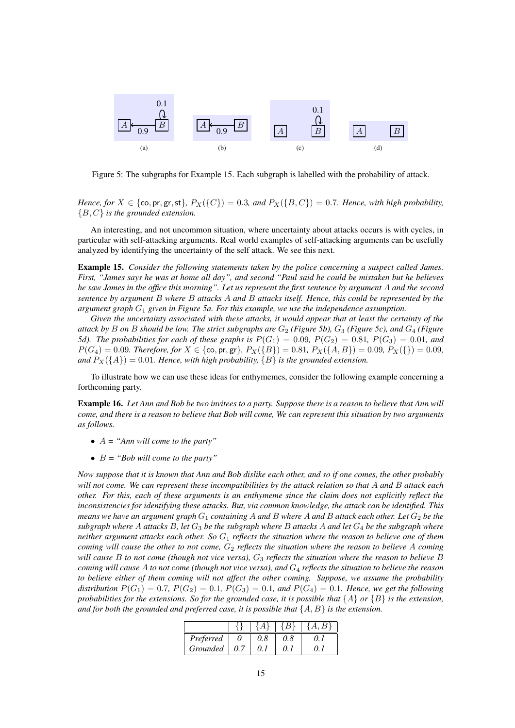(a) (b) (c) (d)

Figure 5: The subgraphs for Example 15. Each subgraph is labelled with the probability of attack.

*Hence, for $X \in \{\mathsf{co}, \mathsf{pr}, \mathsf{gr}, \mathsf{st}\}$, $P_X(\{C\}) = 0.3$, and $P_X(\{B, C\}) = 0.7$. Hence, with high probability, $\{B, C\}$ is the grounded extension.*

An interesting, and not uncommon situation, where uncertainty about attacks occurs is with cycles, in particular with self-attacking arguments. Real world examples of self-attacking arguments can be usefully analyzed by identifying the uncertainty of the self attack. We see this next.

**Example 15.** *Consider the following statements taken by the police concerning a suspect called James. First, "James says he was at home all day", and second "Paul said he could be mistaken but he believes he saw James in the office this morning". Let us represent the first sentence by argument $A$ and the second sentence by argument $B$ where $B$ attacks $A$ and $B$ attacks itself. Hence, this could be represented by the argument graph $G_1$ given in Figure 5a. For this example, we use the independence assumption.*

*Given the uncertainty associated with these attacks, it would appear that at least the certainty of the attack by $B$ on $B$ should be low. The strict subgraphs are $G_2$ (Figure 5b), $G_3$ (Figure 5c), and $G_4$ (Figure 5d). The probabilities for each of these graphs is $P(G_1) = 0.09$, $P(G_2) = 0.81$, $P(G_3) = 0.01$, and $P(G_4) = 0.09$. Therefore, for $X \in \{\mathsf{co}, \mathsf{pr}, \mathsf{gr}\}$, $P_X(\{B\}) = 0.81$, $P_X(\{A, B\}) = 0.09$, $P_X(\{\}) = 0.09$, and $P_X(\{A\}) = 0.01$. Hence, with high probability, $\{B\}$ is the grounded extension.*

To illustrate how we can use these ideas for enthymemes, consider the following example concerning a forthcoming party.

**Example 16.** *Let Ann and Bob be two invitees to a party. Suppose there is a reason to believe that Ann will come, and there is a reason to believe that Bob will come, We can represent this situation by two arguments as follows.*

- *$A$ = "Ann will come to the party"*
- *$B$ = "Bob will come to the party"*

*Now suppose that it is known that Ann and Bob dislike each other, and so if one comes, the other probably will not come. We can represent these incompatibilities by the attack relation so that $A$ and $B$ attack each other. For this, each of these arguments is an enthymeme since the claim does not explicitly reflect the inconsistencies for identifying these attacks. But, via common knowledge, the attack can be identified. This means we have an argument graph $G_1$ containing $A$ and $B$ where $A$ and $B$ attack each other. Let $G_2$ be the subgraph where $A$ attacks $B$, let $G_3$ be the subgraph where $B$ attacks $A$ and let $G_4$ be the subgraph where neither argument attacks each other. So $G_1$ reflects the situation where the reason to believe one of them coming will cause the other to not come, $G_2$ reflects the situation where the reason to believe $A$ coming will cause $B$ to not come (though not vice versa), $G_3$ reflects the situation where the reason to believe $B$ coming will cause $A$ to not come (though not vice versa), and $G_4$ reflects the situation to believe the reason to believe either of them coming will not affect the other coming. Suppose, we assume the probability distribution $P(G_1) = 0.7$, $P(G_2) = 0.1$, $P(G_3) = 0.1$, and $P(G_4) = 0.1$. Hence, we get the following probabilities for the extensions. So for the grounded case, it is possible that $\{A\}$ or $\{B\}$ is the extension, and for both the grounded and preferred case, it is possible that $\{A, B\}$ is the extension.*

| | $\{\}$ | $\{A\}$ | $\{B\}$ | $\{A, B\}$ |
|---|---|---|---|---|
| *Preferred* | *0* | *0.8* | *0.8* | *0.1* |
| *Grounded* | *0.7* | *0.1* | *0.1* | *0.1* |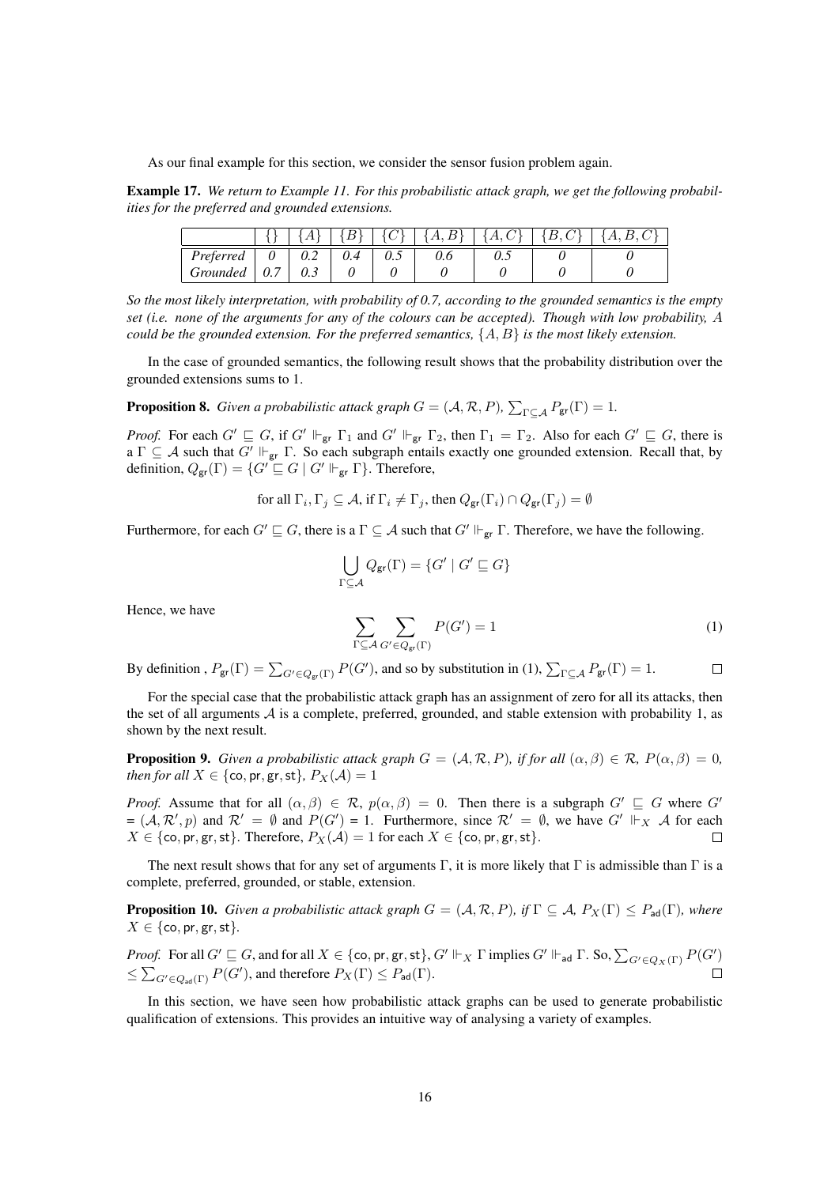As our final example for this section, we consider the sensor fusion problem again.

**Example 17.** *We return to Example 11. For this probabilistic attack graph, we get the following probabilities for the preferred and grounded extensions.*

| | $\{\}$ | $\{A\}$ | $\{B\}$ | $\{C\}$ | $\{A, B\}$ | $\{A, C\}$ | $\{B, C\}$ | $\{A, B, C\}$ |
|---|---|---|---|---|---|---|---|---|
| *Preferred* | *0* | *0.2* | *0.4* | *0.5* | *0.6* | *0.5* | *0* | *0* |
| *Grounded* | *0.7* | *0.3* | *0* | *0* | *0* | *0* | *0* | *0* |

*So the most likely interpretation, with probability of 0.7, according to the grounded semantics is the empty set (i.e. none of the arguments for any of the colours can be accepted). Though with low probability, $A$ could be the grounded extension. For the preferred semantics, $\{A, B\}$ is the most likely extension.*

In the case of grounded semantics, the following result shows that the probability distribution over the grounded extensions sums to 1.

**Proposition 8.** *Given a probabilistic attack graph $G = (\mathcal{A}, \mathcal{R}, P)$, $\sum_{\Gamma \subseteq \mathcal{A}} P_{\mathsf{gr}}(\Gamma) = 1$.*

*Proof.* For each $G' \sqsubseteq G$, if $G' \Vdash_{\mathsf{gr}} \Gamma_1$ and $G' \Vdash_{\mathsf{gr}} \Gamma_2$, then $\Gamma_1 = \Gamma_2$. Also for each $G' \sqsubseteq G$, there is a $\Gamma \subseteq \mathcal{A}$ such that $G' \Vdash_{\mathsf{gr}} \Gamma$. So each subgraph entails exactly one grounded extension. Recall that, by definition, $Q_{\mathsf{gr}}(\Gamma) = \{G' \sqsubseteq G \mid G' \Vdash_{\mathsf{gr}} \Gamma\}$. Therefore,

$$\text{for all } \Gamma_i, \Gamma_j \subseteq \mathcal{A}, \text{ if } \Gamma_i \neq \Gamma_j, \text{ then } Q_{\mathsf{gr}}(\Gamma_i) \cap Q_{\mathsf{gr}}(\Gamma_j) = \emptyset$$

Furthermore, for each $G' \sqsubseteq G$, there is a $\Gamma \subseteq \mathcal{A}$ such that $G' \Vdash_{\mathsf{gr}} \Gamma$. Therefore, we have the following.

$$\bigcup_{\Gamma \subseteq \mathcal{A}} Q_{\mathsf{gr}}(\Gamma) = \{G' \mid G' \sqsubseteq G\}$$

Hence, we have

$$\sum_{\Gamma \subseteq \mathcal{A}} \sum_{G' \in Q_{\mathsf{gr}}(\Gamma)} P(G') = 1 \tag{1}$$

By definition , $P_{\mathsf{gr}}(\Gamma) = \sum_{G' \in Q_{\mathsf{gr}}(\Gamma)} P(G')$, and so by substitution in (1), $\sum_{\Gamma \subseteq \mathcal{A}} P_{\mathsf{gr}}(\Gamma) = 1$. $\square$

For the special case that the probabilistic attack graph has an assignment of zero for all its attacks, then the set of all arguments $\mathcal{A}$ is a complete, preferred, grounded, and stable extension with probability 1, as shown by the next result.

**Proposition 9.** *Given a probabilistic attack graph $G = (\mathcal{A}, \mathcal{R}, P)$, if for all $(\alpha, \beta) \in \mathcal{R}$, $P(\alpha, \beta) = 0$, then for all $X \in \{\mathsf{co}, \mathsf{pr}, \mathsf{gr}, \mathsf{st}\}$, $P_X(\mathcal{A}) = 1$*

*Proof.* Assume that for all $(\alpha, \beta) \in \mathcal{R}$, $p(\alpha, \beta) = 0$. Then there is a subgraph $G' \sqsubseteq G$ where $G' = (\mathcal{A}, \mathcal{R}', p)$ and $\mathcal{R}' = \emptyset$ and $P(G') = 1$. Furthermore, since $\mathcal{R}' = \emptyset$, we have $G' \Vdash_X \mathcal{A}$ for each $X \in \{\mathsf{co}, \mathsf{pr}, \mathsf{gr}, \mathsf{st}\}$. Therefore, $P_X(\mathcal{A}) = 1$ for each $X \in \{\mathsf{co}, \mathsf{pr}, \mathsf{gr}, \mathsf{st}\}$. $\square$

The next result shows that for any set of arguments $\Gamma$, it is more likely that $\Gamma$ is admissible than $\Gamma$ is a complete, preferred, grounded, or stable, extension.

**Proposition 10.** *Given a probabilistic attack graph $G = (\mathcal{A}, \mathcal{R}, P)$, if $\Gamma \subseteq \mathcal{A}$, $P_X(\Gamma) \leq P_{\mathsf{ad}}(\Gamma)$, where $X \in \{\mathsf{co}, \mathsf{pr}, \mathsf{gr}, \mathsf{st}\}$.*

*Proof.* For all $G' \sqsubseteq G$, and for all $X \in \{\mathsf{co}, \mathsf{pr}, \mathsf{gr}, \mathsf{st}\}$, $G' \Vdash_X \Gamma$ implies $G' \Vdash_{\mathsf{ad}} \Gamma$. So, $\sum_{G' \in Q_X(\Gamma)} P(G') \leq \sum_{G' \in Q_{\mathsf{ad}}(\Gamma)} P(G')$, and therefore $P_X(\Gamma) \leq P_{\mathsf{ad}}(\Gamma)$. $\square$

In this section, we have seen how probabilistic attack graphs can be used to generate probabilistic qualification of extensions. This provides an intuitive way of analysing a variety of examples.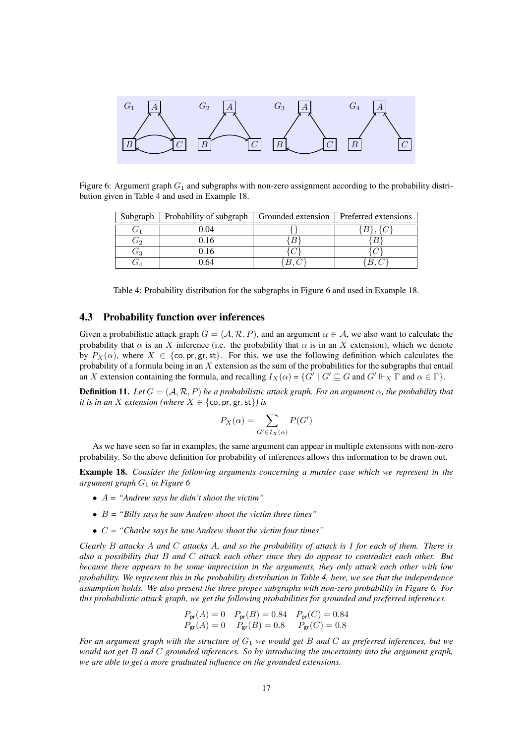Figure 6: Argument graph $G_1$ and subgraphs with non-zero assignment according to the probability distribution given in Table 4 and used in Example 18.

| Subgraph | Probability of subgraph | Grounded extension | Preferred extensions |
|---|---|---|---|
| $G_1$ | 0.04 | $\{\}$ | $\{B\}, \{C\}$ |
| $G_2$ | 0.16 | $\{B\}$ | $\{B\}$ |
| $G_3$ | 0.16 | $\{C\}$ | $\{C\}$ |
| $G_4$ | 0.64 | $\{B, C\}$ | $\{B, C\}$ |

Table 4: Probability distribution for the subgraphs in Figure 6 and used in Example 18.

### 4.3 Probability function over inferences

Given a probabilistic attack graph $G = (\mathcal{A}, \mathcal{R}, P)$, and an argument $\alpha \in \mathcal{A}$, we also want to calculate the probability that $\alpha$ is an $X$ inference (i.e. the probability that $\alpha$ is in an $X$ extension), which we denote by $P_X(\alpha)$, where $X \in \{\mathsf{co}, \mathsf{pr}, \mathsf{gr}, \mathsf{st}\}$. For this, we use the following definition which calculates the probability of a formula being in an $X$ extension as the sum of the probabilities for the subgraphs that entail an $X$ extension containing the formula, and recalling $I_X(\alpha) = \{G' \mid G' \sqsubseteq G$ and $G' \Vdash_X \Gamma$ and $\alpha \in \Gamma\}$.

**Definition 11.** *Let $G = (\mathcal{A}, \mathcal{R}, P)$ be a probabilistic attack graph. For an argument $\alpha$, the probability that it is in an $X$ extension (where $X \in \{\mathsf{co}, \mathsf{pr}, \mathsf{gr}, \mathsf{st}\}$) is*

$$P_X(\alpha) = \sum_{G' \in I_X(\alpha)} P(G')$$

As we have seen so far in examples, the same argument can appear in multiple extensions with non-zero probability. So the above definition for probability of inferences allows this information to be drawn out.

**Example 18.** *Consider the following arguments concerning a murder case which we represent in the argument graph $G_1$ in Figure 6*

- *$A$ = "Andrew says he didn't shoot the victim"*
- *$B$ = "Billy says he saw Andrew shoot the victim three times"*
- *$C$ = "Charlie says he saw Andrew shoot the victim four times"*

*Clearly $B$ attacks $A$ and $C$ attacks $A$, and so the probability of attack is 1 for each of them. There is also a possibility that $B$ and $C$ attack each other since they do appear to contradict each other. But because there appears to be some imprecision in the arguments, they only attack each other with low probability. We represent this in the probability distribution in Table 4. here, we see that the independence assumption holds. We also present the three proper subgraphs with non-zero probability in Figure 6. For this probabilistic attack graph, we get the following probabilities for grounded and preferred inferences.*

$$\begin{array}{lll} P_{\mathsf{pr}}(A) = 0 & P_{\mathsf{pr}}(B) = 0.84 & P_{\mathsf{pr}}(C) = 0.84 \\ P_{\mathsf{gr}}(A) = 0 & P_{\mathsf{gr}}(B) = 0.8 & P_{\mathsf{gr}}(C) = 0.8 \end{array}$$

*For an argument graph with the structure of $G_1$ we would get $B$ and $C$ as preferred inferences, but we would not get $B$ and $C$ grounded inferences. So by introducing the uncertainty into the argument graph, we are able to get a more graduated influence on the grounded extensions.*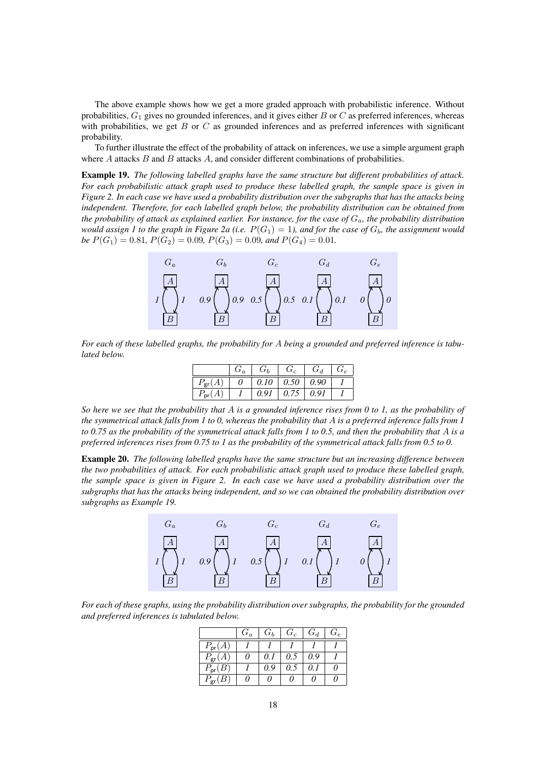The above example shows how we get a more graded approach with probabilistic inference. Without probabilities, $G_1$ gives no grounded inferences, and it gives either $B$ or $C$ as preferred inferences, whereas with probabilities, we get $B$ or $C$ as grounded inferences and as preferred inferences with significant probability.

To further illustrate the effect of the probability of attack on inferences, we use a simple argument graph where $A$ attacks $B$ and $B$ attacks $A$, and consider different combinations of probabilities.

**Example 19.** *The following labelled graphs have the same structure but different probabilities of attack. For each probabilistic attack graph used to produce these labelled graph, the sample space is given in Figure 2. In each case we have used a probability distribution over the subgraphs that has the attacks being independent. Therefore, for each labelled graph below, the probability distribution can be obtained from the probability of attack as explained earlier. For instance, for the case of $G_a$, the probability distribution would assign 1 to the graph in Figure 2a (i.e. $P(G_1) = 1$), and for the case of $G_b$, the assignment would be $P(G_1) = 0.81$, $P(G_2) = 0.09$, $P(G_3) = 0.09$, and $P(G_4) = 0.01$.*

| | $G_a$ | $G_b$ | $G_c$ | $G_d$ | $G_e$ |
|---|---|---|---|---|---|
| $B \to A$ | 1 | 0.9 | 0.5 | 0.1 | 0 |
| $A \to B$ | 1 | 0.9 | 0.5 | 0.1 | 0 |

*For each of these labelled graphs, the probability for $A$ being a grounded and preferred inference is tabulated below.*

| | $G_a$ | $G_b$ | $G_c$ | $G_d$ | $G_e$ |
|---|---|---|---|---|---|
| $P_{\mathsf{gr}}(A)$ | 0 | 0.10 | 0.50 | 0.90 | 1 |
| $P_{\mathsf{pr}}(A)$ | 1 | 0.91 | 0.75 | 0.91 | 1 |

*So here we see that the probability that $A$ is a grounded inference rises from 0 to 1, as the probability of the symmetrical attack falls from 1 to 0, whereas the probability that $A$ is a preferred inference falls from 1 to 0.75 as the probability of the symmetrical attack falls from 1 to 0.5, and then the probability that $A$ is a preferred inferences rises from 0.75 to 1 as the probability of the symmetrical attack falls from 0.5 to 0.*

**Example 20.** *The following labelled graphs have the same structure but an increasing difference between the two probabilities of attack. For each probabilistic attack graph used to produce these labelled graph, the sample space is given in Figure 2. In each case we have used a probability distribution over the subgraphs that has the attacks being independent, and so we can obtained the probability distribution over subgraphs as Example 19.*

| | $G_a$ | $G_b$ | $G_c$ | $G_d$ | $G_e$ |
|---|---|---|---|---|---|
| $B \to A$ | 1 | 0.9 | 0.5 | 0.1 | 0 |
| $A \to B$ | 1 | 1 | 1 | 1 | 1 |

*For each of these graphs, using the probability distribution over subgraphs, the probability for the grounded and preferred inferences is tabulated below.*

| | $G_a$ | $G_b$ | $G_c$ | $G_d$ | $G_e$ |
|---|---|---|---|---|---|
| $P_{\mathsf{pr}}(A)$ | 1 | 1 | 1 | 1 | 1 |
| $P_{\mathsf{gr}}(A)$ | 0 | 0.1 | 0.5 | 0.9 | 1 |
| $P_{\mathsf{pr}}(B)$ | 1 | 0.9 | 0.5 | 0.1 | 0 |
| $P_{\mathsf{gr}}(B)$ | 0 | 0 | 0 | 0 | 0 |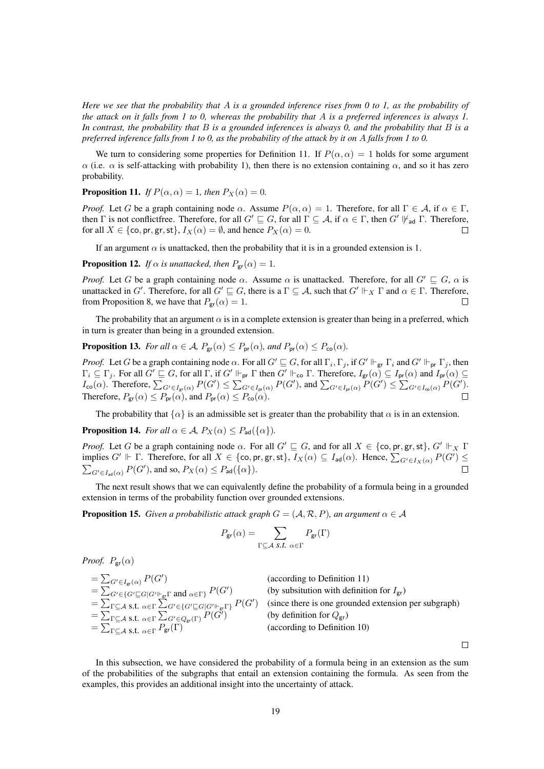*Here we see that the probability that $A$ is a grounded inference rises from 0 to 1, as the probability of the attack on it falls from 1 to 0, whereas the probability that $A$ is a preferred inferences is always 1. In contrast, the probability that $B$ is a grounded inferences is always 0, and the probability that $B$ is a preferred inference falls from 1 to 0, as the probability of the attack by it on $A$ falls from 1 to 0.*

We turn to considering some properties for Definition 11. If $P(\alpha, \alpha) = 1$ holds for some argument $\alpha$ (i.e. $\alpha$ is self-attacking with probability 1), then there is no extension containing $\alpha$, and so it has zero probability.

**Proposition 11.** *If $P(\alpha, \alpha) = 1$, then $P_X(\alpha) = 0$.*

*Proof.* Let $G$ be a graph containing node $\alpha$. Assume $P(\alpha, \alpha) = 1$. Therefore, for all $\Gamma \in \mathcal{A}$, if $\alpha \in \Gamma$, then $\Gamma$ is not conflictfree. Therefore, for all $G' \sqsubseteq G$, for all $\Gamma \subseteq \mathcal{A}$, if $\alpha \in \Gamma$, then $G' \not\Vdash_{\mathsf{ad}} \Gamma$. Therefore, for all $X \in \{\mathsf{co}, \mathsf{pr}, \mathsf{gr}, \mathsf{st}\}$, $I_X(\alpha) = \emptyset$, and hence $P_X(\alpha) = 0$. □

If an argument $\alpha$ is unattacked, then the probability that it is in a grounded extension is 1.

**Proposition 12.** *If $\alpha$ is unattacked, then $P_{\mathsf{gr}}(\alpha) = 1$.*

*Proof.* Let $G$ be a graph containing node $\alpha$. Assume $\alpha$ is unattacked. Therefore, for all $G' \sqsubseteq G$, $\alpha$ is unattacked in $G'$. Therefore, for all $G' \sqsubseteq G$, there is a $\Gamma \subseteq \mathcal{A}$, such that $G' \Vdash_X \Gamma$ and $\alpha \in \Gamma$. Therefore, from Proposition 8, we have that $P_{\mathsf{gr}}(\alpha) = 1$. □

The probability that an argument $\alpha$ is in a complete extension is greater than being in a preferred, which in turn is greater than being in a grounded extension.

**Proposition 13.** *For all $\alpha \in \mathcal{A}$, $P_{\mathsf{gr}}(\alpha) \leq P_{\mathsf{pr}}(\alpha)$, and $P_{\mathsf{pr}}(\alpha) \leq P_{\mathsf{co}}(\alpha)$.*

*Proof.* Let $G$ be a graph containing node $\alpha$. For all $G' \sqsubseteq G$, for all $\Gamma_i, \Gamma_j$, if $G' \Vdash_{\mathsf{gr}} \Gamma_i$ and $G' \Vdash_{\mathsf{pr}} \Gamma_j$, then $\Gamma_i \subseteq \Gamma_j$. For all $G' \sqsubseteq G$, for all $\Gamma$, if $G' \Vdash_{\mathsf{pr}} \Gamma$ then $G' \Vdash_{\mathsf{co}} \Gamma$. Therefore, $I_{\mathsf{gr}}(\alpha) \subseteq I_{\mathsf{pr}}(\alpha)$ and $I_{\mathsf{pr}}(\alpha) \subseteq I_{\mathsf{co}}(\alpha)$. Therefore, $\sum_{G' \in I_{\mathsf{gr}}(\alpha)} P(G') \leq \sum_{G' \in I_{\mathsf{pr}}(\alpha)} P(G')$, and $\sum_{G' \in I_{\mathsf{pr}}(\alpha)} P(G') \leq \sum_{G' \in I_{\mathsf{co}}(\alpha)} P(G')$. Therefore, $P_{\mathsf{gr}}(\alpha) \leq P_{\mathsf{pr}}(\alpha)$, and $P_{\mathsf{pr}}(\alpha) \leq P_{\mathsf{co}}(\alpha)$. □

The probability that $\{\alpha\}$ is an admissible set is greater than the probability that $\alpha$ is in an extension.

**Proposition 14.** *For all $\alpha \in \mathcal{A}$, $P_X(\alpha) \leq P_{\mathsf{ad}}(\{\alpha\})$.*

*Proof.* Let $G$ be a graph containing node $\alpha$. For all $G' \sqsubseteq G$, and for all $X \in \{\mathsf{co}, \mathsf{pr}, \mathsf{gr}, \mathsf{st}\}$, $G' \Vdash_X \Gamma$ implies $G' \Vdash \Gamma$. Therefore, for all $X \in \{\mathsf{co}, \mathsf{pr}, \mathsf{gr}, \mathsf{st}\}$, $I_X(\alpha) \subseteq I_{\mathsf{ad}}(\alpha)$. Hence, $\sum_{G' \in I_X(\alpha)} P(G') \leq \sum_{G' \in I_{\mathsf{ad}}(\alpha)} P(G')$, and so, $P_X(\alpha) \leq P_{\mathsf{ad}}(\{\alpha\})$. □

The next result shows that we can equivalently define the probability of a formula being in a grounded extension in terms of the probability function over grounded extensions.

**Proposition 15.** *Given a probabilistic attack graph $G = (\mathcal{A}, \mathcal{R}, P)$, an argument $\alpha \in \mathcal{A}$*

$$P_{\mathsf{gr}}(\alpha) = \sum_{\Gamma \subseteq \mathcal{A} \text{ s.t. } \alpha \in \Gamma} P_{\mathsf{gr}}(\Gamma)$$

*Proof.* $P_{\mathsf{gr}}(\alpha)$

$$
\begin{aligned}
&= \textstyle\sum_{G' \in I_{\mathsf{gr}}(\alpha)} P(G') && \text{(according to Definition 11)} \\
&= \textstyle\sum_{G' \in \{G' \sqsubseteq G | G' \Vdash_{\mathsf{gr}} \Gamma \text{ and } \alpha \in \Gamma\}} P(G') && \text{(by subsitution with definition for } I_{\mathsf{gr}}) \\
&= \textstyle\sum_{\Gamma \subseteq \mathcal{A} \text{ s.t. } \alpha \in \Gamma} \sum_{G' \in \{G' \sqsubseteq G | G' \Vdash_{\mathsf{gr}} \Gamma\}} P(G') && \text{(since there is one grounded extension per subgraph)} \\
&= \textstyle\sum_{\Gamma \subseteq \mathcal{A} \text{ s.t. } \alpha \in \Gamma} \sum_{G' \in Q_{\mathsf{gr}}(\Gamma)} P(G') && \text{(by definition for } Q_{\mathsf{gr}}) \\
&= \textstyle\sum_{\Gamma \subseteq \mathcal{A} \text{ s.t. } \alpha \in \Gamma} P_{\mathsf{gr}}(\Gamma) && \text{(according to Definition 10)}
\end{aligned}
$$

□

In this subsection, we have considered the probability of a formula being in an extension as the sum of the probabilities of the subgraphs that entail an extension containing the formula. As seen from the examples, this provides an additional insight into the uncertainty of attack.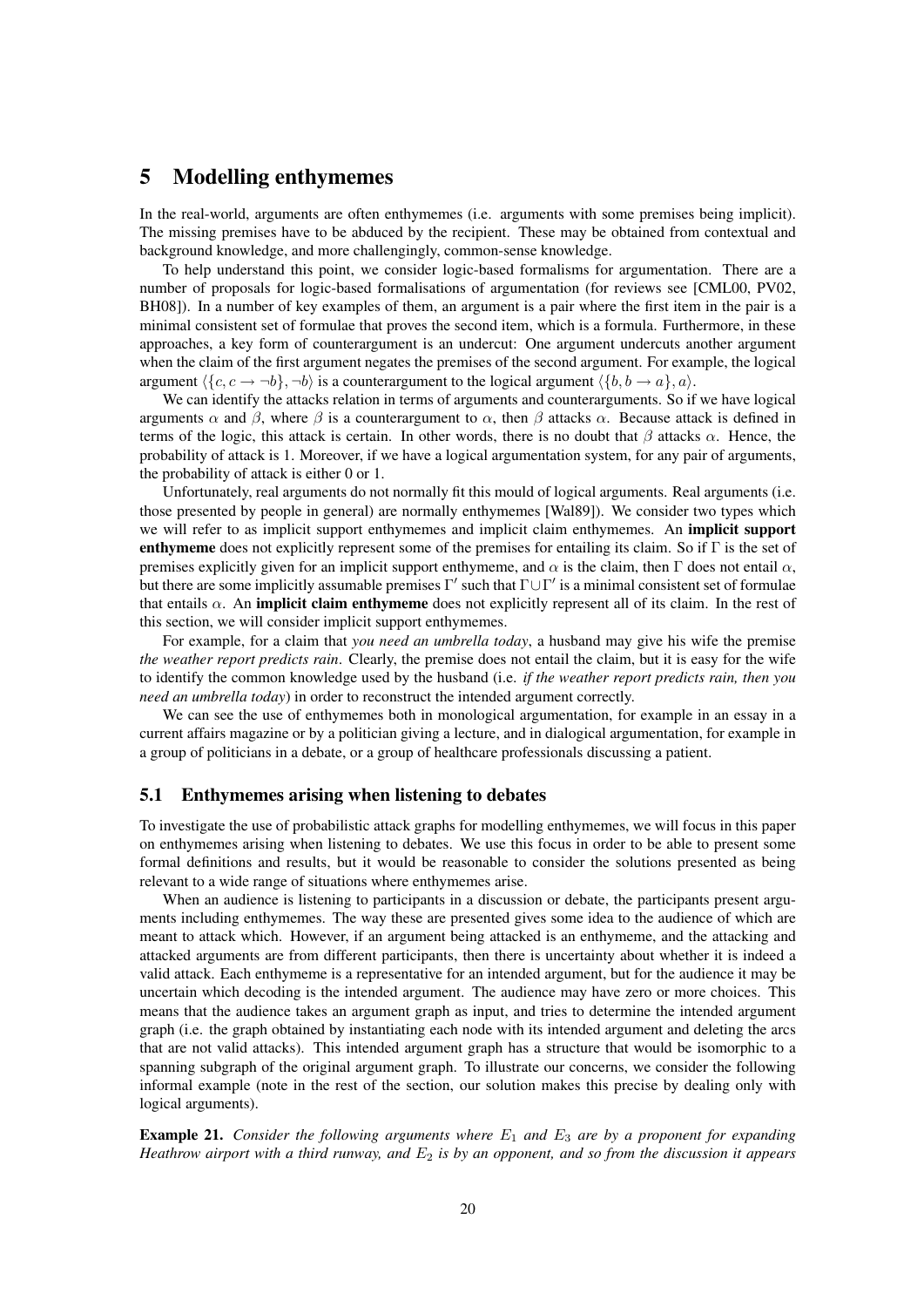## 5 Modelling enthymemes

In the real-world, arguments are often enthymemes (i.e. arguments with some premises being implicit). The missing premises have to be abduced by the recipient. These may be obtained from contextual and background knowledge, and more challengingly, common-sense knowledge.

To help understand this point, we consider logic-based formalisms for argumentation. There are a number of proposals for logic-based formalisations of argumentation (for reviews see [CML00, PV02, BH08]). In a number of key examples of them, an argument is a pair where the first item in the pair is a minimal consistent set of formulae that proves the second item, which is a formula. Furthermore, in these approaches, a key form of counterargument is an undercut: One argument undercuts another argument when the claim of the first argument negates the premises of the second argument. For example, the logical argument $\langle \{c, c \rightarrow \neg b\}, \neg b \rangle$ is a counterargument to the logical argument $\langle \{b, b \rightarrow a\}, a \rangle$.

We can identify the attacks relation in terms of arguments and counterarguments. So if we have logical arguments $\alpha$ and $\beta$, where $\beta$ is a counterargument to $\alpha$, then $\beta$ attacks $\alpha$. Because attack is defined in terms of the logic, this attack is certain. In other words, there is no doubt that $\beta$ attacks $\alpha$. Hence, the probability of attack is 1. Moreover, if we have a logical argumentation system, for any pair of arguments, the probability of attack is either 0 or 1.

Unfortunately, real arguments do not normally fit this mould of logical arguments. Real arguments (i.e. those presented by people in general) are normally enthymemes [Wal89]). We consider two types which we will refer to as implicit support enthymemes and implicit claim enthymemes. An **implicit support enthymeme** does not explicitly represent some of the premises for entailing its claim. So if $\Gamma$ is the set of premises explicitly given for an implicit support enthymeme, and $\alpha$ is the claim, then $\Gamma$ does not entail $\alpha$, but there are some implicitly assumable premises $\Gamma'$ such that $\Gamma \cup \Gamma'$ is a minimal consistent set of formulae that entails $\alpha$. An **implicit claim enthymeme** does not explicitly represent all of its claim. In the rest of this section, we will consider implicit support enthymemes.

For example, for a claim that *you need an umbrella today*, a husband may give his wife the premise *the weather report predicts rain*. Clearly, the premise does not entail the claim, but it is easy for the wife to identify the common knowledge used by the husband (i.e. *if the weather report predicts rain, then you need an umbrella today*) in order to reconstruct the intended argument correctly.

We can see the use of enthymemes both in monological argumentation, for example in an essay in a current affairs magazine or by a politician giving a lecture, and in dialogical argumentation, for example in a group of politicians in a debate, or a group of healthcare professionals discussing a patient.

### 5.1 Enthymemes arising when listening to debates

To investigate the use of probabilistic attack graphs for modelling enthymemes, we will focus in this paper on enthymemes arising when listening to debates. We use this focus in order to be able to present some formal definitions and results, but it would be reasonable to consider the solutions presented as being relevant to a wide range of situations where enthymemes arise.

When an audience is listening to participants in a discussion or debate, the participants present arguments including enthymemes. The way these are presented gives some idea to the audience of which are meant to attack which. However, if an argument being attacked is an enthymeme, and the attacking and attacked arguments are from different participants, then there is uncertainty about whether it is indeed a valid attack. Each enthymeme is a representative for an intended argument, but for the audience it may be uncertain which decoding is the intended argument. The audience may have zero or more choices. This means that the audience takes an argument graph as input, and tries to determine the intended argument graph (i.e. the graph obtained by instantiating each node with its intended argument and deleting the arcs that are not valid attacks). This intended argument graph has a structure that would be isomorphic to a spanning subgraph of the original argument graph. To illustrate our concerns, we consider the following informal example (note in the rest of the section, our solution makes this precise by dealing only with logical arguments).

**Example 21.** *Consider the following arguments where $E_1$ and $E_3$ are by a proponent for expanding Heathrow airport with a third runway, and $E_2$ is by an opponent, and so from the discussion it appears*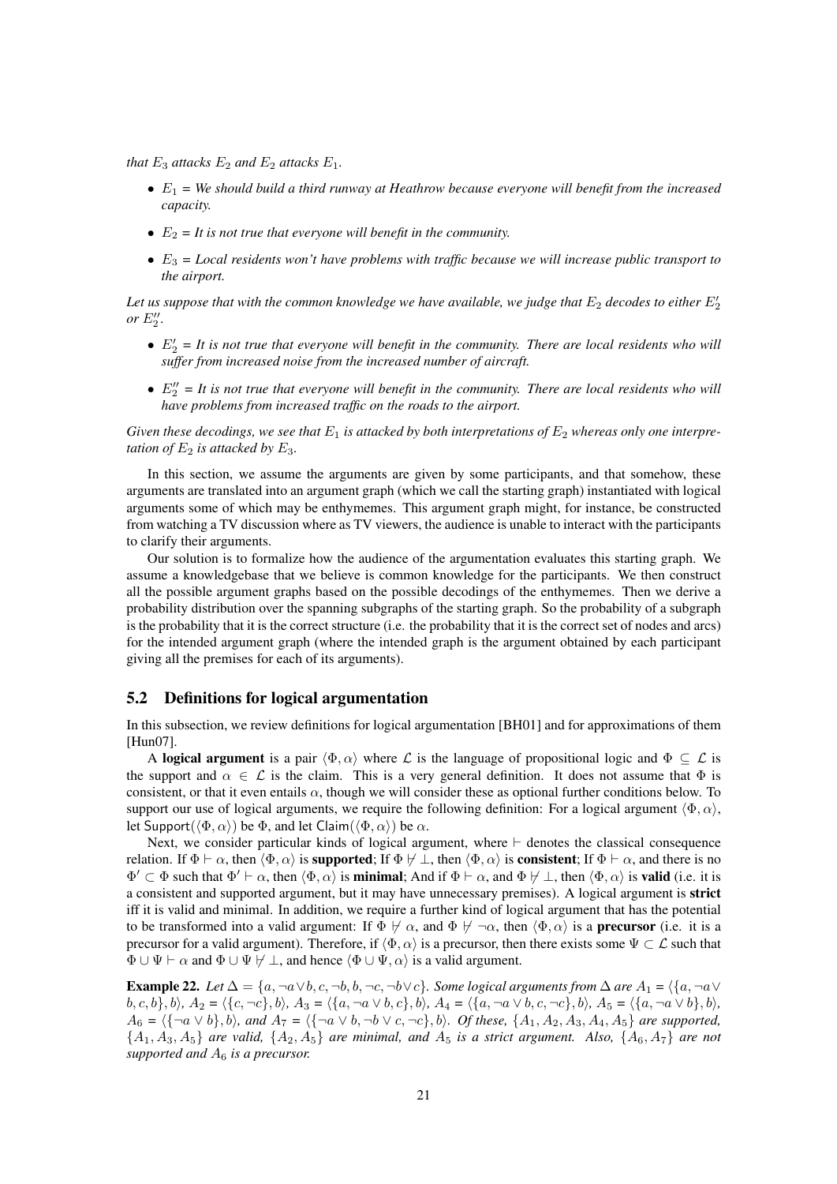*that $E_3$ attacks $E_2$ and $E_2$ attacks $E_1$.*

- *$E_1$ = We should build a third runway at Heathrow because everyone will benefit from the increased capacity.*
- *$E_2$ = It is not true that everyone will benefit in the community.*
- *$E_3$ = Local residents won't have problems with traffic because we will increase public transport to the airport.*

*Let us suppose that with the common knowledge we have available, we judge that $E_2$ decodes to either $E_2'$ or $E_2''$.*

- *$E_2'$ = It is not true that everyone will benefit in the community. There are local residents who will suffer from increased noise from the increased number of aircraft.*
- *$E_2''$ = It is not true that everyone will benefit in the community. There are local residents who will have problems from increased traffic on the roads to the airport.*

*Given these decodings, we see that $E_1$ is attacked by both interpretations of $E_2$ whereas only one interpretation of $E_2$ is attacked by $E_3$.*

In this section, we assume the arguments are given by some participants, and that somehow, these arguments are translated into an argument graph (which we call the starting graph) instantiated with logical arguments some of which may be enthymemes. This argument graph might, for instance, be constructed from watching a TV discussion where as TV viewers, the audience is unable to interact with the participants to clarify their arguments.

Our solution is to formalize how the audience of the argumentation evaluates this starting graph. We assume a knowledgebase that we believe is common knowledge for the participants. We then construct all the possible argument graphs based on the possible decodings of the enthymemes. Then we derive a probability distribution over the spanning subgraphs of the starting graph. So the probability of a subgraph is the probability that it is the correct structure (i.e. the probability that it is the correct set of nodes and arcs) for the intended argument graph (where the intended graph is the argument obtained by each participant giving all the premises for each of its arguments).

## 5.2 Definitions for logical argumentation

In this subsection, we review definitions for logical argumentation [BH01] and for approximations of them [Hun07].

A **logical argument** is a pair $\langle \Phi, \alpha \rangle$ where $\mathcal{L}$ is the language of propositional logic and $\Phi \subseteq \mathcal{L}$ is the support and $\alpha \in \mathcal{L}$ is the claim. This is a very general definition. It does not assume that $\Phi$ is consistent, or that it even entails $\alpha$, though we will consider these as optional further conditions below. To support our use of logical arguments, we require the following definition: For a logical argument $\langle \Phi, \alpha \rangle$, let $\mathsf{Support}(\langle \Phi, \alpha \rangle)$ be $\Phi$, and let $\mathsf{Claim}(\langle \Phi, \alpha \rangle)$ be $\alpha$.

Next, we consider particular kinds of logical argument, where $\vdash$ denotes the classical consequence relation. If $\Phi \vdash \alpha$, then $\langle \Phi, \alpha \rangle$ is **supported**; If $\Phi \not\vdash \bot$, then $\langle \Phi, \alpha \rangle$ is **consistent**; If $\Phi \vdash \alpha$, and there is no $\Phi' \subset \Phi$ such that $\Phi' \vdash \alpha$, then $\langle \Phi, \alpha \rangle$ is **minimal**; And if $\Phi \vdash \alpha$, and $\Phi \not\vdash \bot$, then $\langle \Phi, \alpha \rangle$ is **valid** (i.e. it is a consistent and supported argument, but it may have unnecessary premises). A logical argument is **strict** iff it is valid and minimal. In addition, we require a further kind of logical argument that has the potential to be transformed into a valid argument: If $\Phi \not\vdash \alpha$, and $\Phi \not\vdash \neg\alpha$, then $\langle \Phi, \alpha \rangle$ is a **precursor** (i.e. it is a precursor for a valid argument). Therefore, if $\langle \Phi, \alpha \rangle$ is a precursor, then there exists some $\Psi \subset \mathcal{L}$ such that $\Phi \cup \Psi \vdash \alpha$ and $\Phi \cup \Psi \not\vdash \bot$, and hence $\langle \Phi \cup \Psi, \alpha \rangle$ is a valid argument.

**Example 22.** *Let $\Delta = \{a, \neg a \vee b, c, \neg b, b, \neg c, \neg b \vee c\}$. Some logical arguments from $\Delta$ are $A_1 = \langle \{a, \neg a \vee b, c, b\}, b \rangle$, $A_2 = \langle \{c, \neg c\}, b \rangle$, $A_3 = \langle \{a, \neg a \vee b, c\}, b \rangle$, $A_4 = \langle \{a, \neg a \vee b, c, \neg c\}, b \rangle$, $A_5 = \langle \{a, \neg a \vee b\}, b \rangle$, $A_6 = \langle \{\neg a \vee b\}, b \rangle$, and $A_7 = \langle \{\neg a \vee b, \neg b \vee c, \neg c\}, b \rangle$. Of these, $\{A_1, A_2, A_3, A_4, A_5\}$ are supported, $\{A_1, A_3, A_5\}$ are valid, $\{A_2, A_5\}$ are minimal, and $A_5$ is a strict argument. Also, $\{A_6, A_7\}$ are not supported and $A_6$ is a precursor.*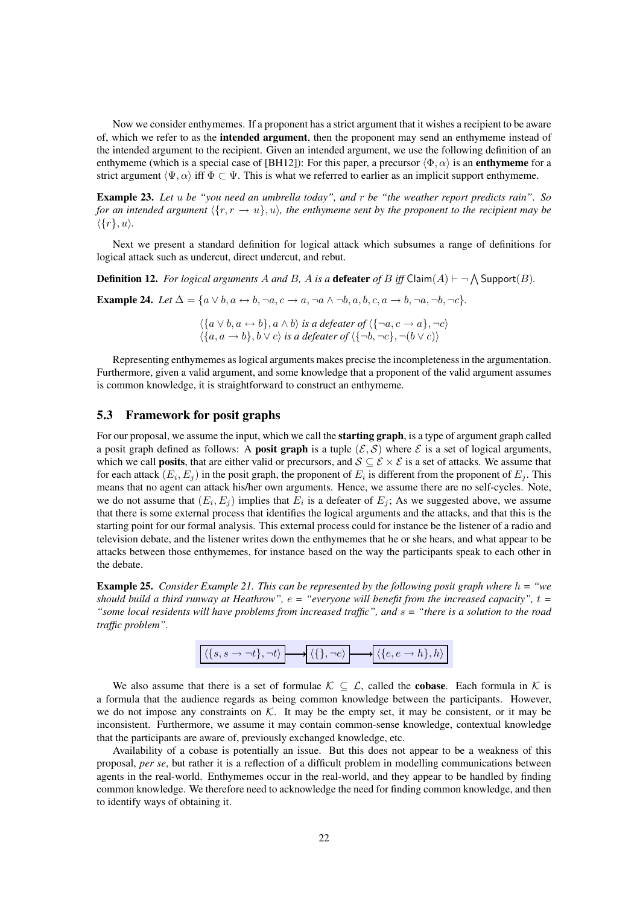Now we consider enthymemes. If a proponent has a strict argument that it wishes a recipient to be aware of, which we refer to as the **intended argument**, then the proponent may send an enthymeme instead of the intended argument to the recipient. Given an intended argument, we use the following definition of an enthymeme (which is a special case of [BH12]): For this paper, a precursor $\langle \Phi, \alpha \rangle$ is an **enthymeme** for a strict argument $\langle \Psi, \alpha \rangle$ iff $\Phi \subset \Psi$. This is what we referred to earlier as an implicit support enthymeme.

**Example 23.** *Let $u$ be "you need an umbrella today", and $r$ be "the weather report predicts rain". So for an intended argument $\langle \{r, r \rightarrow u\}, u \rangle$, the enthymeme sent by the proponent to the recipient may be $\langle \{r\}, u \rangle$.*

Next we present a standard definition for logical attack which subsumes a range of definitions for logical attack such as undercut, direct undercut, and rebut.

**Definition 12.** *For logical arguments $A$ and $B$, $A$ is a* **defeater** *of $B$ iff $\mathsf{Claim}(A) \vdash \neg \bigwedge \mathsf{Support}(B)$.*

**Example 24.** *Let $\Delta = \{a \vee b, a \leftrightarrow b, \neg a, c \rightarrow a, \neg a \wedge \neg b, a, b, c, a \rightarrow b, \neg a, \neg b, \neg c\}$.*

$$\langle \{a \vee b, a \leftrightarrow b\}, a \wedge b \rangle \textit{ is a defeater of } \langle \{\neg a, c \rightarrow a\}, \neg c \rangle$$
$$\langle \{a, a \rightarrow b\}, b \vee c \rangle \textit{ is a defeater of } \langle \{\neg b, \neg c\}, \neg(b \vee c) \rangle$$

Representing enthymemes as logical arguments makes precise the incompleteness in the argumentation. Furthermore, given a valid argument, and some knowledge that a proponent of the valid argument assumes is common knowledge, it is straightforward to construct an enthymeme.

### 5.3 Framework for posit graphs

For our proposal, we assume the input, which we call the **starting graph**, is a type of argument graph called a posit graph defined as follows: A **posit graph** is a tuple $(\mathcal{E}, \mathcal{S})$ where $\mathcal{E}$ is a set of logical arguments, which we call **posits**, that are either valid or precursors, and $\mathcal{S} \subseteq \mathcal{E} \times \mathcal{E}$ is a set of attacks. We assume that for each attack $(E_i, E_j)$ in the posit graph, the proponent of $E_i$ is different from the proponent of $E_j$. This means that no agent can attack his/her own arguments. Hence, we assume there are no self-cycles. Note, we do not assume that $(E_i, E_j)$ implies that $E_i$ is a defeater of $E_j$; As we suggested above, we assume that there is some external process that identifies the logical arguments and the attacks, and that this is the starting point for our formal analysis. This external process could for instance be the listener of a radio and television debate, and the listener writes down the enthymemes that he or she hears, and what appear to be attacks between those enthymemes, for instance based on the way the participants speak to each other in the debate.

**Example 25.** *Consider Example 21. This can be represented by the following posit graph where $h$ = "we should build a third runway at Heathrow", $e$ = "everyone will benefit from the increased capacity", $t$ = "some local residents will have problems from increased traffic", and $s$ = "there is a solution to the road traffic problem".*

$$\langle \{s, s \rightarrow \neg t\}, \neg t \rangle \longrightarrow \langle \{\}, \neg e \rangle \longrightarrow \langle \{e, e \rightarrow h\}, h \rangle$$

We also assume that there is a set of formulae $\mathcal{K} \subseteq \mathcal{L}$, called the **cobase**. Each formula in $\mathcal{K}$ is a formula that the audience regards as being common knowledge between the participants. However, we do not impose any constraints on $\mathcal{K}$. It may be the empty set, it may be consistent, or it may be inconsistent. Furthermore, we assume it may contain common-sense knowledge, contextual knowledge that the participants are aware of, previously exchanged knowledge, etc.

Availability of a cobase is potentially an issue. But this does not appear to be a weakness of this proposal, *per se*, but rather it is a reflection of a difficult problem in modelling communications between agents in the real-world. Enthymemes occur in the real-world, and they appear to be handled by finding common knowledge. We therefore need to acknowledge the need for finding common knowledge, and then to identify ways of obtaining it.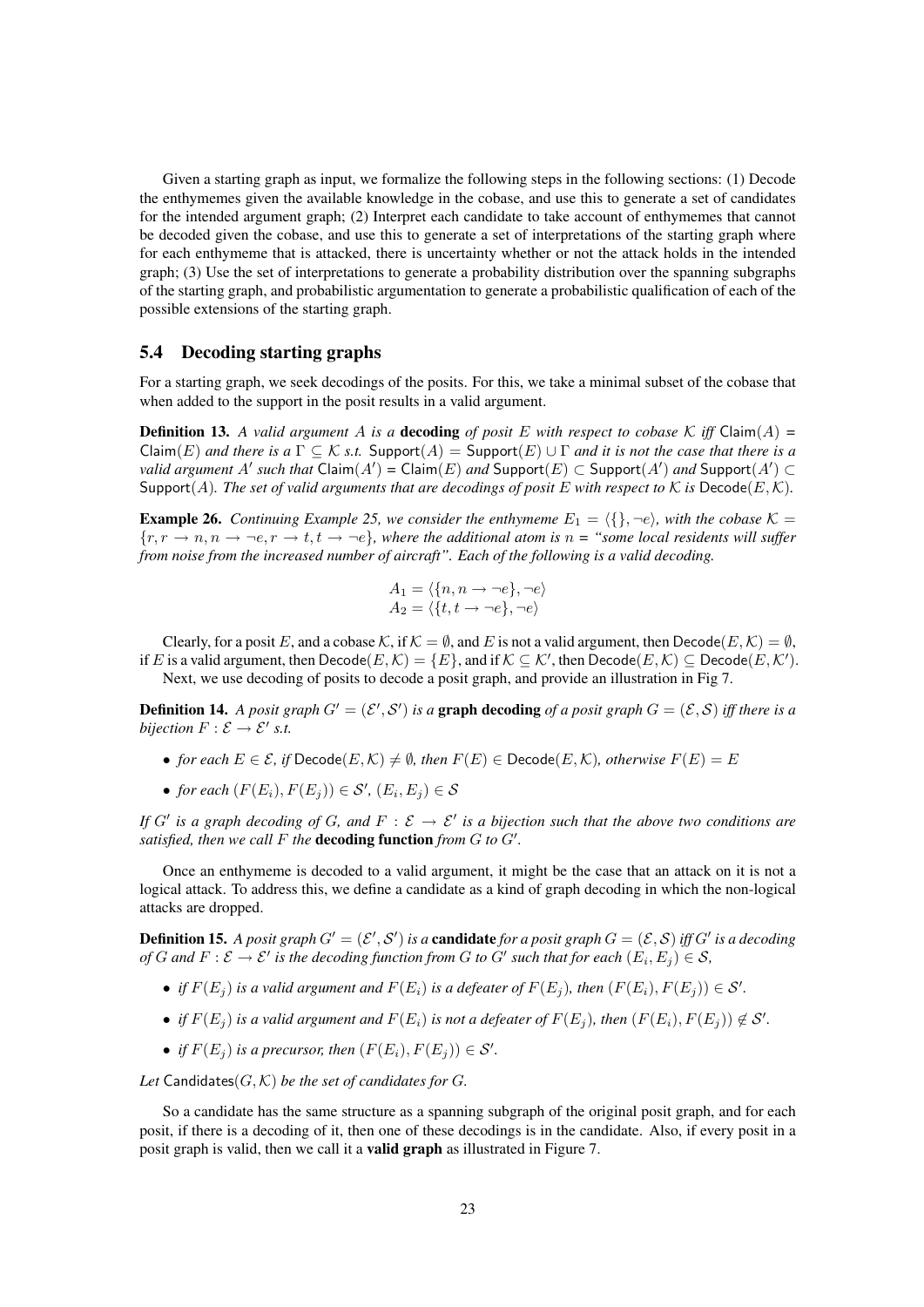Given a starting graph as input, we formalize the following steps in the following sections: (1) Decode the enthymemes given the available knowledge in the cobase, and use this to generate a set of candidates for the intended argument graph; (2) Interpret each candidate to take account of enthymemes that cannot be decoded given the cobase, and use this to generate a set of interpretations of the starting graph where for each enthymeme that is attacked, there is uncertainty whether or not the attack holds in the intended graph; (3) Use the set of interpretations to generate a probability distribution over the spanning subgraphs of the starting graph, and probabilistic argumentation to generate a probabilistic qualification of each of the possible extensions of the starting graph.

## 5.4 Decoding starting graphs

For a starting graph, we seek decodings of the posits. For this, we take a minimal subset of the cobase that when added to the support in the posit results in a valid argument.

**Definition 13.** *A valid argument $A$ is a* **decoding** *of posit $E$ with respect to cobase $\mathcal{K}$ iff $\mathsf{Claim}(A) = \mathsf{Claim}(E)$ and there is a $\Gamma \subseteq \mathcal{K}$ s.t. $\mathsf{Support}(A) = \mathsf{Support}(E) \cup \Gamma$ and it is not the case that there is a valid argument $A'$ such that $\mathsf{Claim}(A') = \mathsf{Claim}(E)$ and $\mathsf{Support}(E) \subset \mathsf{Support}(A')$ and $\mathsf{Support}(A') \subset \mathsf{Support}(A)$. The set of valid arguments that are decodings of posit $E$ with respect to $\mathcal{K}$ is $\mathsf{Decode}(E, \mathcal{K})$.*

**Example 26.** *Continuing Example 25, we consider the enthymeme $E_1 = \langle \{\}, \neg e \rangle$, with the cobase $\mathcal{K} = \{r, r \rightarrow n, n \rightarrow \neg e, r \rightarrow t, t \rightarrow \neg e\}$, where the additional atom is $n$ = "some local residents will suffer from noise from the increased number of aircraft". Each of the following is a valid decoding.*

$$A_1 = \langle \{n, n \rightarrow \neg e\}, \neg e \rangle$$
$$A_2 = \langle \{t, t \rightarrow \neg e\}, \neg e \rangle$$

Clearly, for a posit $E$, and a cobase $\mathcal{K}$, if $\mathcal{K} = \emptyset$, and $E$ is not a valid argument, then $\mathsf{Decode}(E, \mathcal{K}) = \emptyset$, if $E$ is a valid argument, then $\mathsf{Decode}(E, \mathcal{K}) = \{E\}$, and if $\mathcal{K} \subseteq \mathcal{K}'$, then $\mathsf{Decode}(E, \mathcal{K}) \subseteq \mathsf{Decode}(E, \mathcal{K}')$.

Next, we use decoding of posits to decode a posit graph, and provide an illustration in Fig 7.

**Definition 14.** *A posit graph $G' = (\mathcal{E}', \mathcal{S}')$ is a* **graph decoding** *of a posit graph $G = (\mathcal{E}, \mathcal{S})$ iff there is a bijection $F : \mathcal{E} \rightarrow \mathcal{E}'$ s.t.*

- *for each $E \in \mathcal{E}$, if $\mathsf{Decode}(E, \mathcal{K}) \neq \emptyset$, then $F(E) \in \mathsf{Decode}(E, \mathcal{K})$, otherwise $F(E) = E$*
- *for each $(F(E_i), F(E_j)) \in \mathcal{S}'$, $(E_i, E_j) \in \mathcal{S}$*

*If $G'$ is a graph decoding of $G$, and $F : \mathcal{E} \rightarrow \mathcal{E}'$ is a bijection such that the above two conditions are satisfied, then we call $F$ the* **decoding function** *from $G$ to $G'$.*

Once an enthymeme is decoded to a valid argument, it might be the case that an attack on it is not a logical attack. To address this, we define a candidate as a kind of graph decoding in which the non-logical attacks are dropped.

**Definition 15.** *A posit graph $G' = (\mathcal{E}', \mathcal{S}')$ is a* **candidate** *for a posit graph $G = (\mathcal{E}, \mathcal{S})$ iff $G'$ is a decoding of $G$ and $F : \mathcal{E} \rightarrow \mathcal{E}'$ is the decoding function from $G$ to $G'$ such that for each $(E_i, E_j) \in \mathcal{S}$,*

- *if $F(E_j)$ is a valid argument and $F(E_i)$ is a defeater of $F(E_j)$, then $(F(E_i), F(E_j)) \in \mathcal{S}'$.*
- *if $F(E_j)$ is a valid argument and $F(E_i)$ is not a defeater of $F(E_j)$, then $(F(E_i), F(E_j)) \notin \mathcal{S}'$.*
- *if $F(E_j)$ is a precursor, then $(F(E_i), F(E_j)) \in \mathcal{S}'$.*

*Let $\mathsf{Candidates}(G, \mathcal{K})$ be the set of candidates for $G$.*

So a candidate has the same structure as a spanning subgraph of the original posit graph, and for each posit, if there is a decoding of it, then one of these decodings is in the candidate. Also, if every posit in a posit graph is valid, then we call it a **valid graph** as illustrated in Figure 7.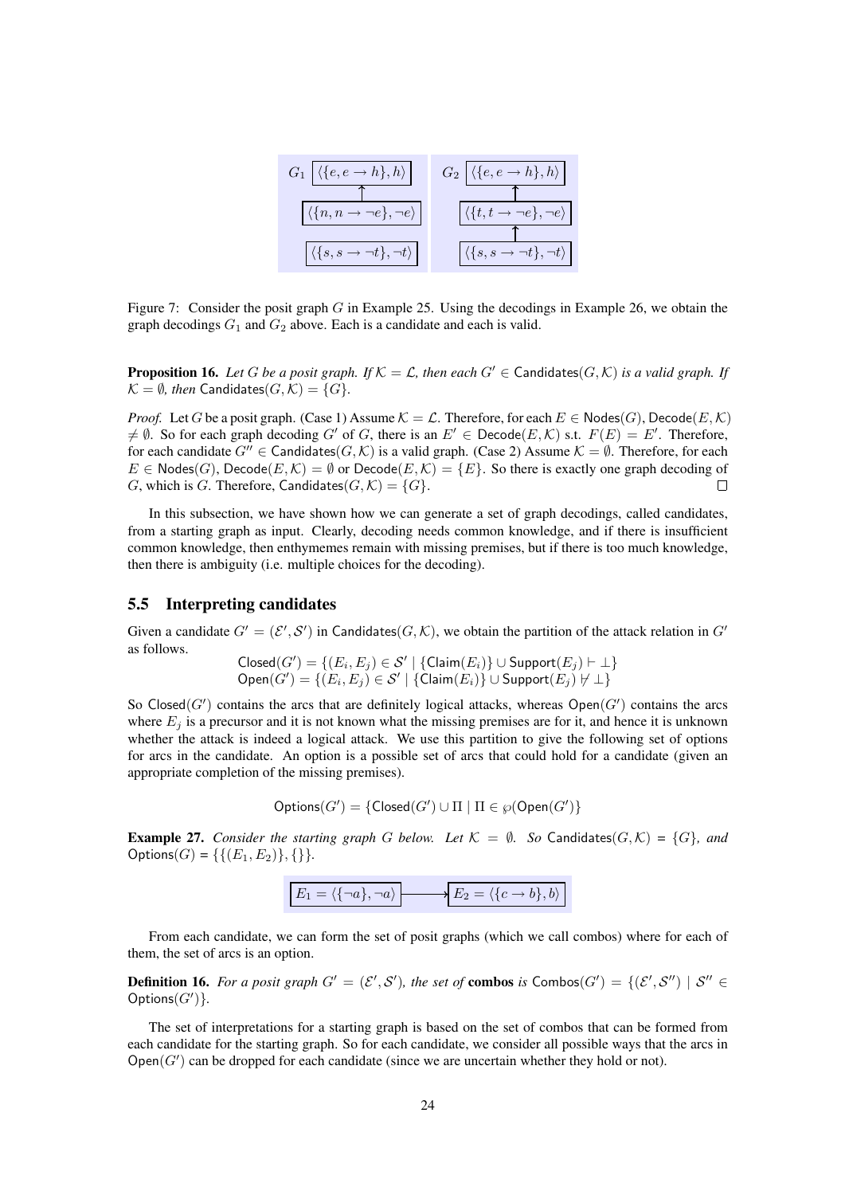$G_1$: $\langle\{e, e \rightarrow h\}, h\rangle$ ← $\langle\{n, n \rightarrow \neg e\}, \neg e\rangle$; $\langle\{s, s \rightarrow \neg t\}, \neg t\rangle$

$G_2$: $\langle\{e, e \rightarrow h\}, h\rangle$ ← $\langle\{t, t \rightarrow \neg e\}, \neg e\rangle$ ← $\langle\{s, s \rightarrow \neg t\}, \neg t\rangle$

Figure 7: Consider the posit graph $G$ in Example 25. Using the decodings in Example 26, we obtain the graph decodings $G_1$ and $G_2$ above. Each is a candidate and each is valid.

**Proposition 16.** *Let $G$ be a posit graph. If $\mathcal{K} = \mathcal{L}$, then each $G' \in \mathsf{Candidates}(G, \mathcal{K})$ is a valid graph. If $\mathcal{K} = \emptyset$, then $\mathsf{Candidates}(G, \mathcal{K}) = \{G\}$.*

*Proof.* Let $G$ be a posit graph. (Case 1) Assume $\mathcal{K} = \mathcal{L}$. Therefore, for each $E \in \mathsf{Nodes}(G)$, $\mathsf{Decode}(E, \mathcal{K}) \neq \emptyset$. So for each graph decoding $G'$ of $G$, there is an $E' \in \mathsf{Decode}(E, \mathcal{K})$ s.t. $F(E) = E'$. Therefore, for each candidate $G'' \in \mathsf{Candidates}(G, \mathcal{K})$ is a valid graph. (Case 2) Assume $\mathcal{K} = \emptyset$. Therefore, for each $E \in \mathsf{Nodes}(G)$, $\mathsf{Decode}(E, \mathcal{K}) = \emptyset$ or $\mathsf{Decode}(E, \mathcal{K}) = \{E\}$. So there is exactly one graph decoding of $G$, which is $G$. Therefore, $\mathsf{Candidates}(G, \mathcal{K}) = \{G\}$. $\square$

In this subsection, we have shown how we can generate a set of graph decodings, called candidates, from a starting graph as input. Clearly, decoding needs common knowledge, and if there is insufficient common knowledge, then enthymemes remain with missing premises, but if there is too much knowledge, then there is ambiguity (i.e. multiple choices for the decoding).

## 5.5 Interpreting candidates

Given a candidate $G' = (\mathcal{E}', \mathcal{S}')$ in $\mathsf{Candidates}(G, \mathcal{K})$, we obtain the partition of the attack relation in $G'$ as follows.

$$\mathsf{Closed}(G') = \{(E_i, E_j) \in \mathcal{S}' \mid \{\mathsf{Claim}(E_i)\} \cup \mathsf{Support}(E_j) \vdash \bot\}$$
$$\mathsf{Open}(G') = \{(E_i, E_j) \in \mathcal{S}' \mid \{\mathsf{Claim}(E_i)\} \cup \mathsf{Support}(E_j) \not\vdash \bot\}$$

So $\mathsf{Closed}(G')$ contains the arcs that are definitely logical attacks, whereas $\mathsf{Open}(G')$ contains the arcs where $E_j$ is a precursor and it is not known what the missing premises are for it, and hence it is unknown whether the attack is indeed a logical attack. We use this partition to give the following set of options for arcs in the candidate. An option is a possible set of arcs that could hold for a candidate (given an appropriate completion of the missing premises).

$$\mathsf{Options}(G') = \{\mathsf{Closed}(G') \cup \Pi \mid \Pi \in \wp(\mathsf{Open}(G'))\}$$

**Example 27.** *Consider the starting graph $G$ below. Let $\mathcal{K} = \emptyset$. So $\mathsf{Candidates}(G, \mathcal{K}) = \{G\}$, and $\mathsf{Options}(G) = \{\{(E_1, E_2)\}, \{\}\}$.*

$E_1 = \langle\{\neg a\}, \neg a\rangle$ → $E_2 = \langle\{c \rightarrow b\}, b\rangle$

From each candidate, we can form the set of posit graphs (which we call combos) where for each of them, the set of arcs is an option.

**Definition 16.** *For a posit graph $G' = (\mathcal{E}', \mathcal{S}')$, the set of* **combos** *is $\mathsf{Combos}(G') = \{(\mathcal{E}', \mathcal{S}'') \mid \mathcal{S}'' \in \mathsf{Options}(G')\}$.*

The set of interpretations for a starting graph is based on the set of combos that can be formed from each candidate for the starting graph. So for each candidate, we consider all possible ways that the arcs in $\mathsf{Open}(G')$ can be dropped for each candidate (since we are uncertain whether they hold or not).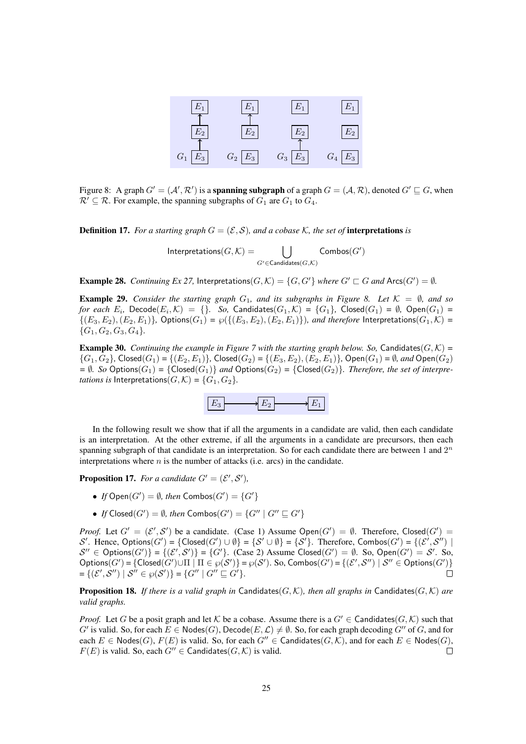Figure 8: A graph $G' = (\mathcal{A}', \mathcal{R}')$ is a **spanning subgraph** of a graph $G = (\mathcal{A}, \mathcal{R})$, denoted $G' \sqsubseteq G$, when $\mathcal{R}' \subseteq \mathcal{R}$. For example, the spanning subgraphs of $G_1$ are $G_1$ to $G_4$.

**Definition 17.** *For a starting graph $G = (\mathcal{E}, \mathcal{S})$, and a cobase $\mathcal{K}$, the set of* **interpretations** *is*

$$\mathsf{Interpretations}(G, \mathcal{K}) = \bigcup_{G' \in \mathsf{Candidates}(G,\mathcal{K})} \mathsf{Combos}(G')$$

**Example 28.** *Continuing Ex 27,* $\mathsf{Interpretations}(G, \mathcal{K}) = \{G, G'\}$ *where* $G' \sqsubset G$ *and* $\mathsf{Arcs}(G') = \emptyset$.

**Example 29.** *Consider the starting graph $G_1$, and its subgraphs in Figure 8. Let $\mathcal{K} = \emptyset$, and so for each $E_i$,* $\mathsf{Decode}(E_i, \mathcal{K}) = \{\}$. *So,* $\mathsf{Candidates}(G_1, \mathcal{K}) = \{G_1\}$, $\mathsf{Closed}(G_1) = \emptyset$, $\mathsf{Open}(G_1) = \{(E_3, E_2), (E_2, E_1)\}$, $\mathsf{Options}(G_1) = \wp(\{(E_3, E_2), (E_2, E_1)\})$, *and therefore* $\mathsf{Interpretations}(G_1, \mathcal{K}) = \{G_1, G_2, G_3, G_4\}$.

**Example 30.** *Continuing the example in Figure 7 with the starting graph below. So,* $\mathsf{Candidates}(G, \mathcal{K}) = \{G_1, G_2\}$, $\mathsf{Closed}(G_1) = \{(E_2, E_1)\}$, $\mathsf{Closed}(G_2) = \{(E_3, E_2), (E_2, E_1)\}$, $\mathsf{Open}(G_1) = \emptyset$, *and* $\mathsf{Open}(G_2) = \emptyset$. *So* $\mathsf{Options}(G_1) = \{\mathsf{Closed}(G_1)\}$ *and* $\mathsf{Options}(G_2) = \{\mathsf{Closed}(G_2)\}$. *Therefore, the set of interpretations is* $\mathsf{Interpretations}(G, \mathcal{K}) = \{G_1, G_2\}$.

In the following result we show that if all the arguments in a candidate are valid, then each candidate is an interpretation. At the other extreme, if all the arguments in a candidate are precursors, then each spanning subgraph of that candidate is an interpretation. So for each candidate there are between 1 and $2^n$ interpretations where $n$ is the number of attacks (i.e. arcs) in the candidate.

**Proposition 17.** *For a candidate $G' = (\mathcal{E}', \mathcal{S}')$,*

- *If* $\mathsf{Open}(G') = \emptyset$, *then* $\mathsf{Combos}(G') = \{G'\}$
- *If* $\mathsf{Closed}(G') = \emptyset$, *then* $\mathsf{Combos}(G') = \{G'' \mid G'' \sqsubseteq G'\}$

*Proof.* Let $G' = (\mathcal{E}', \mathcal{S}')$ be a candidate. (Case 1) Assume $\mathsf{Open}(G') = \emptyset$. Therefore, $\mathsf{Closed}(G') = \mathcal{S}'$. Hence, $\mathsf{Options}(G') = \{\mathsf{Closed}(G') \cup \emptyset\} = \{\mathcal{S}' \cup \emptyset\} = \{\mathcal{S}'\}$. Therefore, $\mathsf{Combos}(G') = \{(\mathcal{E}', \mathcal{S}'') \mid \mathcal{S}'' \in \mathsf{Options}(G')\} = \{(\mathcal{E}', \mathcal{S}')\} = \{G'\}$. (Case 2) Assume $\mathsf{Closed}(G') = \emptyset$. So, $\mathsf{Open}(G') = \mathcal{S}'$. So, $\mathsf{Options}(G') = \{\mathsf{Closed}(G') \cup \Pi \mid \Pi \in \wp(\mathcal{S}')\} = \wp(\mathcal{S}')$. So, $\mathsf{Combos}(G') = \{(\mathcal{E}', \mathcal{S}'') \mid \mathcal{S}'' \in \mathsf{Options}(G')\} = \{(\mathcal{E}', \mathcal{S}'') \mid \mathcal{S}'' \in \wp(\mathcal{S}')\} = \{G'' \mid G'' \sqsubseteq G'\}$. $\square$

**Proposition 18.** *If there is a valid graph in* $\mathsf{Candidates}(G, \mathcal{K})$, *then all graphs in* $\mathsf{Candidates}(G, \mathcal{K})$ *are valid graphs.*

*Proof.* Let $G$ be a posit graph and let $\mathcal{K}$ be a cobase. Assume there is a $G' \in \mathsf{Candidates}(G, \mathcal{K})$ such that $G'$ is valid. So, for each $E \in \mathsf{Nodes}(G)$, $\mathsf{Decode}(E, \mathcal{L}) \neq \emptyset$. So, for each graph decoding $G''$ of $G$, and for each $E \in \mathsf{Nodes}(G)$, $F(E)$ is valid. So, for each $G'' \in \mathsf{Candidates}(G, \mathcal{K})$, and for each $E \in \mathsf{Nodes}(G)$, $F(E)$ is valid. So, each $G'' \in \mathsf{Candidates}(G, \mathcal{K})$ is valid. $\square$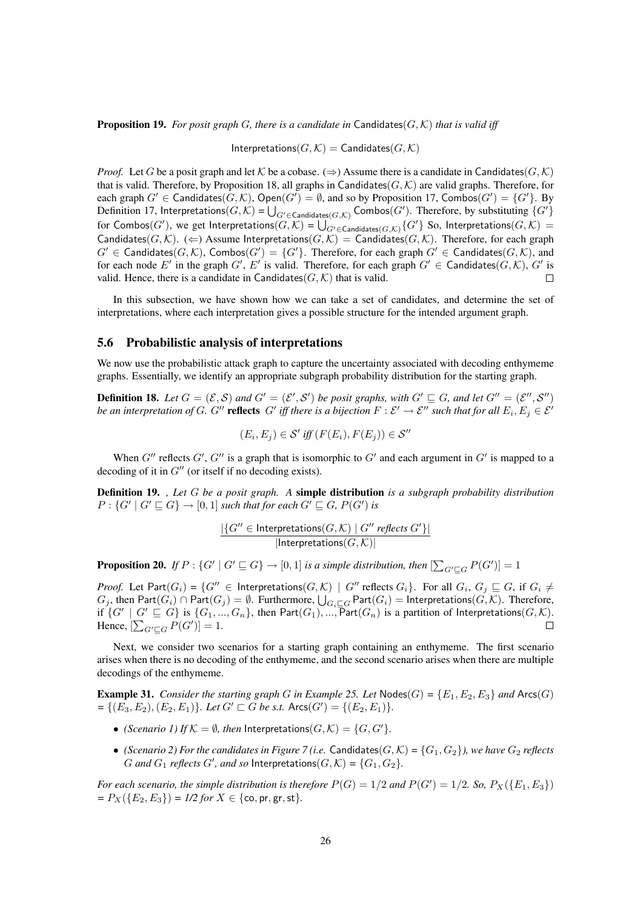**Proposition 19.** *For posit graph $G$, there is a candidate in* $\mathsf{Candidates}(G, \mathcal{K})$ *that is valid iff*

$$\mathsf{Interpretations}(G, \mathcal{K}) = \mathsf{Candidates}(G, \mathcal{K})$$

*Proof.* Let $G$ be a posit graph and let $\mathcal{K}$ be a cobase. ($\Rightarrow$) Assume there is a candidate in $\mathsf{Candidates}(G, \mathcal{K})$ that is valid. Therefore, by Proposition 18, all graphs in $\mathsf{Candidates}(G, \mathcal{K})$ are valid graphs. Therefore, for each graph $G' \in \mathsf{Candidates}(G, \mathcal{K})$, $\mathsf{Open}(G') = \emptyset$, and so by Proposition 17, $\mathsf{Combos}(G') = \{G'\}$. By Definition 17, $\mathsf{Interpretations}(G, \mathcal{K}) = \bigcup_{G' \in \mathsf{Candidates}(G,\mathcal{K})} \mathsf{Combos}(G')$. Therefore, by substituting $\{G'\}$ for $\mathsf{Combos}(G')$, we get $\mathsf{Interpretations}(G, \mathcal{K}) = \bigcup_{G' \in \mathsf{Candidates}(G,\mathcal{K})} \{G'\}$ So, $\mathsf{Interpretations}(G, \mathcal{K}) = \mathsf{Candidates}(G, \mathcal{K})$. ($\Leftarrow$) Assume $\mathsf{Interpretations}(G, \mathcal{K}) = \mathsf{Candidates}(G, \mathcal{K})$. Therefore, for each graph $G' \in \mathsf{Candidates}(G, \mathcal{K})$, $\mathsf{Combos}(G') = \{G'\}$. Therefore, for each graph $G' \in \mathsf{Candidates}(G, \mathcal{K})$, and for each node $E'$ in the graph $G'$, $E'$ is valid. Therefore, for each graph $G' \in \mathsf{Candidates}(G, \mathcal{K})$, $G'$ is valid. Hence, there is a candidate in $\mathsf{Candidates}(G, \mathcal{K})$ that is valid. $\square$

In this subsection, we have shown how we can take a set of candidates, and determine the set of interpretations, where each interpretation gives a possible structure for the intended argument graph.

## 5.6 Probabilistic analysis of interpretations

We now use the probabilistic attack graph to capture the uncertainty associated with decoding enthymeme graphs. Essentially, we identify an appropriate subgraph probability distribution for the starting graph.

**Definition 18.** *Let $G = (\mathcal{E}, \mathcal{S})$ and $G' = (\mathcal{E}', \mathcal{S}')$ be posit graphs, with $G' \sqsubseteq G$, and let $G'' = (\mathcal{E}'', \mathcal{S}'')$ be an interpretation of $G$. $G''$* **reflects** *$G'$ iff there is a bijection $F : \mathcal{E}' \rightarrow \mathcal{E}''$ such that for all $E_i, E_j \in \mathcal{E}'$*

$$(E_i, E_j) \in \mathcal{S}' \textit{ iff } (F(E_i), F(E_j)) \in \mathcal{S}''$$

When $G''$ reflects $G'$, $G''$ is a graph that is isomorphic to $G'$ and each argument in $G'$ is mapped to a decoding of it in $G''$ (or itself if no decoding exists).

**Definition 19.** *, Let $G$ be a posit graph. A* **simple distribution** *is a subgraph probability distribution $P : \{G' \mid G' \sqsubseteq G\} \rightarrow [0, 1]$ such that for each $G' \sqsubseteq G$, $P(G')$ is*

$$\frac{|\{G'' \in \mathsf{Interpretations}(G, \mathcal{K}) \mid G'' \textit{ reflects } G'\}|}{|\mathsf{Interpretations}(G, \mathcal{K})|}$$

**Proposition 20.** *If $P : \{G' \mid G' \sqsubseteq G\} \rightarrow [0, 1]$ is a simple distribution, then $[\sum_{G' \sqsubseteq G} P(G')] = 1$*

*Proof.* Let $\mathsf{Part}(G_i) = \{G'' \in \mathsf{Interpretations}(G, \mathcal{K}) \mid G'' \text{ reflects } G_i\}$. For all $G_i$, $G_j \sqsubseteq G$, if $G_i \neq G_j$, then $\mathsf{Part}(G_i) \cap \mathsf{Part}(G_j) = \emptyset$. Furthermore, $\bigcup_{G_i \sqsubseteq G} \mathsf{Part}(G_i) = \mathsf{Interpretations}(G, \mathcal{K})$. Therefore, if $\{G' \mid G' \sqsubseteq G\}$ is $\{G_1, ..., G_n\}$, then $\mathsf{Part}(G_1), ..., \mathsf{Part}(G_n)$ is a partition of $\mathsf{Interpretations}(G, \mathcal{K})$. Hence, $[\sum_{G' \sqsubseteq G} P(G')] = 1$. $\square$

Next, we consider two scenarios for a starting graph containing an enthymeme. The first scenario arises when there is no decoding of the enthymeme, and the second scenario arises when there are multiple decodings of the enthymeme.

**Example 31.** *Consider the starting graph $G$ in Example 25. Let $\mathsf{Nodes}(G) = \{E_1, E_2, E_3\}$ and $\mathsf{Arcs}(G) = \{(E_3, E_2), (E_2, E_1)\}$. Let $G' \sqsubset G$ be s.t. $\mathsf{Arcs}(G') = \{(E_2, E_1)\}$.*

- *(Scenario 1) If $\mathcal{K} = \emptyset$, then $\mathsf{Interpretations}(G, \mathcal{K}) = \{G, G'\}$.*
- *(Scenario 2) For the candidates in Figure 7 (i.e. $\mathsf{Candidates}(G, \mathcal{K}) = \{G_1, G_2\}$), we have $G_2$ reflects $G$ and $G_1$ reflects $G'$, and so $\mathsf{Interpretations}(G, \mathcal{K}) = \{G_1, G_2\}$.*

*For each scenario, the simple distribution is therefore $P(G) = 1/2$ and $P(G') = 1/2$. So, $P_X(\{E_1, E_3\}) = P_X(\{E_2, E_3\}) = 1/2$ for $X \in \{\mathsf{co}, \mathsf{pr}, \mathsf{gr}, \mathsf{st}\}$.*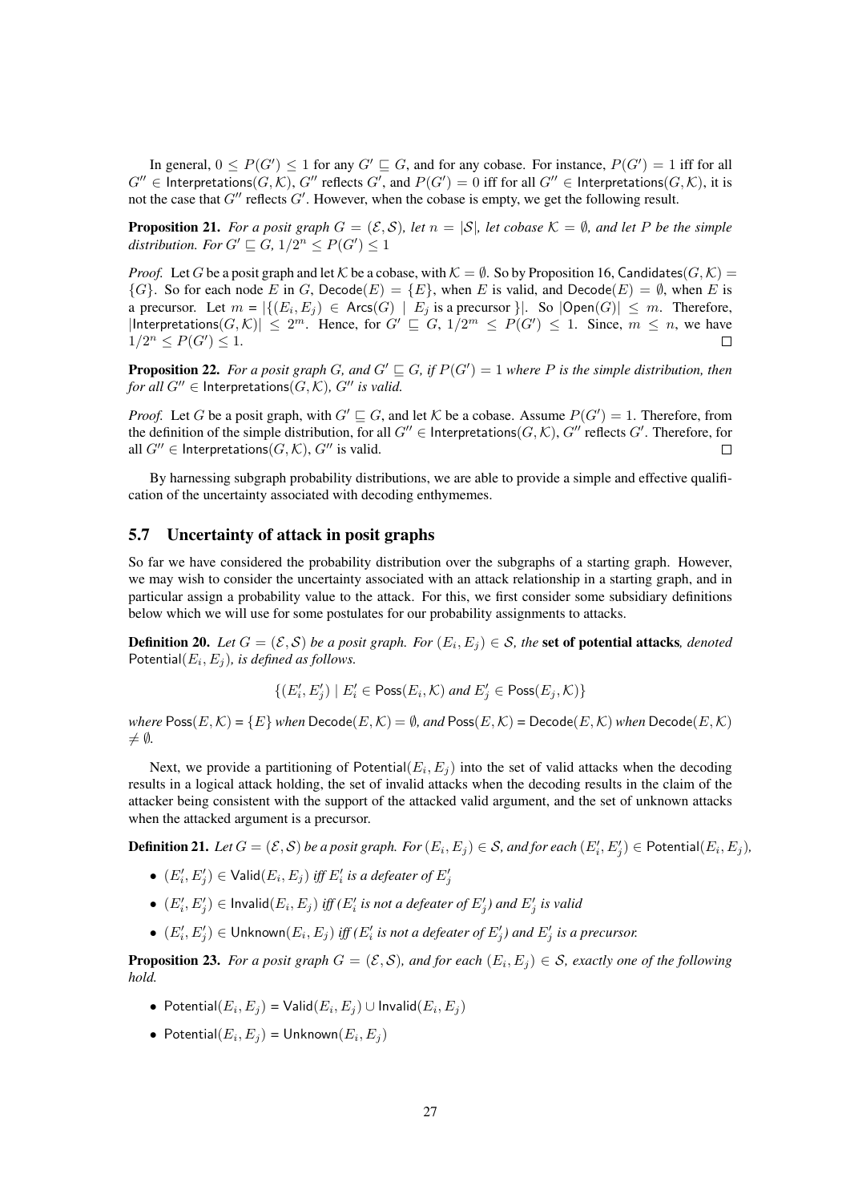In general, $0 \leq P(G') \leq 1$ for any $G' \sqsubseteq G$, and for any cobase. For instance, $P(G') = 1$ iff for all $G'' \in \mathsf{Interpretations}(G, \mathcal{K})$, $G''$ reflects $G'$, and $P(G') = 0$ iff for all $G'' \in \mathsf{Interpretations}(G, \mathcal{K})$, it is not the case that $G''$ reflects $G'$. However, when the cobase is empty, we get the following result.

**Proposition 21.** *For a posit graph $G = (\mathcal{E}, \mathcal{S})$, let $n = |\mathcal{S}|$, let cobase $\mathcal{K} = \emptyset$, and let $P$ be the simple distribution. For $G' \sqsubseteq G$, $1/2^n \leq P(G') \leq 1$*

*Proof.* Let $G$ be a posit graph and let $\mathcal{K}$ be a cobase, with $\mathcal{K} = \emptyset$. So by Proposition 16, $\mathsf{Candidates}(G, \mathcal{K}) = \{G\}$. So for each node $E$ in $G$, $\mathsf{Decode}(E) = \{E\}$, when $E$ is valid, and $\mathsf{Decode}(E) = \emptyset$, when $E$ is a precursor. Let $m = |\{(E_i, E_j) \in \mathsf{Arcs}(G) \mid E_j \text{ is a precursor }\}|$. So $|\mathsf{Open}(G)| \leq m$. Therefore, $|\mathsf{Interpretations}(G, \mathcal{K})| \leq 2^m$. Hence, for $G' \sqsubseteq G$, $1/2^m \leq P(G') \leq 1$. Since, $m \leq n$, we have $1/2^n \leq P(G') \leq 1$. $\square$

**Proposition 22.** *For a posit graph $G$, and $G' \sqsubseteq G$, if $P(G') = 1$ where $P$ is the simple distribution, then for all $G'' \in \mathsf{Interpretations}(G, \mathcal{K})$, $G''$ is valid.*

*Proof.* Let $G$ be a posit graph, with $G' \sqsubseteq G$, and let $\mathcal{K}$ be a cobase. Assume $P(G') = 1$. Therefore, from the definition of the simple distribution, for all $G'' \in \mathsf{Interpretations}(G, \mathcal{K})$, $G''$ reflects $G'$. Therefore, for all $G'' \in \mathsf{Interpretations}(G, \mathcal{K})$, $G''$ is valid. $\square$

By harnessing subgraph probability distributions, we are able to provide a simple and effective qualification of the uncertainty associated with decoding enthymemes.

### 5.7 Uncertainty of attack in posit graphs

So far we have considered the probability distribution over the subgraphs of a starting graph. However, we may wish to consider the uncertainty associated with an attack relationship in a starting graph, and in particular assign a probability value to the attack. For this, we first consider some subsidiary definitions below which we will use for some postulates for our probability assignments to attacks.

**Definition 20.** *Let $G = (\mathcal{E}, \mathcal{S})$ be a posit graph. For $(E_i, E_j) \in \mathcal{S}$, the* **set of potential attacks***, denoted $\mathsf{Potential}(E_i, E_j)$, is defined as follows.*

$$\{(E'_i, E'_j) \mid E'_i \in \mathsf{Poss}(E_i, \mathcal{K}) \text{ and } E'_j \in \mathsf{Poss}(E_j, \mathcal{K})\}$$

*where $\mathsf{Poss}(E, \mathcal{K}) = \{E\}$ when $\mathsf{Decode}(E, \mathcal{K}) = \emptyset$, and $\mathsf{Poss}(E, \mathcal{K}) = \mathsf{Decode}(E, \mathcal{K})$ when $\mathsf{Decode}(E, \mathcal{K}) \neq \emptyset$.*

Next, we provide a partitioning of $\mathsf{Potential}(E_i, E_j)$ into the set of valid attacks when the decoding results in a logical attack holding, the set of invalid attacks when the decoding results in the claim of the attacker being consistent with the support of the attacked valid argument, and the set of unknown attacks when the attacked argument is a precursor.

**Definition 21.** *Let $G = (\mathcal{E}, \mathcal{S})$ be a posit graph. For $(E_i, E_j) \in \mathcal{S}$, and for each $(E'_i, E'_j) \in \mathsf{Potential}(E_i, E_j)$,*

- *$(E'_i, E'_j) \in \mathsf{Valid}(E_i, E_j)$ iff $E'_i$ is a defeater of $E'_j$*
- *$(E'_i, E'_j) \in \mathsf{Invalid}(E_i, E_j)$ iff ($E'_i$ is not a defeater of $E'_j$) and $E'_j$ is valid*
- *$(E'_i, E'_j) \in \mathsf{Unknown}(E_i, E_j)$ iff ($E'_i$ is not a defeater of $E'_j$) and $E'_j$ is a precursor.*

**Proposition 23.** *For a posit graph $G = (\mathcal{E}, \mathcal{S})$, and for each $(E_i, E_j) \in \mathcal{S}$, exactly one of the following hold.*

- *$\mathsf{Potential}(E_i, E_j) = \mathsf{Valid}(E_i, E_j) \cup \mathsf{Invalid}(E_i, E_j)$*
- *$\mathsf{Potential}(E_i, E_j) = \mathsf{Unknown}(E_i, E_j)$*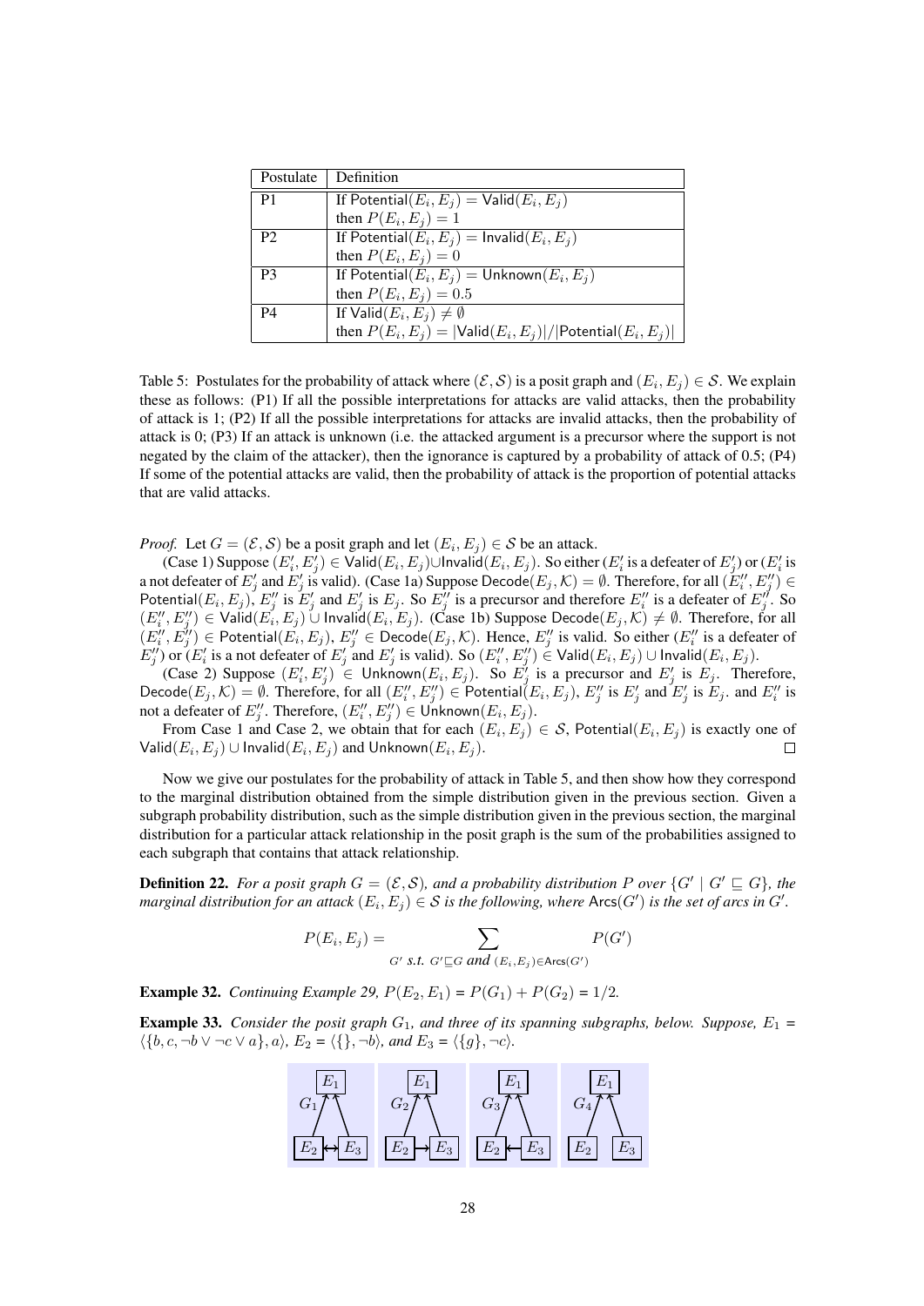| Postulate | Definition |
|---|---|
| P1 | If $\mathsf{Potential}(E_i, E_j) = \mathsf{Valid}(E_i, E_j)$ then $P(E_i, E_j) = 1$ |
| P2 | If $\mathsf{Potential}(E_i, E_j) = \mathsf{Invalid}(E_i, E_j)$ then $P(E_i, E_j) = 0$ |
| P3 | If $\mathsf{Potential}(E_i, E_j) = \mathsf{Unknown}(E_i, E_j)$ then $P(E_i, E_j) = 0.5$ |
| P4 | If $\mathsf{Valid}(E_i, E_j) \neq \emptyset$ then $P(E_i, E_j) = \lvert\mathsf{Valid}(E_i, E_j)\rvert / \lvert\mathsf{Potential}(E_i, E_j)\rvert$ |

Table 5: Postulates for the probability of attack where $(\mathcal{E}, \mathcal{S})$ is a posit graph and $(E_i, E_j) \in \mathcal{S}$. We explain these as follows: (P1) If all the possible interpretations for attacks are valid attacks, then the probability of attack is 1; (P2) If all the possible interpretations for attacks are invalid attacks, then the probability of attack is 0; (P3) If an attack is unknown (i.e. the attacked argument is a precursor where the support is not negated by the claim of the attacker), then the ignorance is captured by a probability of attack of 0.5; (P4) If some of the potential attacks are valid, then the probability of attack is the proportion of potential attacks that are valid attacks.

*Proof.* Let $G = (\mathcal{E}, \mathcal{S})$ be a posit graph and let $(E_i, E_j) \in \mathcal{S}$ be an attack.

(Case 1) Suppose $(E'_i, E'_j) \in \mathsf{Valid}(E_i, E_j) \cup \mathsf{Invalid}(E_i, E_j)$. So either ($E'_i$ is a defeater of $E'_j$) or ($E'_i$ is a not defeater of $E'_j$ and $E'_j$ is valid). (Case 1a) Suppose $\mathsf{Decode}(E_j, \mathcal{K}) = \emptyset$. Therefore, for all $(E''_i, E''_j) \in \mathsf{Potential}(E_i, E_j)$, $E''_j$ is $E'_j$ and $E'_j$ is $E_j$. So $E''_j$ is a precursor and therefore $E''_i$ is a defeater of $E''_j$. So $(E''_i, E''_j) \in \mathsf{Valid}(E_i, E_j) \cup \mathsf{Invalid}(E_i, E_j)$. (Case 1b) Suppose $\mathsf{Decode}(E_j, \mathcal{K}) \neq \emptyset$. Therefore, for all $(E''_i, E''_j) \in \mathsf{Potential}(E_i, E_j)$, $E''_j \in \mathsf{Decode}(E_j, \mathcal{K})$. Hence, $E''_j$ is valid. So either ($E''_i$ is a defeater of $E''_j$) or ($E'_i$ is a not defeater of $E'_j$ and $E'_j$ is valid). So $(E''_i, E''_j) \in \mathsf{Valid}(E_i, E_j) \cup \mathsf{Invalid}(E_i, E_j)$.

(Case 2) Suppose $(E'_i, E'_j) \in \mathsf{Unknown}(E_i, E_j)$. So $E'_j$ is a precursor and $E'_j$ is $E_j$. Therefore, $\mathsf{Decode}(E_j, \mathcal{K}) = \emptyset$. Therefore, for all $(E''_i, E''_j) \in \mathsf{Potential}(E_i, E_j)$, $E''_j$ is $E'_j$ and $E'_j$ is $E_j$. and $E''_i$ is not a defeater of $E''_j$. Therefore, $(E''_i, E''_j) \in \mathsf{Unknown}(E_i, E_j)$.

From Case 1 and Case 2, we obtain that for each $(E_i, E_j) \in \mathcal{S}$, $\mathsf{Potential}(E_i, E_j)$ is exactly one of $\mathsf{Valid}(E_i, E_j) \cup \mathsf{Invalid}(E_i, E_j)$ and $\mathsf{Unknown}(E_i, E_j)$. $\square$

Now we give our postulates for the probability of attack in Table 5, and then show how they correspond to the marginal distribution obtained from the simple distribution given in the previous section. Given a subgraph probability distribution, such as the simple distribution given in the previous section, the marginal distribution for a particular attack relationship in the posit graph is the sum of the probabilities assigned to each subgraph that contains that attack relationship.

**Definition 22.** *For a posit graph $G = (\mathcal{E}, \mathcal{S})$, and a probability distribution $P$ over $\{G' \mid G' \sqsubseteq G\}$, the marginal distribution for an attack $(E_i, E_j) \in \mathcal{S}$ is the following, where $\mathsf{Arcs}(G')$ is the set of arcs in $G'$.*

$$P(E_i, E_j) = \sum_{G' \text{ s.t. } G' \sqsubseteq G \text{ and } (E_i, E_j) \in \mathsf{Arcs}(G')} P(G')$$

**Example 32.** *Continuing Example 29, $P(E_2, E_1) = P(G_1) + P(G_2) = 1/2$.*

**Example 33.** *Consider the posit graph $G_1$, and three of its spanning subgraphs, below. Suppose, $E_1 = \langle\{b, c, \neg b \vee \neg c \vee a\}, a\rangle$, $E_2 = \langle\{\}, \neg b\rangle$, and $E_3 = \langle\{g\}, \neg c\rangle$.*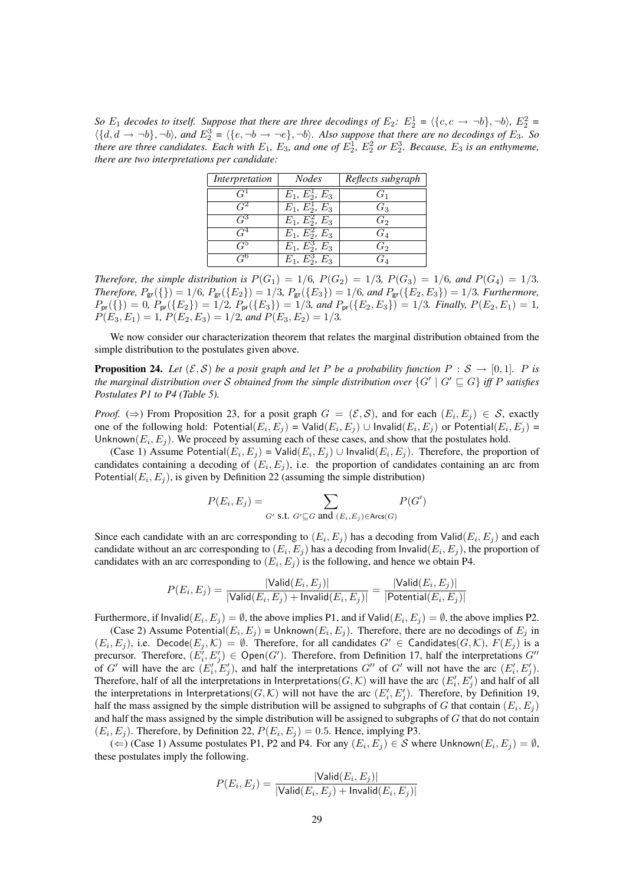*So $E_1$ decodes to itself. Suppose that there are three decodings of $E_2$: $E_2^1 = \langle\{c, c \rightarrow \neg b\}, \neg b\rangle$, $E_2^2 = \langle\{d, d \rightarrow \neg b\}, \neg b\rangle$, and $E_2^3 = \langle\{e, \neg b \rightarrow \neg e\}, \neg b\rangle$. Also suppose that there are no decodings of $E_3$. So there are three candidates. Each with $E_1$, $E_3$, and one of $E_2^1$, $E_2^2$ or $E_2^3$. Because, $E_3$ is an enthymeme, there are two interpretations per candidate:*

| *Interpretation* | *Nodes* | *Reflects subgraph* |
|---|---|---|
| $G^1$ | $E_1$, $E_2^1$, $E_3$ | $G_1$ |
| $G^2$ | $E_1$, $E_2^1$, $E_3$ | $G_3$ |
| $G^3$ | $E_1$, $E_2^2$, $E_3$ | $G_2$ |
| $G^4$ | $E_1$, $E_2^2$, $E_3$ | $G_4$ |
| $G^5$ | $E_1$, $E_2^3$, $E_3$ | $G_2$ |
| $G^6$ | $E_1$, $E_2^3$, $E_3$ | $G_4$ |

*Therefore, the simple distribution is $P(G_1) = 1/6$, $P(G_2) = 1/3$, $P(G_3) = 1/6$, and $P(G_4) = 1/3$. Therefore, $P_{\mathsf{gr}}(\{\}) = 1/6$, $P_{\mathsf{gr}}(\{E_2\}) = 1/3$, $P_{\mathsf{gr}}(\{E_3\}) = 1/6$, and $P_{\mathsf{gr}}(\{E_2, E_3\}) = 1/3$. Furthermore, $P_{\mathsf{pr}}(\{\}) = 0$, $P_{\mathsf{pr}}(\{E_2\}) = 1/2$, $P_{\mathsf{pr}}(\{E_3\}) = 1/3$, and $P_{\mathsf{pr}}(\{E_2, E_3\}) = 1/3$. Finally, $P(E_2, E_1) = 1$, $P(E_3, E_1) = 1$, $P(E_2, E_3) = 1/2$, and $P(E_3, E_2) = 1/3$.*

We now consider our characterization theorem that relates the marginal distribution obtained from the simple distribution to the postulates given above.

**Proposition 24.** *Let $(\mathcal{E}, \mathcal{S})$ be a posit graph and let $P$ be a probability function $P : \mathcal{S} \rightarrow [0, 1]$. $P$ is the marginal distribution over $\mathcal{S}$ obtained from the simple distribution over $\{G' \mid G' \sqsubseteq G\}$ iff $P$ satisfies Postulates P1 to P4 (Table 5).*

*Proof.* ($\Rightarrow$) From Proposition 23, for a posit graph $G = (\mathcal{E}, \mathcal{S})$, and for each $(E_i, E_j) \in \mathcal{S}$, exactly one of the following hold: $\mathsf{Potential}(E_i, E_j) = \mathsf{Valid}(E_i, E_j) \cup \mathsf{Invalid}(E_i, E_j)$ or $\mathsf{Potential}(E_i, E_j) = \mathsf{Unknown}(E_i, E_j)$. We proceed by assuming each of these cases, and show that the postulates hold.

(Case 1) Assume $\mathsf{Potential}(E_i, E_j) = \mathsf{Valid}(E_i, E_j) \cup \mathsf{Invalid}(E_i, E_j)$. Therefore, the proportion of candidates containing a decoding of $(E_i, E_j)$, i.e. the proportion of candidates containing an arc from $\mathsf{Potential}(E_i, E_j)$, is given by Definition 22 (assuming the simple distribution)

$$P(E_i, E_j) = \sum_{G' \text{ s.t. } G' \sqsubseteq G \text{ and } (E_i, E_j) \in \mathsf{Arcs}(G)} P(G')$$

Since each candidate with an arc corresponding to $(E_i, E_j)$ has a decoding from $\mathsf{Valid}(E_i, E_j)$ and each candidate without an arc corresponding to $(E_i, E_j)$ has a decoding from $\mathsf{Invalid}(E_i, E_j)$, the proportion of candidates with an arc corresponding to $(E_i, E_j)$ is the following, and hence we obtain P4.

$$P(E_i, E_j) = \frac{|\mathsf{Valid}(E_i, E_j)|}{|\mathsf{Valid}(E_i, E_j) + \mathsf{Invalid}(E_i, E_j)|} = \frac{|\mathsf{Valid}(E_i, E_j)|}{|\mathsf{Potential}(E_i, E_j)|}$$

Furthermore, if $\mathsf{Invalid}(E_i, E_j) = \emptyset$, the above implies P1, and if $\mathsf{Valid}(E_i, E_j) = \emptyset$, the above implies P2.

(Case 2) Assume $\mathsf{Potential}(E_i, E_j) = \mathsf{Unknown}(E_i, E_j)$. Therefore, there are no decodings of $E_j$ in $(E_i, E_j)$, i.e. $\mathsf{Decode}(E_j, \mathcal{K}) = \emptyset$. Therefore, for all candidates $G' \in \mathsf{Candidates}(G, \mathcal{K})$, $F(E_j)$ is a precursor. Therefore, $(E_i', E_j') \in \mathsf{Open}(G')$. Therefore, from Definition 17, half the interpretations $G''$ of $G'$ will have the arc $(E_i', E_j')$, and half the interpretations $G''$ of $G'$ will not have the arc $(E_i', E_j')$. Therefore, half of all the interpretations in $\mathsf{Interpretations}(G, \mathcal{K})$ will have the arc $(E_i', E_j')$ and half of all the interpretations in $\mathsf{Interpretations}(G, \mathcal{K})$ will not have the arc $(E_i', E_j')$. Therefore, by Definition 19, half the mass assigned by the simple distribution will be assigned to subgraphs of $G$ that contain $(E_i, E_j)$ and half the mass assigned by the simple distribution will be assigned to subgraphs of $G$ that do not contain $(E_i, E_j)$. Therefore, by Definition 22, $P(E_i, E_j) = 0.5$. Hence, implying P3.

($\Leftarrow$) (Case 1) Assume postulates P1, P2 and P4. For any $(E_i, E_j) \in \mathcal{S}$ where $\mathsf{Unknown}(E_i, E_j) = \emptyset$, these postulates imply the following.

$$P(E_i, E_j) = \frac{|\mathsf{Valid}(E_i, E_j)|}{|\mathsf{Valid}(E_i, E_j) + \mathsf{Invalid}(E_i, E_j)|}$$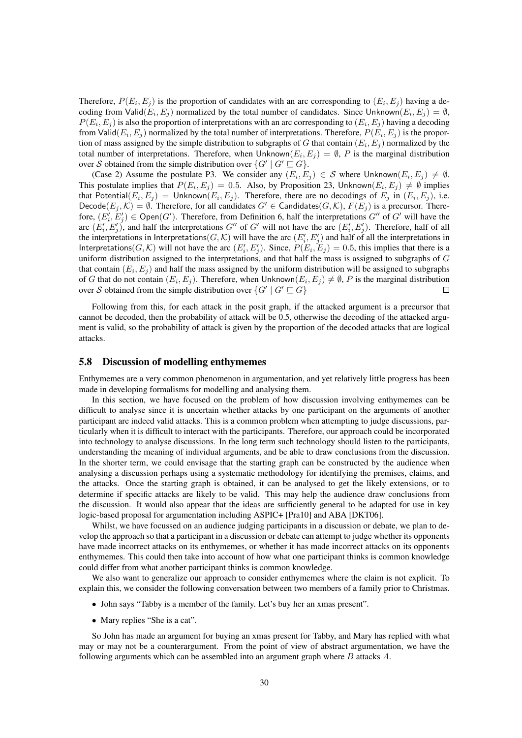Therefore, $P(E_i, E_j)$ is the proportion of candidates with an arc corresponding to $(E_i, E_j)$ having a decoding from $\mathsf{Valid}(E_i, E_j)$ normalized by the total number of candidates. Since $\mathsf{Unknown}(E_i, E_j) = \emptyset$, $P(E_i, E_j)$ is also the proportion of interpretations with an arc corresponding to $(E_i, E_j)$ having a decoding from $\mathsf{Valid}(E_i, E_j)$ normalized by the total number of interpretations. Therefore, $P(E_i, E_j)$ is the proportion of mass assigned by the simple distribution to subgraphs of $G$ that contain $(E_i, E_j)$ normalized by the total number of interpretations. Therefore, when $\mathsf{Unknown}(E_i, E_j) = \emptyset$, $P$ is the marginal distribution over $\mathcal{S}$ obtained from the simple distribution over $\{G' \mid G' \sqsubseteq G\}$.

(Case 2) Assume the postulate P3. We consider any $(E_i, E_j) \in \mathcal{S}$ where $\mathsf{Unknown}(E_i, E_j) \neq \emptyset$. This postulate implies that $P(E_i, E_j) = 0.5$. Also, by Proposition 23, $\mathsf{Unknown}(E_i, E_j) \neq \emptyset$ implies that $\mathsf{Potential}(E_i, E_j) = \mathsf{Unknown}(E_i, E_j)$. Therefore, there are no decodings of $E_j$ in $(E_i, E_j)$, i.e. $\mathsf{Decode}(E_j, \mathcal{K}) = \emptyset$. Therefore, for all candidates $G' \in \mathsf{Candidates}(G, \mathcal{K})$, $F(E_j)$ is a precursor. Therefore, $(E'_i, E'_j) \in \mathsf{Open}(G')$. Therefore, from Definition 6, half the interpretations $G''$ of $G'$ will have the arc $(E'_i, E'_j)$, and half the interpretations $G''$ of $G'$ will not have the arc $(E'_i, E'_j)$. Therefore, half of all the interpretations in $\mathsf{Interpretations}(G, \mathcal{K})$ will have the arc $(E'_i, E'_j)$ and half of all the interpretations in $\mathsf{Interpretations}(G, \mathcal{K})$ will not have the arc $(E'_i, E'_j)$. Since, $P(E_i, E_j) = 0.5$, this implies that there is a uniform distribution assigned to the interpretations, and that half the mass is assigned to subgraphs of $G$ that contain $(E_i, E_j)$ and half the mass assigned by the uniform distribution will be assigned to subgraphs of $G$ that do not contain $(E_i, E_j)$. Therefore, when $\mathsf{Unknown}(E_i, E_j) \neq \emptyset$, $P$ is the marginal distribution over $\mathcal{S}$ obtained from the simple distribution over $\{G' \mid G' \sqsubseteq G\}$ □

Following from this, for each attack in the posit graph, if the attacked argument is a precursor that cannot be decoded, then the probability of attack will be 0.5, otherwise the decoding of the attacked argument is valid, so the probability of attack is given by the proportion of the decoded attacks that are logical attacks.

## 5.8 Discussion of modelling enthymemes

Enthymemes are a very common phenomenon in argumentation, and yet relatively little progress has been made in developing formalisms for modelling and analysing them.

In this section, we have focused on the problem of how discussion involving enthymemes can be difficult to analyse since it is uncertain whether attacks by one participant on the arguments of another participant are indeed valid attacks. This is a common problem when attempting to judge discussions, particularly when it is difficult to interact with the participants. Therefore, our approach could be incorporated into technology to analyse discussions. In the long term such technology should listen to the participants, understanding the meaning of individual arguments, and be able to draw conclusions from the discussion. In the shorter term, we could envisage that the starting graph can be constructed by the audience when analysing a discussion perhaps using a systematic methodology for identifying the premises, claims, and the attacks. Once the starting graph is obtained, it can be analysed to get the likely extensions, or to determine if specific attacks are likely to be valid. This may help the audience draw conclusions from the discussion. It would also appear that the ideas are sufficiently general to be adapted for use in key logic-based proposal for argumentation including ASPIC+ [Pra10] and ABA [DKT06].

Whilst, we have focussed on an audience judging participants in a discussion or debate, we plan to develop the approach so that a participant in a discussion or debate can attempt to judge whether its opponents have made incorrect attacks on its enthymemes, or whether it has made incorrect attacks on its opponents enthymemes. This could then take into account of how what one participant thinks is common knowledge could differ from what another participant thinks is common knowledge.

We also want to generalize our approach to consider enthymemes where the claim is not explicit. To explain this, we consider the following conversation between two members of a family prior to Christmas.

- John says "Tabby is a member of the family. Let's buy her an xmas present".
- Mary replies "She is a cat".

So John has made an argument for buying an xmas present for Tabby, and Mary has replied with what may or may not be a counterargument. From the point of view of abstract argumentation, we have the following arguments which can be assembled into an argument graph where $B$ attacks $A$.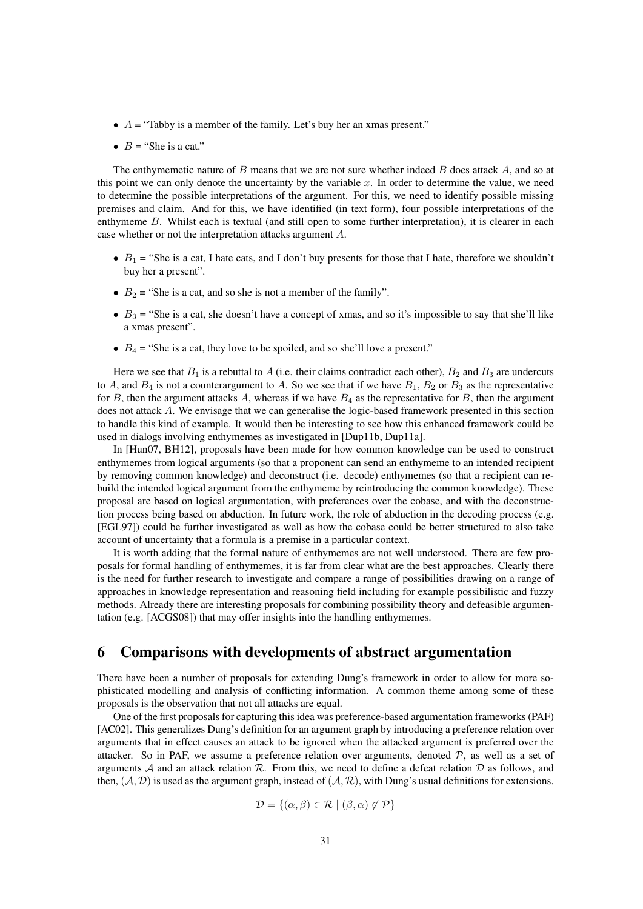- $A$ = "Tabby is a member of the family. Let's buy her an xmas present."
- $B$ = "She is a cat."

The enthymemetic nature of $B$ means that we are not sure whether indeed $B$ does attack $A$, and so at this point we can only denote the uncertainty by the variable $x$. In order to determine the value, we need to determine the possible interpretations of the argument. For this, we need to identify possible missing premises and claim. And for this, we have identified (in text form), four possible interpretations of the enthymeme $B$. Whilst each is textual (and still open to some further interpretation), it is clearer in each case whether or not the interpretation attacks argument $A$.

- $B_1$ = "She is a cat, I hate cats, and I don't buy presents for those that I hate, therefore we shouldn't buy her a present".
- $B_2$ = "She is a cat, and so she is not a member of the family".
- $B_3$ = "She is a cat, she doesn't have a concept of xmas, and so it's impossible to say that she'll like a xmas present".
- $B_4$ = "She is a cat, they love to be spoiled, and so she'll love a present."

Here we see that $B_1$ is a rebuttal to $A$ (i.e. their claims contradict each other), $B_2$ and $B_3$ are undercuts to $A$, and $B_4$ is not a counterargument to $A$. So we see that if we have $B_1$, $B_2$ or $B_3$ as the representative for $B$, then the argument attacks $A$, whereas if we have $B_4$ as the representative for $B$, then the argument does not attack $A$. We envisage that we can generalise the logic-based framework presented in this section to handle this kind of example. It would then be interesting to see how this enhanced framework could be used in dialogs involving enthymemes as investigated in [Dup11b, Dup11a].

In [Hun07, BH12], proposals have been made for how common knowledge can be used to construct enthymemes from logical arguments (so that a proponent can send an enthymeme to an intended recipient by removing common knowledge) and deconstruct (i.e. decode) enthymemes (so that a recipient can rebuild the intended logical argument from the enthymeme by reintroducing the common knowledge). These proposal are based on logical argumentation, with preferences over the cobase, and with the deconstruction process being based on abduction. In future work, the role of abduction in the decoding process (e.g. [EGL97]) could be further investigated as well as how the cobase could be better structured to also take account of uncertainty that a formula is a premise in a particular context.

It is worth adding that the formal nature of enthymemes are not well understood. There are few proposals for formal handling of enthymemes, it is far from clear what are the best approaches. Clearly there is the need for further research to investigate and compare a range of possibilities drawing on a range of approaches in knowledge representation and reasoning field including for example possibilistic and fuzzy methods. Already there are interesting proposals for combining possibility theory and defeasible argumentation (e.g. [ACGS08]) that may offer insights into the handling enthymemes.

# 6 Comparisons with developments of abstract argumentation

There have been a number of proposals for extending Dung's framework in order to allow for more sophisticated modelling and analysis of conflicting information. A common theme among some of these proposals is the observation that not all attacks are equal.

One of the first proposals for capturing this idea was preference-based argumentation frameworks (PAF) [AC02]. This generalizes Dung's definition for an argument graph by introducing a preference relation over arguments that in effect causes an attack to be ignored when the attacked argument is preferred over the attacker. So in PAF, we assume a preference relation over arguments, denoted $\mathcal{P}$, as well as a set of arguments $\mathcal{A}$ and an attack relation $\mathcal{R}$. From this, we need to define a defeat relation $\mathcal{D}$ as follows, and then, $(\mathcal{A}, \mathcal{D})$ is used as the argument graph, instead of $(\mathcal{A}, \mathcal{R})$, with Dung's usual definitions for extensions.

$$\mathcal{D} = \{(\alpha, \beta) \in \mathcal{R} \mid (\beta, \alpha) \notin \mathcal{P}\}$$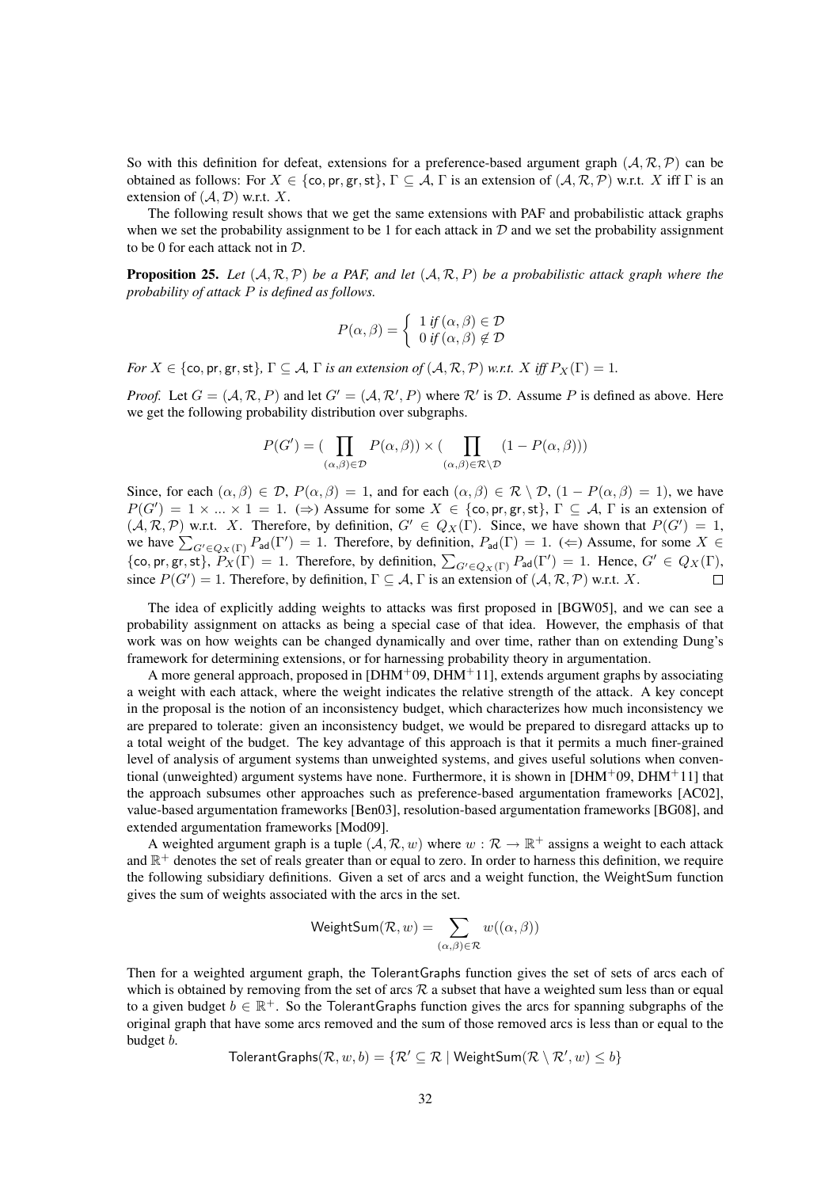So with this definition for defeat, extensions for a preference-based argument graph $(\mathcal{A}, \mathcal{R}, \mathcal{P})$ can be obtained as follows: For $X \in \{\mathsf{co}, \mathsf{pr}, \mathsf{gr}, \mathsf{st}\}$, $\Gamma \subseteq \mathcal{A}$, $\Gamma$ is an extension of $(\mathcal{A}, \mathcal{R}, \mathcal{P})$ w.r.t. $X$ iff $\Gamma$ is an extension of $(\mathcal{A}, \mathcal{D})$ w.r.t. $X$.

The following result shows that we get the same extensions with PAF and probabilistic attack graphs when we set the probability assignment to be 1 for each attack in $\mathcal{D}$ and we set the probability assignment to be 0 for each attack not in $\mathcal{D}$.

**Proposition 25.** *Let $(\mathcal{A}, \mathcal{R}, \mathcal{P})$ be a PAF, and let $(\mathcal{A}, \mathcal{R}, P)$ be a probabilistic attack graph where the probability of attack $P$ is defined as follows.*

$$P(\alpha, \beta) = \begin{cases} 1 \text{ if } (\alpha, \beta) \in \mathcal{D} \\ 0 \text{ if } (\alpha, \beta) \notin \mathcal{D} \end{cases}$$

*For $X \in \{\mathsf{co}, \mathsf{pr}, \mathsf{gr}, \mathsf{st}\}$, $\Gamma \subseteq \mathcal{A}$, $\Gamma$ is an extension of $(\mathcal{A}, \mathcal{R}, \mathcal{P})$ w.r.t. $X$ iff $P_X(\Gamma) = 1$.*

*Proof.* Let $G = (\mathcal{A}, \mathcal{R}, P)$ and let $G' = (\mathcal{A}, \mathcal{R}', P)$ where $\mathcal{R}'$ is $\mathcal{D}$. Assume $P$ is defined as above. Here we get the following probability distribution over subgraphs.

$$P(G') = (\prod_{(\alpha,\beta) \in \mathcal{D}} P(\alpha, \beta)) \times (\prod_{(\alpha,\beta) \in \mathcal{R} \setminus \mathcal{D}} (1 - P(\alpha, \beta)))$$

Since, for each $(\alpha, \beta) \in \mathcal{D}$, $P(\alpha, \beta) = 1$, and for each $(\alpha, \beta) \in \mathcal{R} \setminus \mathcal{D}$, $(1 - P(\alpha, \beta) = 1)$, we have $P(G') = 1 \times ... \times 1 = 1$. ($\Rightarrow$) Assume for some $X \in \{\mathsf{co}, \mathsf{pr}, \mathsf{gr}, \mathsf{st}\}$, $\Gamma \subseteq \mathcal{A}$, $\Gamma$ is an extension of $(\mathcal{A}, \mathcal{R}, \mathcal{P})$ w.r.t. $X$. Therefore, by definition, $G' \in Q_X(\Gamma)$. Since, we have shown that $P(G') = 1$, we have $\sum_{G' \in Q_X(\Gamma)} P_{\mathsf{ad}}(\Gamma') = 1$. Therefore, by definition, $P_{\mathsf{ad}}(\Gamma) = 1$. ($\Leftarrow$) Assume, for some $X \in \{\mathsf{co}, \mathsf{pr}, \mathsf{gr}, \mathsf{st}\}$, $P_X(\Gamma) = 1$. Therefore, by definition, $\sum_{G' \in Q_X(\Gamma)} P_{\mathsf{ad}}(\Gamma') = 1$. Hence, $G' \in Q_X(\Gamma)$, since $P(G') = 1$. Therefore, by definition, $\Gamma \subseteq \mathcal{A}$, $\Gamma$ is an extension of $(\mathcal{A}, \mathcal{R}, \mathcal{P})$ w.r.t. $X$. $\square$

The idea of explicitly adding weights to attacks was first proposed in [BGW05], and we can see a probability assignment on attacks as being a special case of that idea. However, the emphasis of that work was on how weights can be changed dynamically and over time, rather than on extending Dung's framework for determining extensions, or for harnessing probability theory in argumentation.

A more general approach, proposed in [DHM$^+$09, DHM$^+$11], extends argument graphs by associating a weight with each attack, where the weight indicates the relative strength of the attack. A key concept in the proposal is the notion of an inconsistency budget, which characterizes how much inconsistency we are prepared to tolerate: given an inconsistency budget, we would be prepared to disregard attacks up to a total weight of the budget. The key advantage of this approach is that it permits a much finer-grained level of analysis of argument systems than unweighted systems, and gives useful solutions when conventional (unweighted) argument systems have none. Furthermore, it is shown in [DHM$^+$09, DHM$^+$11] that the approach subsumes other approaches such as preference-based argumentation frameworks [AC02], value-based argumentation frameworks [Ben03], resolution-based argumentation frameworks [BG08], and extended argumentation frameworks [Mod09].

A weighted argument graph is a tuple $(\mathcal{A}, \mathcal{R}, w)$ where $w : \mathcal{R} \rightarrow \mathbb{R}^+$ assigns a weight to each attack and $\mathbb{R}^+$ denotes the set of reals greater than or equal to zero. In order to harness this definition, we require the following subsidiary definitions. Given a set of arcs and a weight function, the WeightSum function gives the sum of weights associated with the arcs in the set.

$$\mathsf{WeightSum}(\mathcal{R}, w) = \sum_{(\alpha,\beta) \in \mathcal{R}} w((\alpha, \beta))$$

Then for a weighted argument graph, the TolerantGraphs function gives the set of sets of arcs each of which is obtained by removing from the set of arcs $\mathcal{R}$ a subset that have a weighted sum less than or equal to a given budget $b \in \mathbb{R}^+$. So the TolerantGraphs function gives the arcs for spanning subgraphs of the original graph that have some arcs removed and the sum of those removed arcs is less than or equal to the budget $b$.

$$\mathsf{TolerantGraphs}(\mathcal{R}, w, b) = \{\mathcal{R}' \subseteq \mathcal{R} \mid \mathsf{WeightSum}(\mathcal{R} \setminus \mathcal{R}', w) \leq b\}$$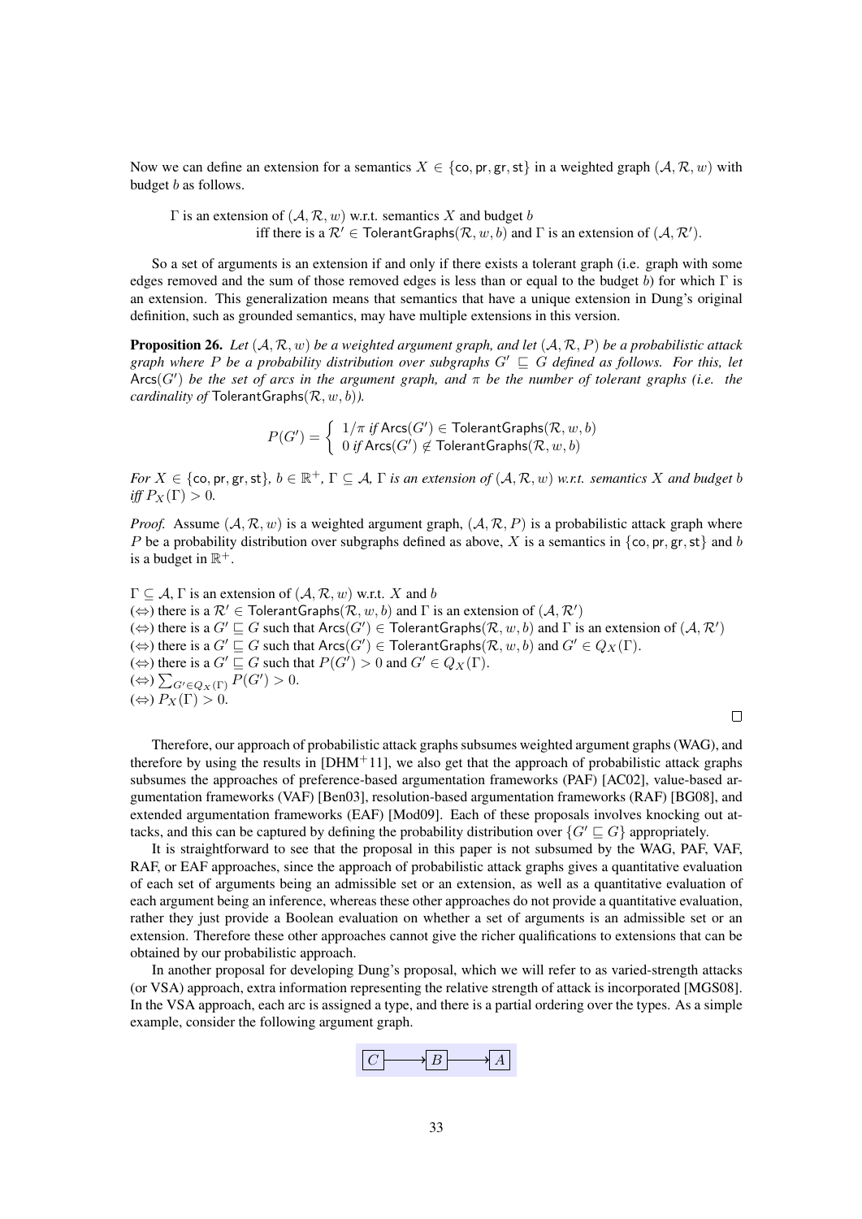Now we can define an extension for a semantics $X \in \{\mathsf{co}, \mathsf{pr}, \mathsf{gr}, \mathsf{st}\}$ in a weighted graph $(\mathcal{A}, \mathcal{R}, w)$ with budget $b$ as follows.

$\Gamma$ is an extension of $(\mathcal{A}, \mathcal{R}, w)$ w.r.t. semantics $X$ and budget $b$
iff there is a $\mathcal{R}' \in \mathsf{TolerantGraphs}(\mathcal{R}, w, b)$ and $\Gamma$ is an extension of $(\mathcal{A}, \mathcal{R}')$.

So a set of arguments is an extension if and only if there exists a tolerant graph (i.e. graph with some edges removed and the sum of those removed edges is less than or equal to the budget $b$) for which $\Gamma$ is an extension. This generalization means that semantics that have a unique extension in Dung's original definition, such as grounded semantics, may have multiple extensions in this version.

**Proposition 26.** *Let $(\mathcal{A}, \mathcal{R}, w)$ be a weighted argument graph, and let $(\mathcal{A}, \mathcal{R}, P)$ be a probabilistic attack graph where $P$ be a probability distribution over subgraphs $G' \sqsubseteq G$ defined as follows. For this, let $\mathsf{Arcs}(G')$ be the set of arcs in the argument graph, and $\pi$ be the number of tolerant graphs (i.e. the cardinality of $\mathsf{TolerantGraphs}(\mathcal{R}, w, b)$).*

$$P(G') = \begin{cases} 1/\pi \text{ if } \mathsf{Arcs}(G') \in \mathsf{TolerantGraphs}(\mathcal{R}, w, b) \\ 0 \text{ if } \mathsf{Arcs}(G') \notin \mathsf{TolerantGraphs}(\mathcal{R}, w, b) \end{cases}$$

*For $X \in \{\mathsf{co}, \mathsf{pr}, \mathsf{gr}, \mathsf{st}\}$, $b \in \mathbb{R}^+$, $\Gamma \subseteq \mathcal{A}$, $\Gamma$ is an extension of $(\mathcal{A}, \mathcal{R}, w)$ w.r.t. semantics $X$ and budget $b$ iff $P_X(\Gamma) > 0$.*

*Proof.* Assume $(\mathcal{A}, \mathcal{R}, w)$ is a weighted argument graph, $(\mathcal{A}, \mathcal{R}, P)$ is a probabilistic attack graph where $P$ be a probability distribution over subgraphs defined as above, $X$ is a semantics in $\{\mathsf{co}, \mathsf{pr}, \mathsf{gr}, \mathsf{st}\}$ and $b$ is a budget in $\mathbb{R}^+$.

$\Gamma \subseteq \mathcal{A}$, $\Gamma$ is an extension of $(\mathcal{A}, \mathcal{R}, w)$ w.r.t. $X$ and $b$
($\Leftrightarrow$) there is a $\mathcal{R}' \in \mathsf{TolerantGraphs}(\mathcal{R}, w, b)$ and $\Gamma$ is an extension of $(\mathcal{A}, \mathcal{R}')$
($\Leftrightarrow$) there is a $G' \sqsubseteq G$ such that $\mathsf{Arcs}(G') \in \mathsf{TolerantGraphs}(\mathcal{R}, w, b)$ and $\Gamma$ is an extension of $(\mathcal{A}, \mathcal{R}')$
($\Leftrightarrow$) there is a $G' \sqsubseteq G$ such that $\mathsf{Arcs}(G') \in \mathsf{TolerantGraphs}(\mathcal{R}, w, b)$ and $G' \in Q_X(\Gamma)$.
($\Leftrightarrow$) there is a $G' \sqsubseteq G$ such that $P(G') > 0$ and $G' \in Q_X(\Gamma)$.
($\Leftrightarrow$) $\sum_{G' \in Q_X(\Gamma)} P(G') > 0$.
($\Leftrightarrow$) $P_X(\Gamma) > 0$. □

Therefore, our approach of probabilistic attack graphs subsumes weighted argument graphs (WAG), and therefore by using the results in [DHM+11], we also get that the approach of probabilistic attack graphs subsumes the approaches of preference-based argumentation frameworks (PAF) [AC02], value-based argumentation frameworks (VAF) [Ben03], resolution-based argumentation frameworks (RAF) [BG08], and extended argumentation frameworks (EAF) [Mod09]. Each of these proposals involves knocking out attacks, and this can be captured by defining the probability distribution over $\{G' \sqsubseteq G\}$ appropriately.

It is straightforward to see that the proposal in this paper is not subsumed by the WAG, PAF, VAF, RAF, or EAF approaches, since the approach of probabilistic attack graphs gives a quantitative evaluation of each set of arguments being an admissible set or an extension, as well as a quantitative evaluation of each argument being an inference, whereas these other approaches do not provide a quantitative evaluation, rather they just provide a Boolean evaluation on whether a set of arguments is an admissible set or an extension. Therefore these other approaches cannot give the richer qualifications to extensions that can be obtained by our probabilistic approach.

In another proposal for developing Dung's proposal, which we will refer to as varied-strength attacks (or VSA) approach, extra information representing the relative strength of attack is incorporated [MGS08]. In the VSA approach, each arc is assigned a type, and there is a partial ordering over the types. As a simple example, consider the following argument graph.

$C \rightarrow B \rightarrow A$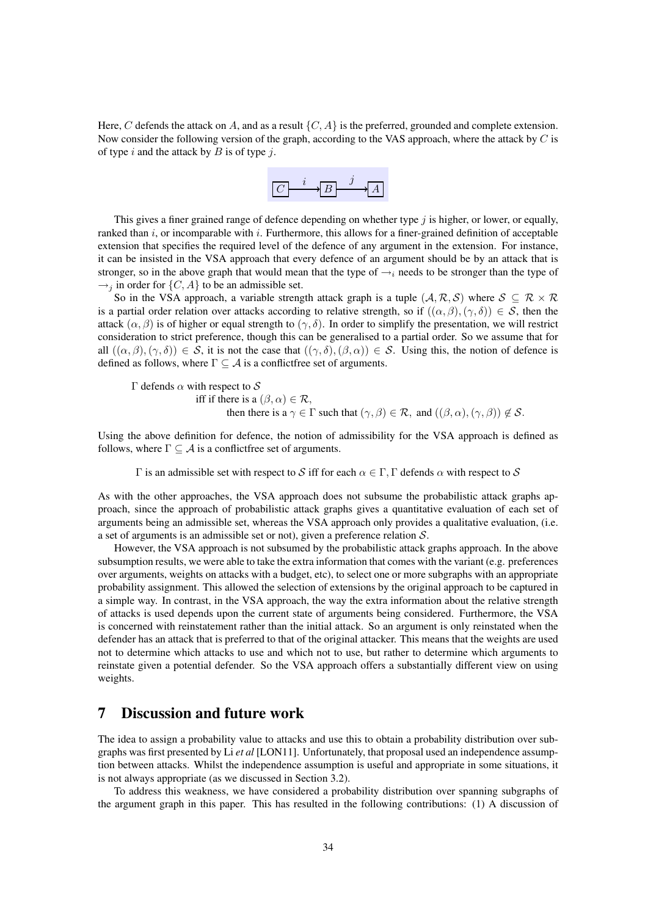Here, $C$ defends the attack on $A$, and as a result $\{C, A\}$ is the preferred, grounded and complete extension. Now consider the following version of the graph, according to the VAS approach, where the attack by $C$ is of type $i$ and the attack by $B$ is of type $j$.

$$C \xrightarrow{i} B \xrightarrow{j} A$$

This gives a finer grained range of defence depending on whether type $j$ is higher, or lower, or equally, ranked than $i$, or incomparable with $i$. Furthermore, this allows for a finer-grained definition of acceptable extension that specifies the required level of the defence of any argument in the extension. For instance, it can be insisted in the VSA approach that every defence of an argument should be by an attack that is stronger, so in the above graph that would mean that the type of $\rightarrow_i$ needs to be stronger than the type of $\rightarrow_j$ in order for $\{C, A\}$ to be an admissible set.

So in the VSA approach, a variable strength attack graph is a tuple $(\mathcal{A}, \mathcal{R}, \mathcal{S})$ where $\mathcal{S} \subseteq \mathcal{R} \times \mathcal{R}$ is a partial order relation over attacks according to relative strength, so if $((\alpha, \beta), (\gamma, \delta)) \in \mathcal{S}$, then the attack $(\alpha, \beta)$ is of higher or equal strength to $(\gamma, \delta)$. In order to simplify the presentation, we will restrict consideration to strict preference, though this can be generalised to a partial order. So we assume that for all $((\alpha, \beta), (\gamma, \delta)) \in \mathcal{S}$, it is not the case that $((\gamma, \delta), (\beta, \alpha)) \in \mathcal{S}$. Using this, the notion of defence is defined as follows, where $\Gamma \subseteq \mathcal{A}$ is a conflictfree set of arguments.

$\Gamma$ defends $\alpha$ with respect to $\mathcal{S}$
iff if there is a $(\beta, \alpha) \in \mathcal{R}$,
then there is a $\gamma \in \Gamma$ such that $(\gamma, \beta) \in \mathcal{R}$, and $((\beta, \alpha), (\gamma, \beta)) \notin \mathcal{S}$.

Using the above definition for defence, the notion of admissibility for the VSA approach is defined as follows, where $\Gamma \subseteq \mathcal{A}$ is a conflictfree set of arguments.

$\Gamma$ is an admissible set with respect to $\mathcal{S}$ iff for each $\alpha \in \Gamma, \Gamma$ defends $\alpha$ with respect to $\mathcal{S}$

As with the other approaches, the VSA approach does not subsume the probabilistic attack graphs approach, since the approach of probabilistic attack graphs gives a quantitative evaluation of each set of arguments being an admissible set, whereas the VSA approach only provides a qualitative evaluation, (i.e. a set of arguments is an admissible set or not), given a preference relation $\mathcal{S}$.

However, the VSA approach is not subsumed by the probabilistic attack graphs approach. In the above subsumption results, we were able to take the extra information that comes with the variant (e.g. preferences over arguments, weights on attacks with a budget, etc), to select one or more subgraphs with an appropriate probability assignment. This allowed the selection of extensions by the original approach to be captured in a simple way. In contrast, in the VSA approach, the way the extra information about the relative strength of attacks is used depends upon the current state of arguments being considered. Furthermore, the VSA is concerned with reinstatement rather than the initial attack. So an argument is only reinstated when the defender has an attack that is preferred to that of the original attacker. This means that the weights are used not to determine which attacks to use and which not to use, but rather to determine which arguments to reinstate given a potential defender. So the VSA approach offers a substantially different view on using weights.

## 7 Discussion and future work

The idea to assign a probability value to attacks and use this to obtain a probability distribution over subgraphs was first presented by Li *et al* [LON11]. Unfortunately, that proposal used an independence assumption between attacks. Whilst the independence assumption is useful and appropriate in some situations, it is not always appropriate (as we discussed in Section 3.2).

To address this weakness, we have considered a probability distribution over spanning subgraphs of the argument graph in this paper. This has resulted in the following contributions: (1) A discussion of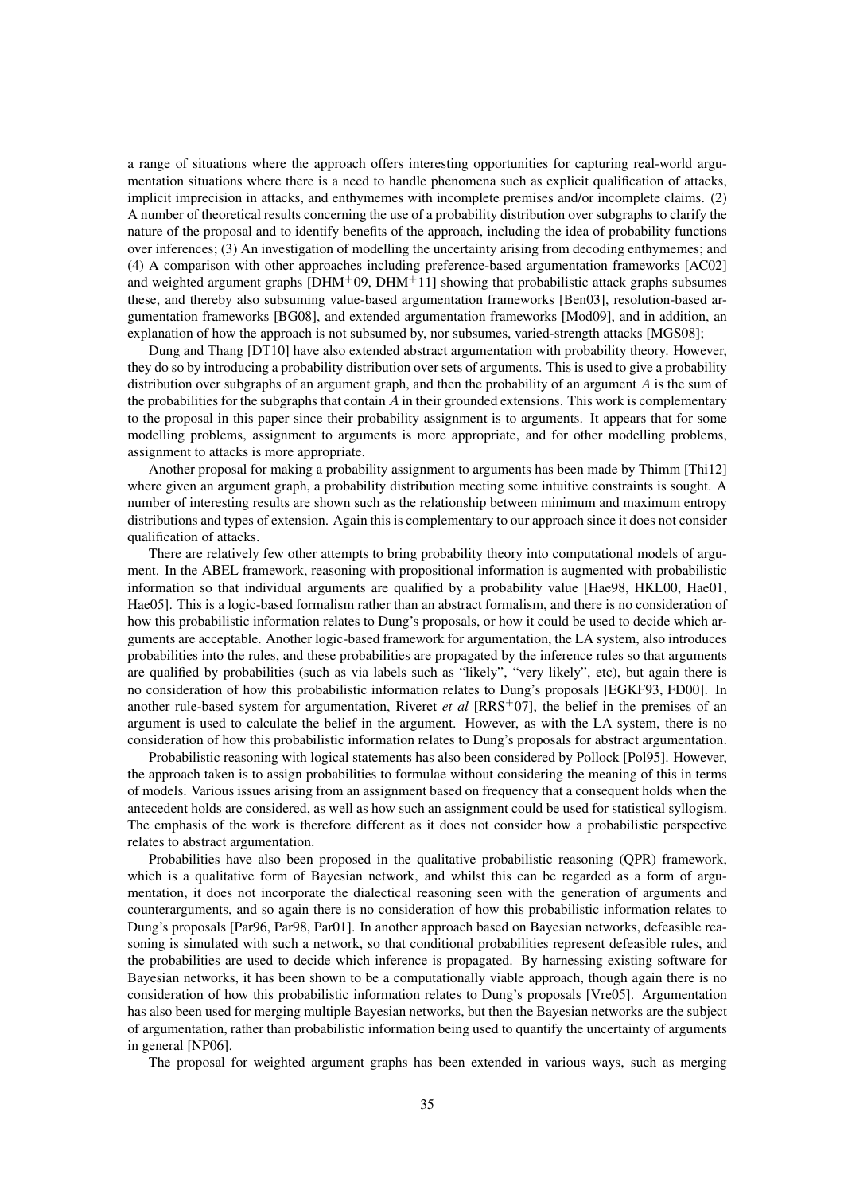a range of situations where the approach offers interesting opportunities for capturing real-world argumentation situations where there is a need to handle phenomena such as explicit qualification of attacks, implicit imprecision in attacks, and enthymemes with incomplete premises and/or incomplete claims. (2) A number of theoretical results concerning the use of a probability distribution over subgraphs to clarify the nature of the proposal and to identify benefits of the approach, including the idea of probability functions over inferences; (3) An investigation of modelling the uncertainty arising from decoding enthymemes; and (4) A comparison with other approaches including preference-based argumentation frameworks [AC02] and weighted argument graphs [DHM+09, DHM+11] showing that probabilistic attack graphs subsumes these, and thereby also subsuming value-based argumentation frameworks [Ben03], resolution-based argumentation frameworks [BG08], and extended argumentation frameworks [Mod09], and in addition, an explanation of how the approach is not subsumed by, nor subsumes, varied-strength attacks [MGS08];

Dung and Thang [DT10] have also extended abstract argumentation with probability theory. However, they do so by introducing a probability distribution over sets of arguments. This is used to give a probability distribution over subgraphs of an argument graph, and then the probability of an argument $A$ is the sum of the probabilities for the subgraphs that contain $A$ in their grounded extensions. This work is complementary to the proposal in this paper since their probability assignment is to arguments. It appears that for some modelling problems, assignment to arguments is more appropriate, and for other modelling problems, assignment to attacks is more appropriate.

Another proposal for making a probability assignment to arguments has been made by Thimm [Thi12] where given an argument graph, a probability distribution meeting some intuitive constraints is sought. A number of interesting results are shown such as the relationship between minimum and maximum entropy distributions and types of extension. Again this is complementary to our approach since it does not consider qualification of attacks.

There are relatively few other attempts to bring probability theory into computational models of argument. In the ABEL framework, reasoning with propositional information is augmented with probabilistic information so that individual arguments are qualified by a probability value [Hae98, HKL00, Hae01, Hae05]. This is a logic-based formalism rather than an abstract formalism, and there is no consideration of how this probabilistic information relates to Dung's proposals, or how it could be used to decide which arguments are acceptable. Another logic-based framework for argumentation, the LA system, also introduces probabilities into the rules, and these probabilities are propagated by the inference rules so that arguments are qualified by probabilities (such as via labels such as "likely", "very likely", etc), but again there is no consideration of how this probabilistic information relates to Dung's proposals [EGKF93, FD00]. In another rule-based system for argumentation, Riveret *et al* [RRS+07], the belief in the premises of an argument is used to calculate the belief in the argument. However, as with the LA system, there is no consideration of how this probabilistic information relates to Dung's proposals for abstract argumentation.

Probabilistic reasoning with logical statements has also been considered by Pollock [Pol95]. However, the approach taken is to assign probabilities to formulae without considering the meaning of this in terms of models. Various issues arising from an assignment based on frequency that a consequent holds when the antecedent holds are considered, as well as how such an assignment could be used for statistical syllogism. The emphasis of the work is therefore different as it does not consider how a probabilistic perspective relates to abstract argumentation.

Probabilities have also been proposed in the qualitative probabilistic reasoning (QPR) framework, which is a qualitative form of Bayesian network, and whilst this can be regarded as a form of argumentation, it does not incorporate the dialectical reasoning seen with the generation of arguments and counterarguments, and so again there is no consideration of how this probabilistic information relates to Dung's proposals [Par96, Par98, Par01]. In another approach based on Bayesian networks, defeasible reasoning is simulated with such a network, so that conditional probabilities represent defeasible rules, and the probabilities are used to decide which inference is propagated. By harnessing existing software for Bayesian networks, it has been shown to be a computationally viable approach, though again there is no consideration of how this probabilistic information relates to Dung's proposals [Vre05]. Argumentation has also been used for merging multiple Bayesian networks, but then the Bayesian networks are the subject of argumentation, rather than probabilistic information being used to quantify the uncertainty of arguments in general [NP06].

The proposal for weighted argument graphs has been extended in various ways, such as merging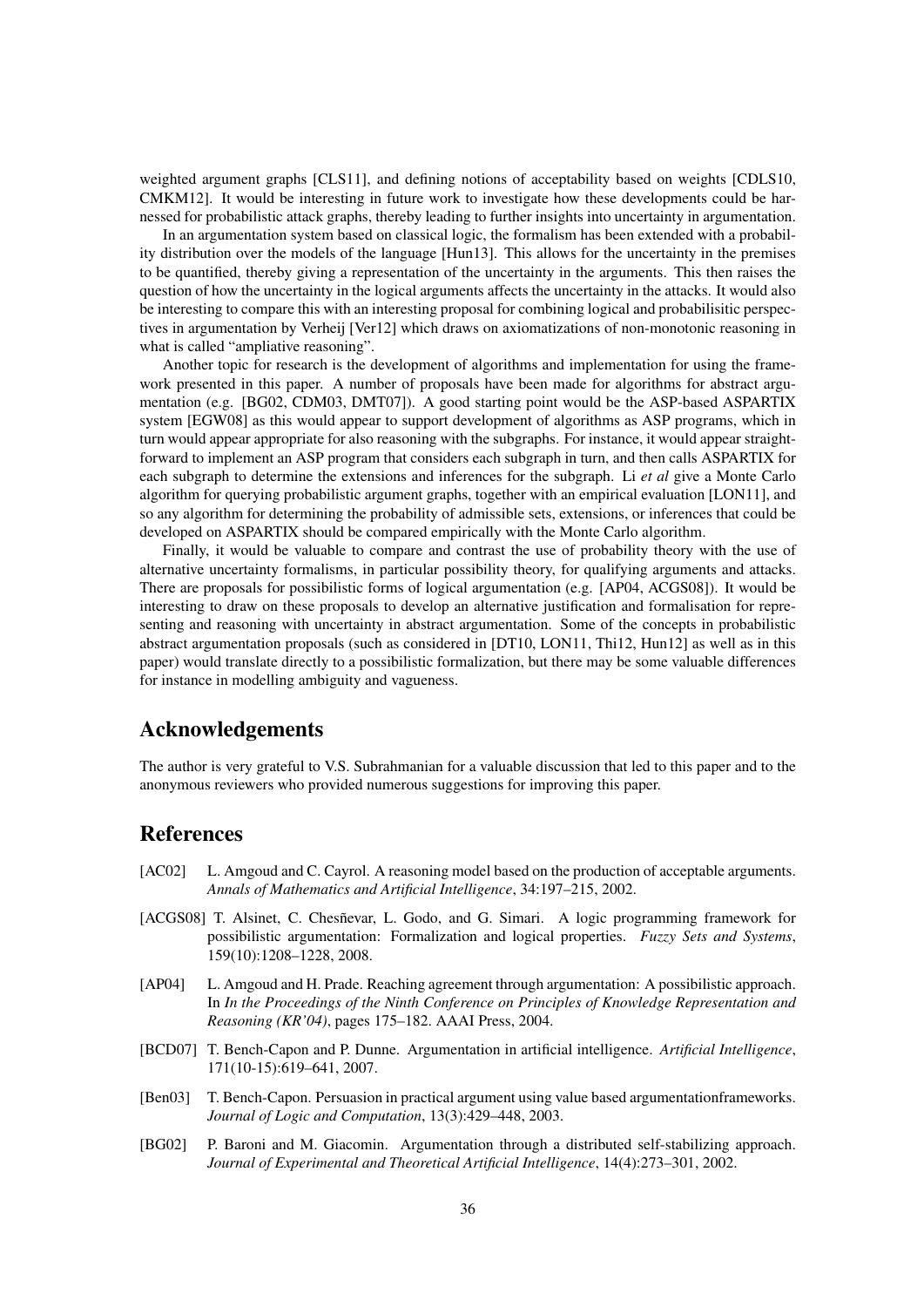weighted argument graphs [CLS11], and defining notions of acceptability based on weights [CDLS10, CMKM12]. It would be interesting in future work to investigate how these developments could be harnessed for probabilistic attack graphs, thereby leading to further insights into uncertainty in argumentation.

In an argumentation system based on classical logic, the formalism has been extended with a probability distribution over the models of the language [Hun13]. This allows for the uncertainty in the premises to be quantified, thereby giving a representation of the uncertainty in the arguments. This then raises the question of how the uncertainty in the logical arguments affects the uncertainty in the attacks. It would also be interesting to compare this with an interesting proposal for combining logical and probabilisitic perspectives in argumentation by Verheij [Ver12] which draws on axiomatizations of non-monotonic reasoning in what is called "ampliative reasoning".

Another topic for research is the development of algorithms and implementation for using the framework presented in this paper. A number of proposals have been made for algorithms for abstract argumentation (e.g. [BG02, CDM03, DMT07]). A good starting point would be the ASP-based ASPARTIX system [EGW08] as this would appear to support development of algorithms as ASP programs, which in turn would appear appropriate for also reasoning with the subgraphs. For instance, it would appear straightforward to implement an ASP program that considers each subgraph in turn, and then calls ASPARTIX for each subgraph to determine the extensions and inferences for the subgraph. Li *et al* give a Monte Carlo algorithm for querying probabilistic argument graphs, together with an empirical evaluation [LON11], and so any algorithm for determining the probability of admissible sets, extensions, or inferences that could be developed on ASPARTIX should be compared empirically with the Monte Carlo algorithm.

Finally, it would be valuable to compare and contrast the use of probability theory with the use of alternative uncertainty formalisms, in particular possibility theory, for qualifying arguments and attacks. There are proposals for possibilistic forms of logical argumentation (e.g. [AP04, ACGS08]). It would be interesting to draw on these proposals to develop an alternative justification and formalisation for representing and reasoning with uncertainty in abstract argumentation. Some of the concepts in probabilistic abstract argumentation proposals (such as considered in [DT10, LON11, Thi12, Hun12] as well as in this paper) would translate directly to a possibilistic formalization, but there may be some valuable differences for instance in modelling ambiguity and vagueness.

## Acknowledgements

The author is very grateful to V.S. Subrahmanian for a valuable discussion that led to this paper and to the anonymous reviewers who provided numerous suggestions for improving this paper.

## References

[AC02] L. Amgoud and C. Cayrol. A reasoning model based on the production of acceptable arguments. *Annals of Mathematics and Artificial Intelligence*, 34:197–215, 2002.

[ACGS08] T. Alsinet, C. Chesñevar, L. Godo, and G. Simari. A logic programming framework for possibilistic argumentation: Formalization and logical properties. *Fuzzy Sets and Systems*, 159(10):1208–1228, 2008.

[AP04] L. Amgoud and H. Prade. Reaching agreement through argumentation: A possibilistic approach. In *In the Proceedings of the Ninth Conference on Principles of Knowledge Representation and Reasoning (KR'04)*, pages 175–182. AAAI Press, 2004.

[BCD07] T. Bench-Capon and P. Dunne. Argumentation in artificial intelligence. *Artificial Intelligence*, 171(10-15):619–641, 2007.

[Ben03] T. Bench-Capon. Persuasion in practical argument using value based argumentationframeworks. *Journal of Logic and Computation*, 13(3):429–448, 2003.

[BG02] P. Baroni and M. Giacomin. Argumentation through a distributed self-stabilizing approach. *Journal of Experimental and Theoretical Artificial Intelligence*, 14(4):273–301, 2002.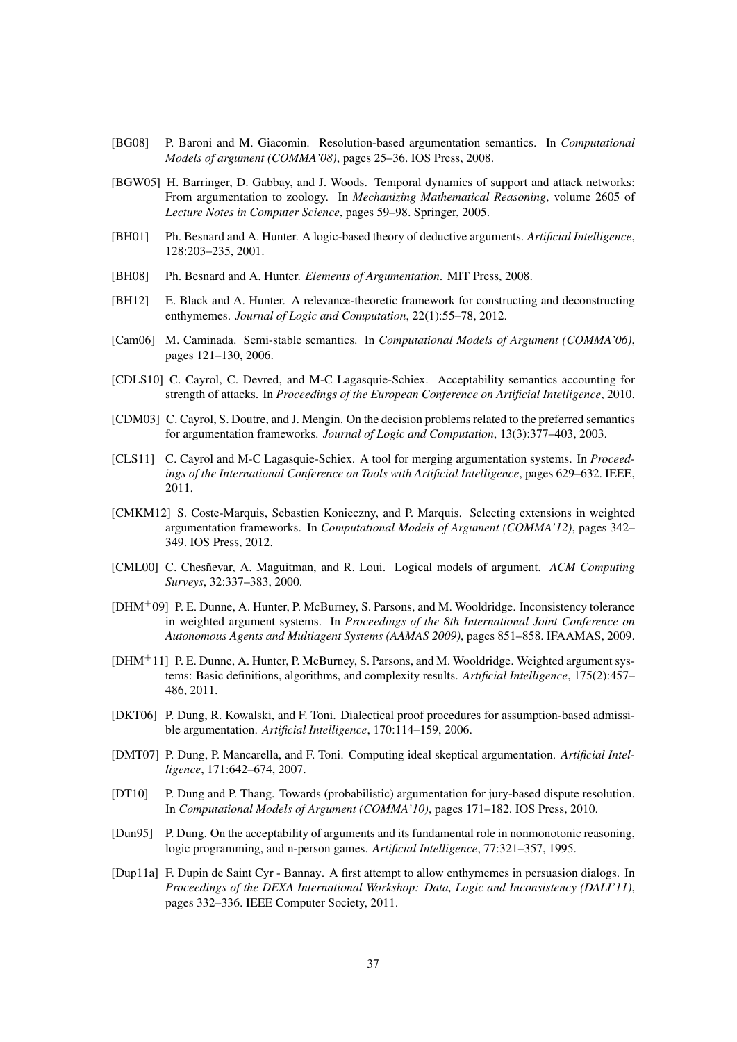[BG08] P. Baroni and M. Giacomin. Resolution-based argumentation semantics. In *Computational Models of argument (COMMA'08)*, pages 25–36. IOS Press, 2008.

[BGW05] H. Barringer, D. Gabbay, and J. Woods. Temporal dynamics of support and attack networks: From argumentation to zoology. In *Mechanizing Mathematical Reasoning*, volume 2605 of *Lecture Notes in Computer Science*, pages 59–98. Springer, 2005.

[BH01] Ph. Besnard and A. Hunter. A logic-based theory of deductive arguments. *Artificial Intelligence*, 128:203–235, 2001.

[BH08] Ph. Besnard and A. Hunter. *Elements of Argumentation*. MIT Press, 2008.

[BH12] E. Black and A. Hunter. A relevance-theoretic framework for constructing and deconstructing enthymemes. *Journal of Logic and Computation*, 22(1):55–78, 2012.

[Cam06] M. Caminada. Semi-stable semantics. In *Computational Models of Argument (COMMA'06)*, pages 121–130, 2006.

[CDLS10] C. Cayrol, C. Devred, and M-C Lagasquie-Schiex. Acceptability semantics accounting for strength of attacks. In *Proceedings of the European Conference on Artificial Intelligence*, 2010.

[CDM03] C. Cayrol, S. Doutre, and J. Mengin. On the decision problems related to the preferred semantics for argumentation frameworks. *Journal of Logic and Computation*, 13(3):377–403, 2003.

[CLS11] C. Cayrol and M-C Lagasquie-Schiex. A tool for merging argumentation systems. In *Proceedings of the International Conference on Tools with Artificial Intelligence*, pages 629–632. IEEE, 2011.

[CMKM12] S. Coste-Marquis, Sebastien Konieczny, and P. Marquis. Selecting extensions in weighted argumentation frameworks. In *Computational Models of Argument (COMMA'12)*, pages 342–349. IOS Press, 2012.

[CML00] C. Chesñevar, A. Maguitman, and R. Loui. Logical models of argument. *ACM Computing Surveys*, 32:337–383, 2000.

[DHM+09] P. E. Dunne, A. Hunter, P. McBurney, S. Parsons, and M. Wooldridge. Inconsistency tolerance in weighted argument systems. In *Proceedings of the 8th International Joint Conference on Autonomous Agents and Multiagent Systems (AAMAS 2009)*, pages 851–858. IFAAMAS, 2009.

[DHM+11] P. E. Dunne, A. Hunter, P. McBurney, S. Parsons, and M. Wooldridge. Weighted argument systems: Basic definitions, algorithms, and complexity results. *Artificial Intelligence*, 175(2):457–486, 2011.

[DKT06] P. Dung, R. Kowalski, and F. Toni. Dialectical proof procedures for assumption-based admissible argumentation. *Artificial Intelligence*, 170:114–159, 2006.

[DMT07] P. Dung, P. Mancarella, and F. Toni. Computing ideal skeptical argumentation. *Artificial Intelligence*, 171:642–674, 2007.

[DT10] P. Dung and P. Thang. Towards (probabilistic) argumentation for jury-based dispute resolution. In *Computational Models of Argument (COMMA'10)*, pages 171–182. IOS Press, 2010.

[Dun95] P. Dung. On the acceptability of arguments and its fundamental role in nonmonotonic reasoning, logic programming, and n-person games. *Artificial Intelligence*, 77:321–357, 1995.

[Dup11a] F. Dupin de Saint Cyr - Bannay. A first attempt to allow enthymemes in persuasion dialogs. In *Proceedings of the DEXA International Workshop: Data, Logic and Inconsistency (DALI'11)*, pages 332–336. IEEE Computer Society, 2011.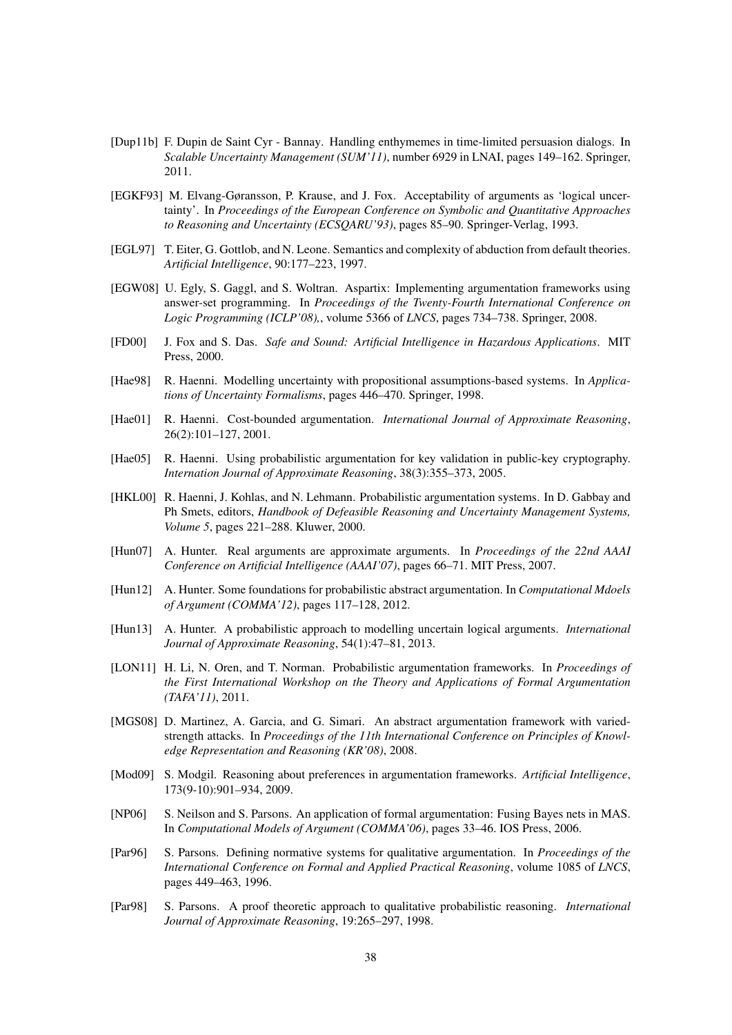[Dup11b] F. Dupin de Saint Cyr - Bannay. Handling enthymemes in time-limited persuasion dialogs. In *Scalable Uncertainty Management (SUM'11)*, number 6929 in LNAI, pages 149–162. Springer, 2011.

[EGKF93] M. Elvang-Gøransson, P. Krause, and J. Fox. Acceptability of arguments as 'logical uncertainty'. In *Proceedings of the European Conference on Symbolic and Quantitative Approaches to Reasoning and Uncertainty (ECSQARU'93)*, pages 85–90. Springer-Verlag, 1993.

[EGL97] T. Eiter, G. Gottlob, and N. Leone. Semantics and complexity of abduction from default theories. *Artificial Intelligence*, 90:177–223, 1997.

[EGW08] U. Egly, S. Gaggl, and S. Woltran. Aspartix: Implementing argumentation frameworks using answer-set programming. In *Proceedings of the Twenty-Fourth International Conference on Logic Programming (ICLP'08),*, volume 5366 of *LNCS*, pages 734–738. Springer, 2008.

[FD00] J. Fox and S. Das. *Safe and Sound: Artificial Intelligence in Hazardous Applications*. MIT Press, 2000.

[Hae98] R. Haenni. Modelling uncertainty with propositional assumptions-based systems. In *Applications of Uncertainty Formalisms*, pages 446–470. Springer, 1998.

[Hae01] R. Haenni. Cost-bounded argumentation. *International Journal of Approximate Reasoning*, 26(2):101–127, 2001.

[Hae05] R. Haenni. Using probabilistic argumentation for key validation in public-key cryptography. *Internation Journal of Approximate Reasoning*, 38(3):355–373, 2005.

[HKL00] R. Haenni, J. Kohlas, and N. Lehmann. Probabilistic argumentation systems. In D. Gabbay and Ph Smets, editors, *Handbook of Defeasible Reasoning and Uncertainty Management Systems, Volume 5*, pages 221–288. Kluwer, 2000.

[Hun07] A. Hunter. Real arguments are approximate arguments. In *Proceedings of the 22nd AAAI Conference on Artificial Intelligence (AAAI'07)*, pages 66–71. MIT Press, 2007.

[Hun12] A. Hunter. Some foundations for probabilistic abstract argumentation. In *Computational Mdoels of Argument (COMMA'12)*, pages 117–128, 2012.

[Hun13] A. Hunter. A probabilistic approach to modelling uncertain logical arguments. *International Journal of Approximate Reasoning*, 54(1):47–81, 2013.

[LON11] H. Li, N. Oren, and T. Norman. Probabilistic argumentation frameworks. In *Proceedings of the First International Workshop on the Theory and Applications of Formal Argumentation (TAFA'11)*, 2011.

[MGS08] D. Martinez, A. Garcia, and G. Simari. An abstract argumentation framework with varied-strength attacks. In *Proceedings of the 11th International Conference on Principles of Knowledge Representation and Reasoning (KR'08)*, 2008.

[Mod09] S. Modgil. Reasoning about preferences in argumentation frameworks. *Artificial Intelligence*, 173(9-10):901–934, 2009.

[NP06] S. Neilson and S. Parsons. An application of formal argumentation: Fusing Bayes nets in MAS. In *Computational Models of Argument (COMMA'06)*, pages 33–46. IOS Press, 2006.

[Par96] S. Parsons. Defining normative systems for qualitative argumentation. In *Proceedings of the International Conference on Formal and Applied Practical Reasoning*, volume 1085 of *LNCS*, pages 449–463, 1996.

[Par98] S. Parsons. A proof theoretic approach to qualitative probabilistic reasoning. *International Journal of Approximate Reasoning*, 19:265–297, 1998.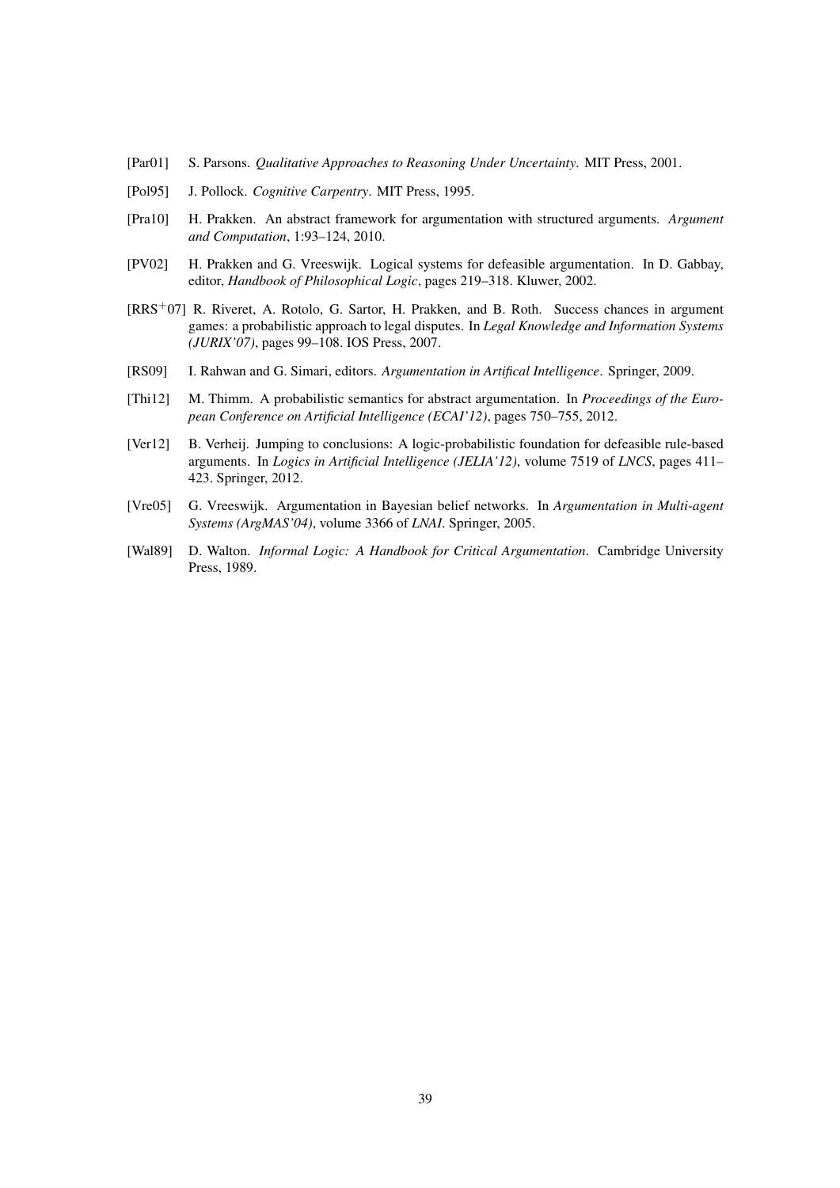[Par01] S. Parsons. *Qualitative Approaches to Reasoning Under Uncertainty*. MIT Press, 2001.

[Pol95] J. Pollock. *Cognitive Carpentry*. MIT Press, 1995.

[Pra10] H. Prakken. An abstract framework for argumentation with structured arguments. *Argument and Computation*, 1:93–124, 2010.

[PV02] H. Prakken and G. Vreeswijk. Logical systems for defeasible argumentation. In D. Gabbay, editor, *Handbook of Philosophical Logic*, pages 219–318. Kluwer, 2002.

[RRS$^{+}$07] R. Riveret, A. Rotolo, G. Sartor, H. Prakken, and B. Roth. Success chances in argument games: a probabilistic approach to legal disputes. In *Legal Knowledge and Information Systems (JURIX'07)*, pages 99–108. IOS Press, 2007.

[RS09] I. Rahwan and G. Simari, editors. *Argumentation in Artifical Intelligence*. Springer, 2009.

[Thi12] M. Thimm. A probabilistic semantics for abstract argumentation. In *Proceedings of the European Conference on Artificial Intelligence (ECAI'12)*, pages 750–755, 2012.

[Ver12] B. Verheij. Jumping to conclusions: A logic-probabilistic foundation for defeasible rule-based arguments. In *Logics in Artificial Intelligence (JELIA'12)*, volume 7519 of *LNCS*, pages 411–423. Springer, 2012.

[Vre05] G. Vreeswijk. Argumentation in Bayesian belief networks. In *Argumentation in Multi-agent Systems (ArgMAS'04)*, volume 3366 of *LNAI*. Springer, 2005.

[Wal89] D. Walton. *Informal Logic: A Handbook for Critical Argumentation*. Cambridge University Press, 1989.